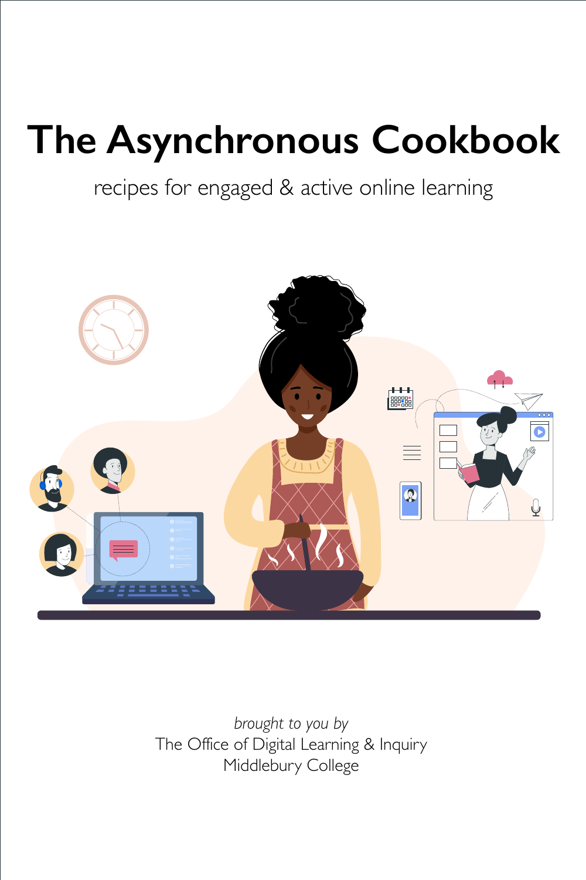# The Asynchronous Cookbook

recipes for engaged & active online learning

*brought to you by*
The Office of Digital Learning & Inquiry
Middlebury College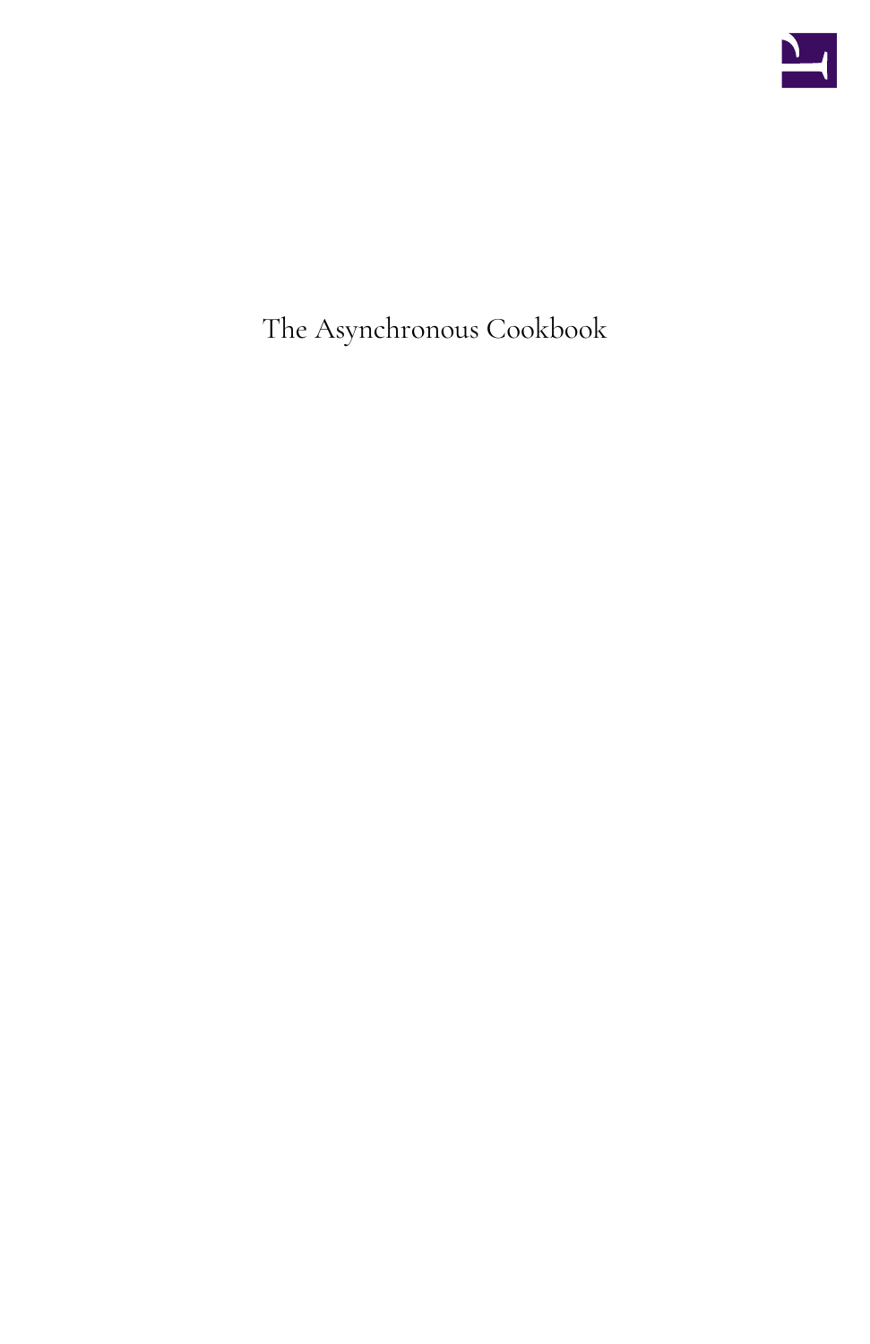# The Asynchronous Cookbook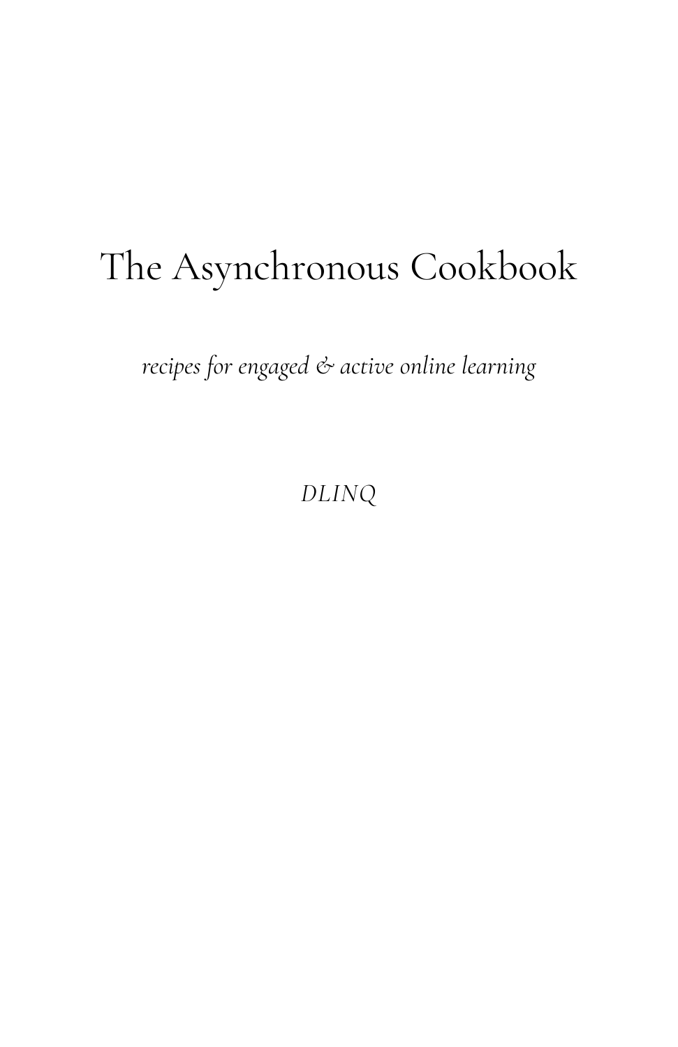# The Asynchronous Cookbook

*recipes for engaged & active online learning*

*DLINQ*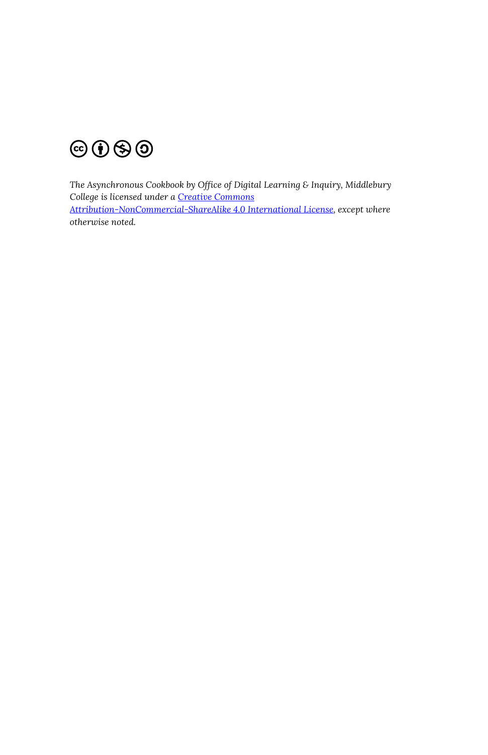*The Asynchronous Cookbook by Office of Digital Learning & Inquiry, Middlebury College is licensed under a [Creative Commons Attribution-NonCommercial-ShareAlike 4.0 International License](), except where otherwise noted.*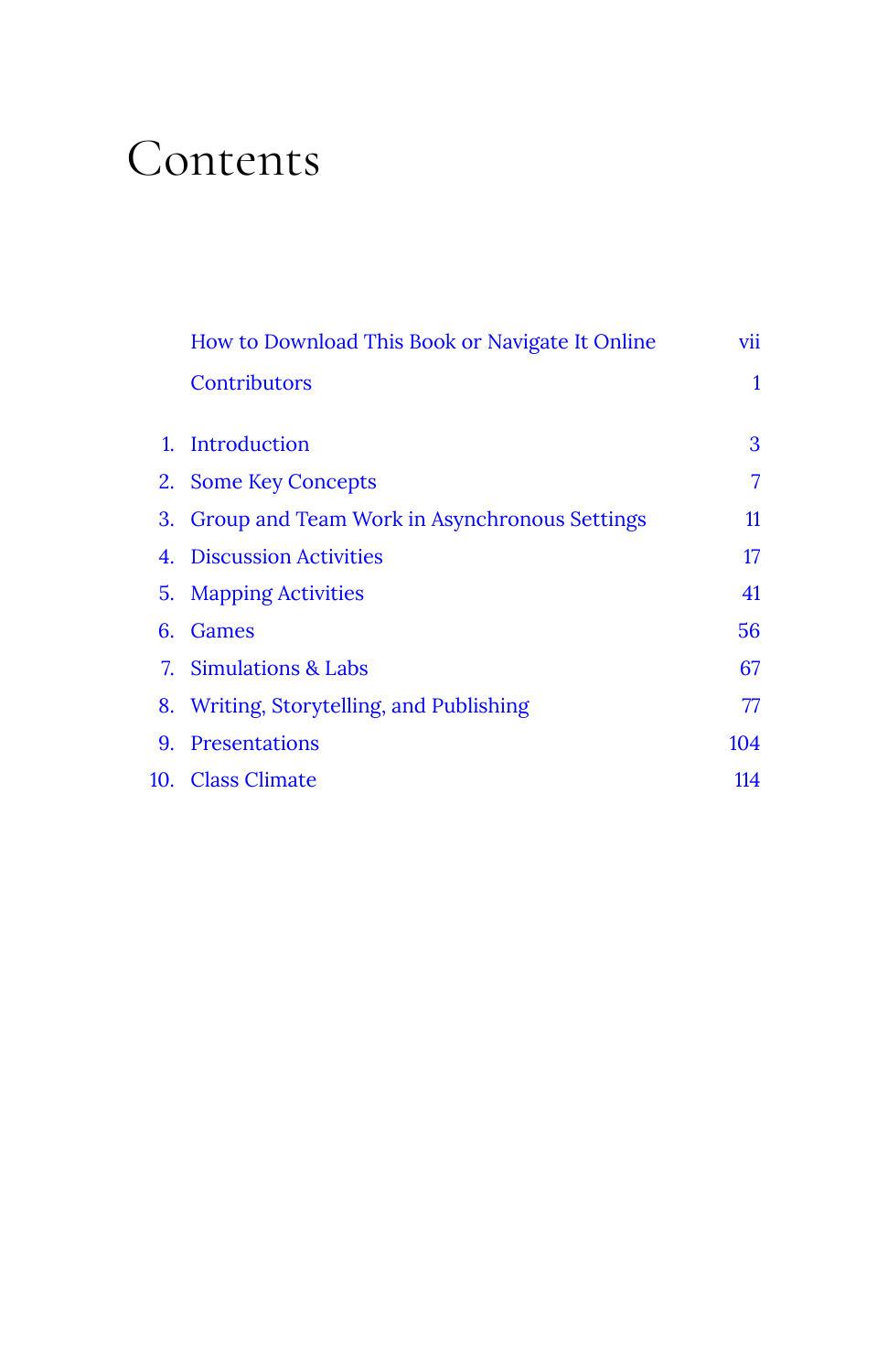# Contents

| | | |
|---|---|---|
| | How to Download This Book or Navigate It Online | vii |
| | Contributors | 1 |
| 1. | Introduction | 3 |
| 2. | Some Key Concepts | 7 |
| 3. | Group and Team Work in Asynchronous Settings | 11 |
| 4. | Discussion Activities | 17 |
| 5. | Mapping Activities | 41 |
| 6. | Games | 56 |
| 7. | Simulations & Labs | 67 |
| 8. | Writing, Storytelling, and Publishing | 77 |
| 9. | Presentations | 104 |
| 10. | Class Climate | 114 |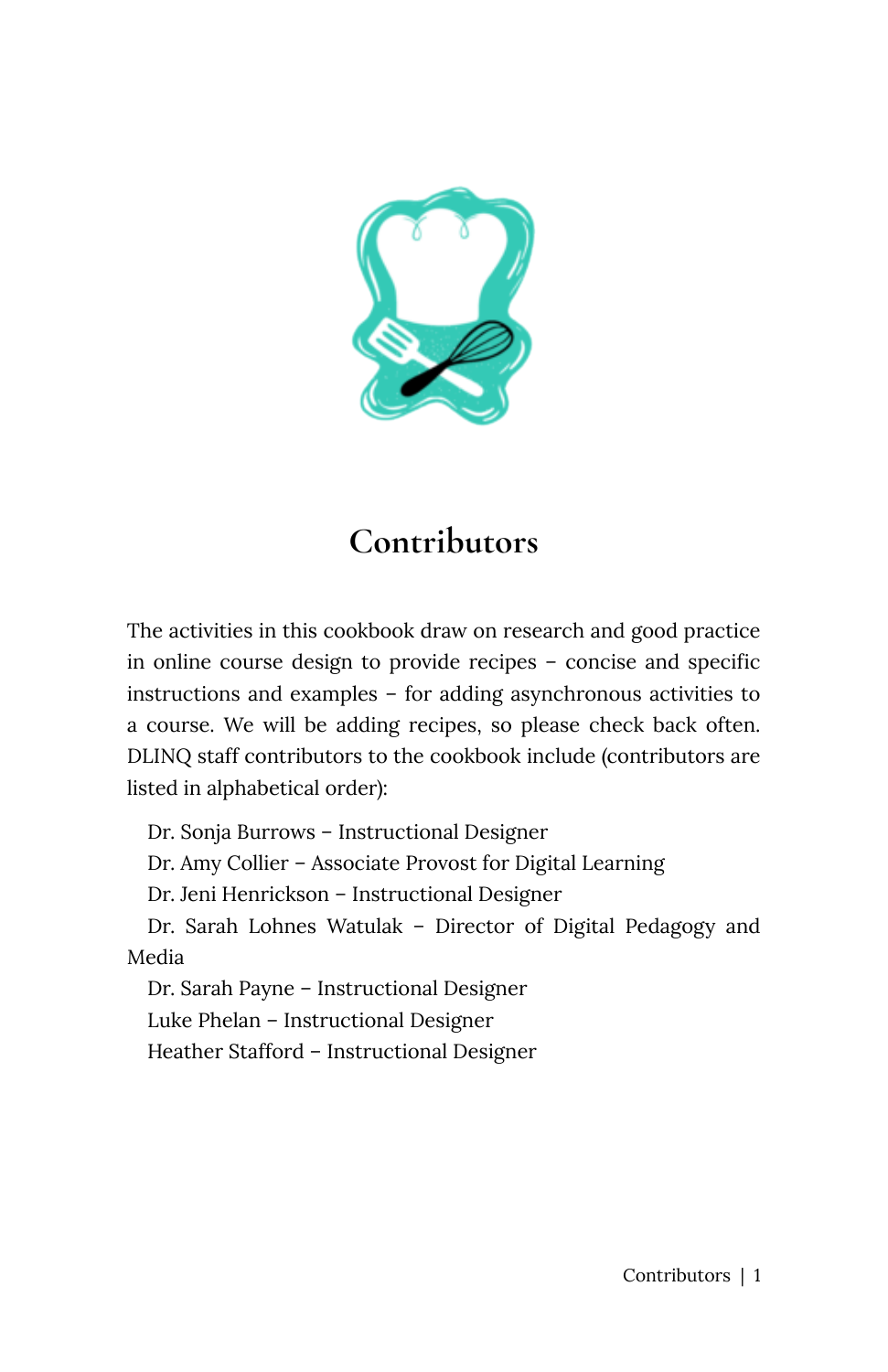# Contributors

The activities in this cookbook draw on research and good practice in online course design to provide recipes – concise and specific instructions and examples – for adding asynchronous activities to a course. We will be adding recipes, so please check back often. DLINQ staff contributors to the cookbook include (contributors are listed in alphabetical order):

Dr. Sonja Burrows – Instructional Designer
Dr. Amy Collier – Associate Provost for Digital Learning
Dr. Jeni Henrickson – Instructional Designer
Dr. Sarah Lohnes Watulak – Director of Digital Pedagogy and Media
Dr. Sarah Payne – Instructional Designer
Luke Phelan – Instructional Designer
Heather Stafford – Instructional Designer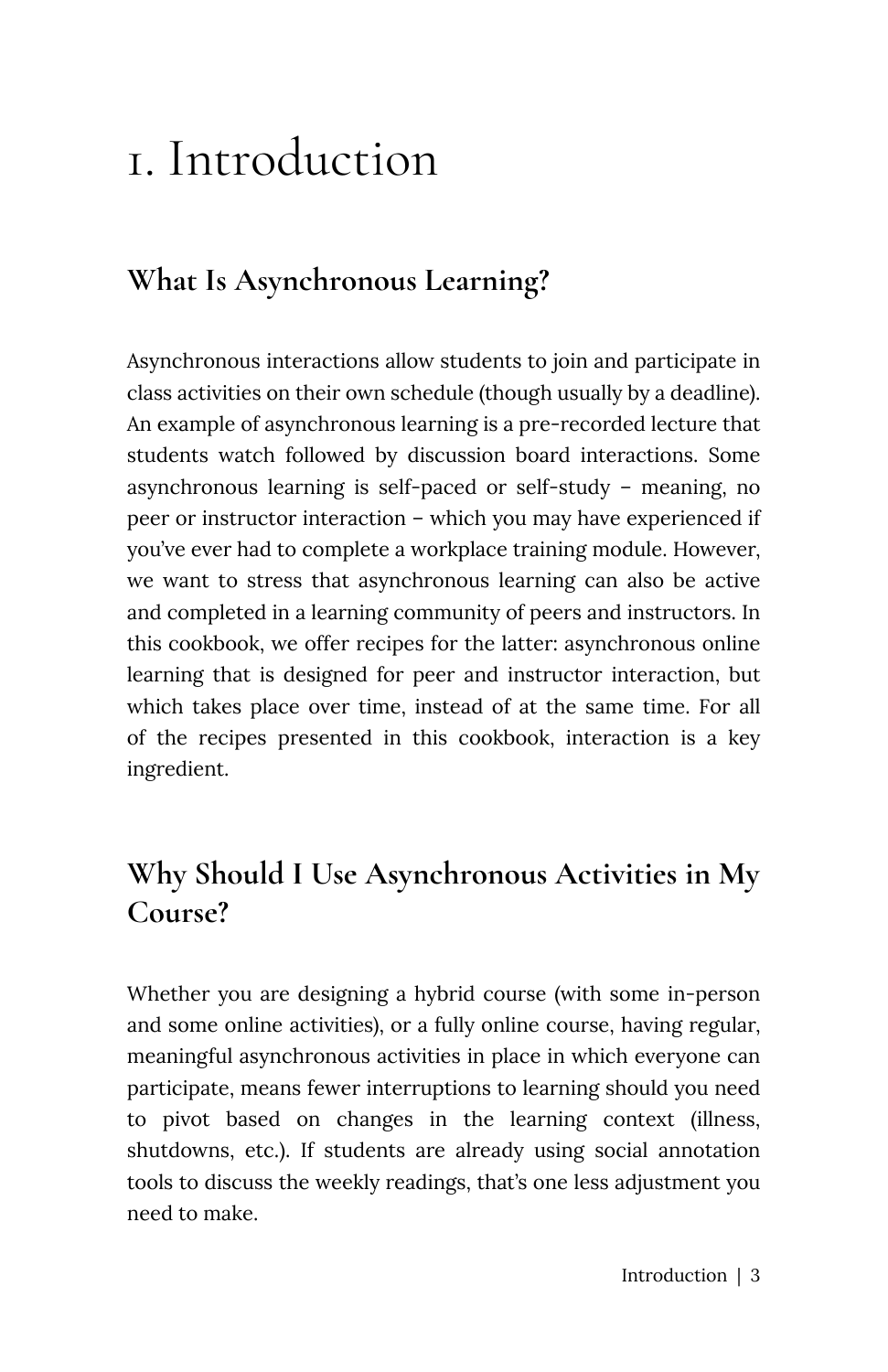# 1. Introduction

## What Is Asynchronous Learning?

Asynchronous interactions allow students to join and participate in class activities on their own schedule (though usually by a deadline). An example of asynchronous learning is a pre-recorded lecture that students watch followed by discussion board interactions. Some asynchronous learning is self-paced or self-study – meaning, no peer or instructor interaction – which you may have experienced if you've ever had to complete a workplace training module. However, we want to stress that asynchronous learning can also be active and completed in a learning community of peers and instructors. In this cookbook, we offer recipes for the latter: asynchronous online learning that is designed for peer and instructor interaction, but which takes place over time, instead of at the same time. For all of the recipes presented in this cookbook, interaction is a key ingredient.

## Why Should I Use Asynchronous Activities in My Course?

Whether you are designing a hybrid course (with some in-person and some online activities), or a fully online course, having regular, meaningful asynchronous activities in place in which everyone can participate, means fewer interruptions to learning should you need to pivot based on changes in the learning context (illness, shutdowns, etc.). If students are already using social annotation tools to discuss the weekly readings, that's one less adjustment you need to make.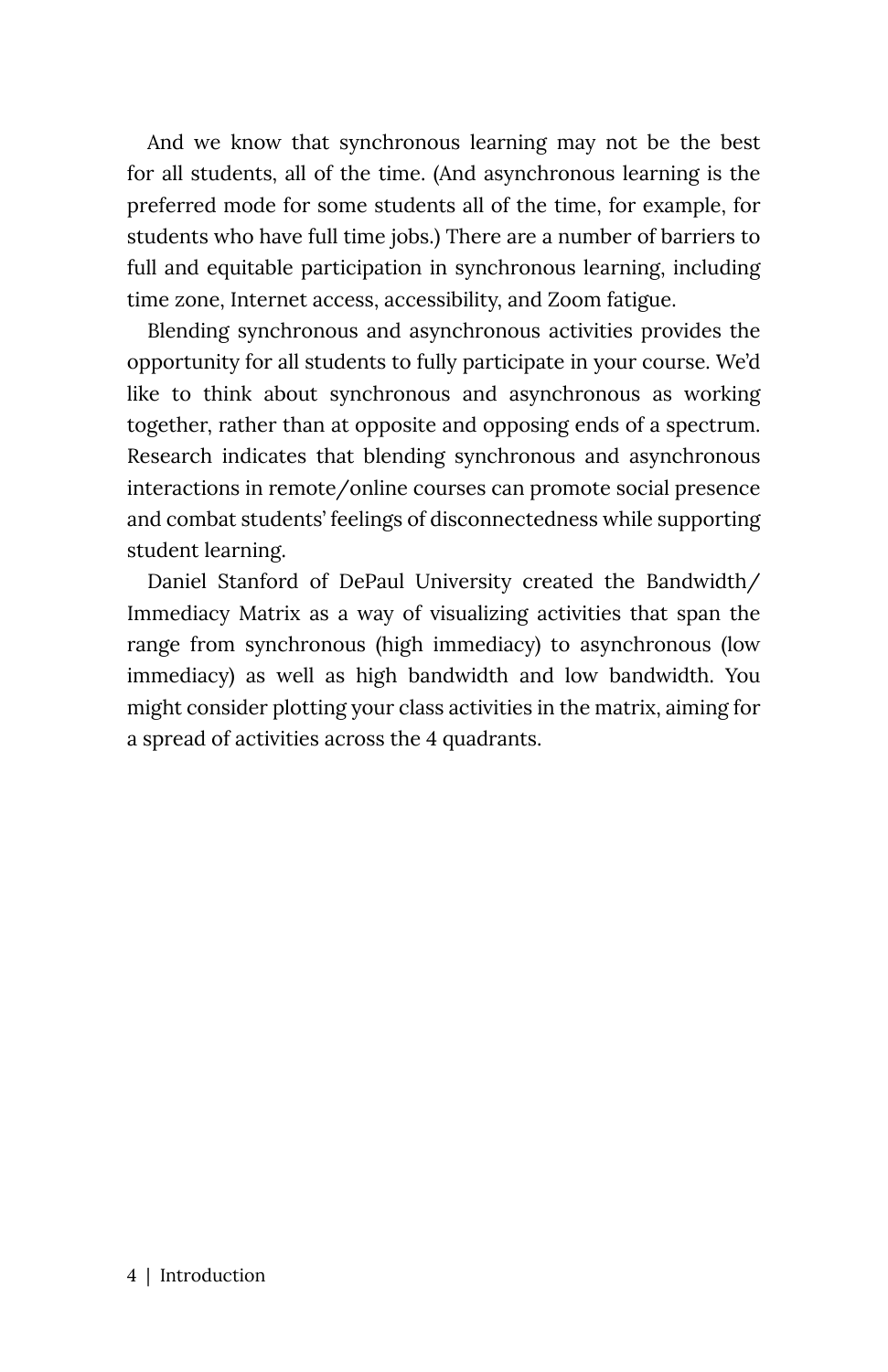And we know that synchronous learning may not be the best for all students, all of the time. (And asynchronous learning is the preferred mode for some students all of the time, for example, for students who have full time jobs.) There are a number of barriers to full and equitable participation in synchronous learning, including time zone, Internet access, accessibility, and Zoom fatigue.

Blending synchronous and asynchronous activities provides the opportunity for all students to fully participate in your course. We'd like to think about synchronous and asynchronous as working together, rather than at opposite and opposing ends of a spectrum. Research indicates that blending synchronous and asynchronous interactions in remote/online courses can promote social presence and combat students' feelings of disconnectedness while supporting student learning.

Daniel Stanford of DePaul University created the Bandwidth/ Immediacy Matrix as a way of visualizing activities that span the range from synchronous (high immediacy) to asynchronous (low immediacy) as well as high bandwidth and low bandwidth. You might consider plotting your class activities in the matrix, aiming for a spread of activities across the 4 quadrants.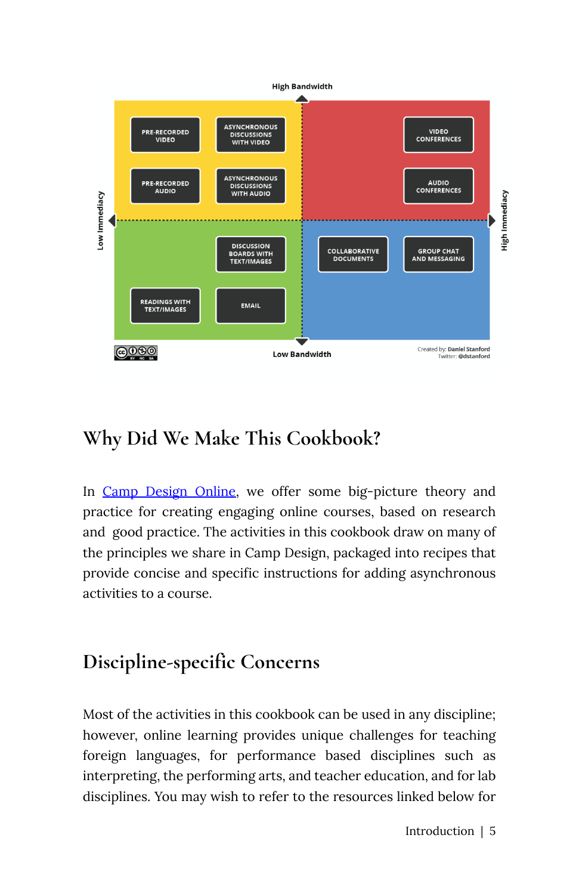## Why Did We Make This Cookbook?

In Camp Design Online, we offer some big-picture theory and practice for creating engaging online courses, based on research and good practice. The activities in this cookbook draw on many of the principles we share in Camp Design, packaged into recipes that provide concise and specific instructions for adding asynchronous activities to a course.

## Discipline-specific Concerns

Most of the activities in this cookbook can be used in any discipline; however, online learning provides unique challenges for teaching foreign languages, for performance based disciplines such as interpreting, the performing arts, and teacher education, and for lab disciplines. You may wish to refer to the resources linked below for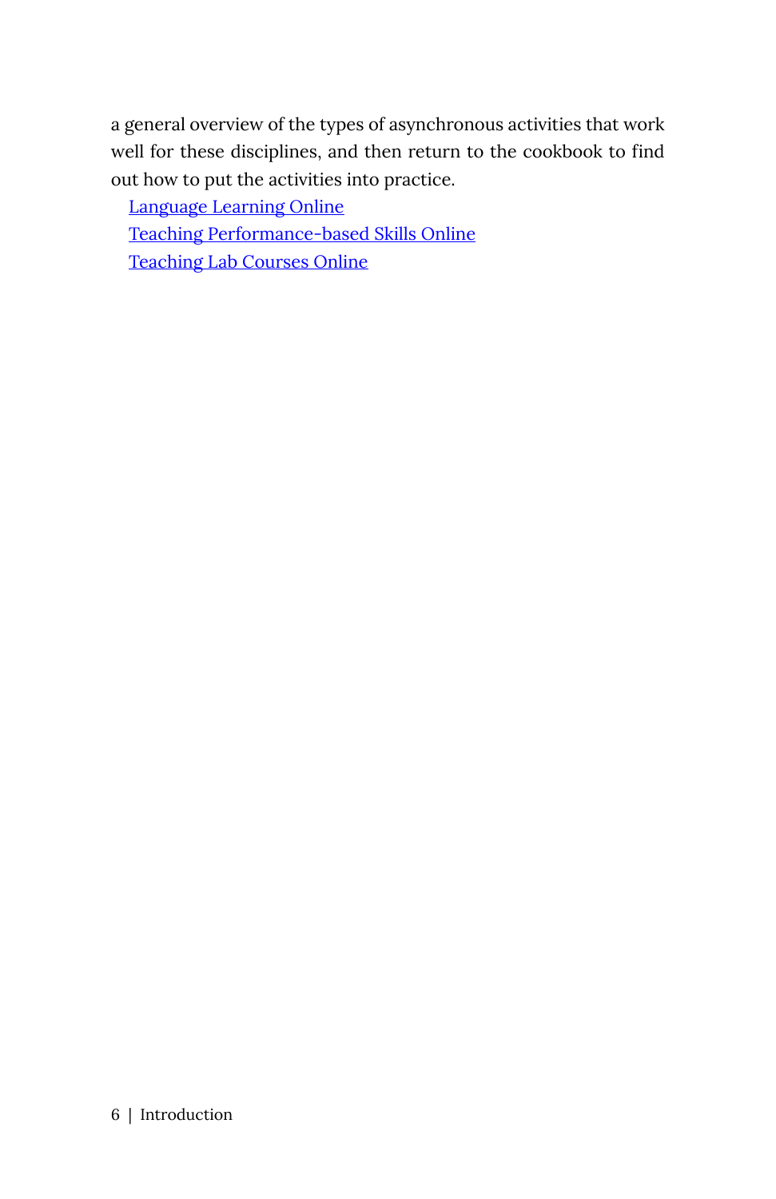a general overview of the types of asynchronous activities that work well for these disciplines, and then return to the cookbook to find out how to put the activities into practice.

- Language Learning Online
- Teaching Performance-based Skills Online
- Teaching Lab Courses Online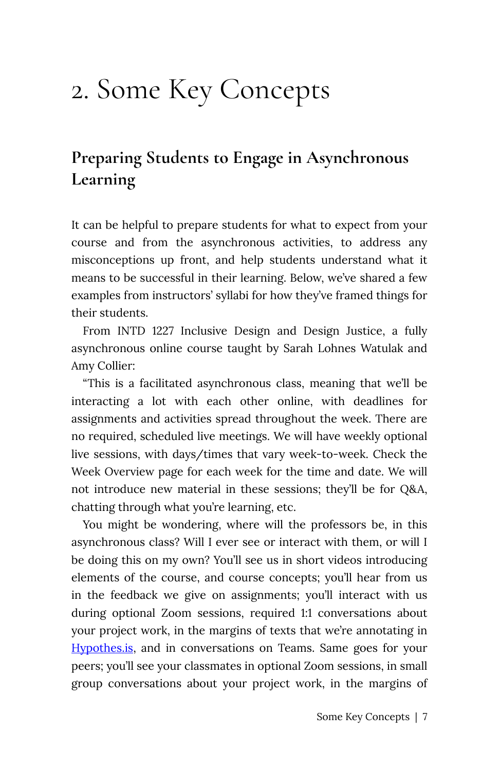# 2. Some Key Concepts

## Preparing Students to Engage in Asynchronous Learning

It can be helpful to prepare students for what to expect from your course and from the asynchronous activities, to address any misconceptions up front, and help students understand what it means to be successful in their learning. Below, we've shared a few examples from instructors' syllabi for how they've framed things for their students.

From INTD 1227 Inclusive Design and Design Justice, a fully asynchronous online course taught by Sarah Lohnes Watulak and Amy Collier:

"This is a facilitated asynchronous class, meaning that we'll be interacting a lot with each other online, with deadlines for assignments and activities spread throughout the week. There are no required, scheduled live meetings. We will have weekly optional live sessions, with days/times that vary week-to-week. Check the Week Overview page for each week for the time and date. We will not introduce new material in these sessions; they'll be for Q&A, chatting through what you're learning, etc.

You might be wondering, where will the professors be, in this asynchronous class? Will I ever see or interact with them, or will I be doing this on my own? You'll see us in short videos introducing elements of the course, and course concepts; you'll hear from us in the feedback we give on assignments; you'll interact with us during optional Zoom sessions, required 1:1 conversations about your project work, in the margins of texts that we're annotating in Hypothes.is, and in conversations on Teams. Same goes for your peers; you'll see your classmates in optional Zoom sessions, in small group conversations about your project work, in the margins of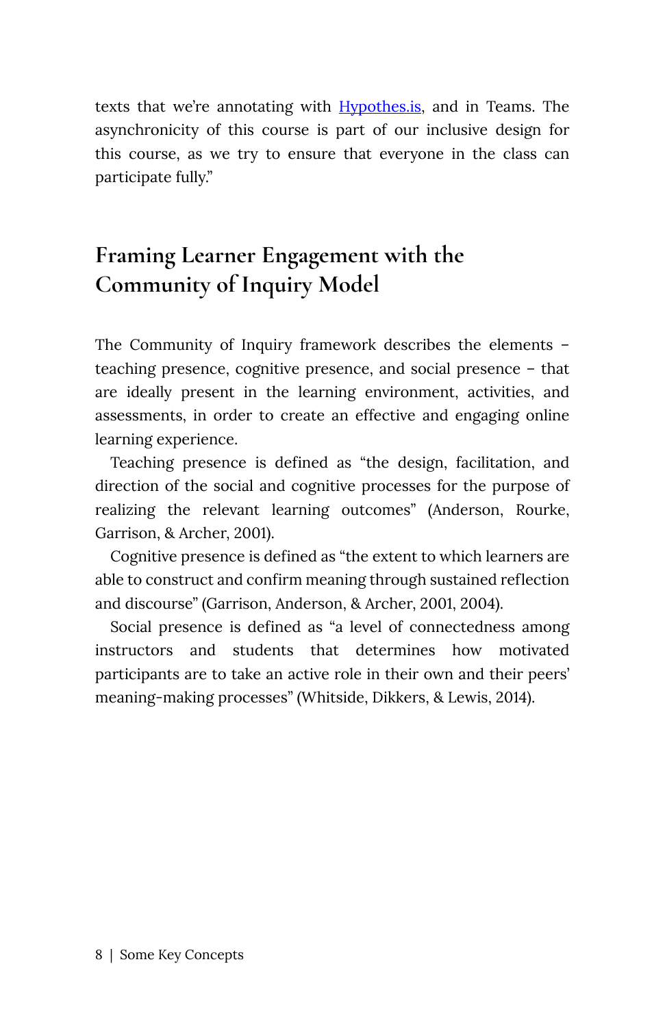texts that we're annotating with [Hypothes.is](https://web.hypothes.is/), and in Teams. The asynchronicity of this course is part of our inclusive design for this course, as we try to ensure that everyone in the class can participate fully."

## Framing Learner Engagement with the Community of Inquiry Model

The Community of Inquiry framework describes the elements – teaching presence, cognitive presence, and social presence – that are ideally present in the learning environment, activities, and assessments, in order to create an effective and engaging online learning experience.

Teaching presence is defined as "the design, facilitation, and direction of the social and cognitive processes for the purpose of realizing the relevant learning outcomes" (Anderson, Rourke, Garrison, & Archer, 2001).

Cognitive presence is defined as "the extent to which learners are able to construct and confirm meaning through sustained reflection and discourse" (Garrison, Anderson, & Archer, 2001, 2004).

Social presence is defined as "a level of connectedness among instructors and students that determines how motivated participants are to take an active role in their own and their peers' meaning-making processes" (Whitside, Dikkers, & Lewis, 2014).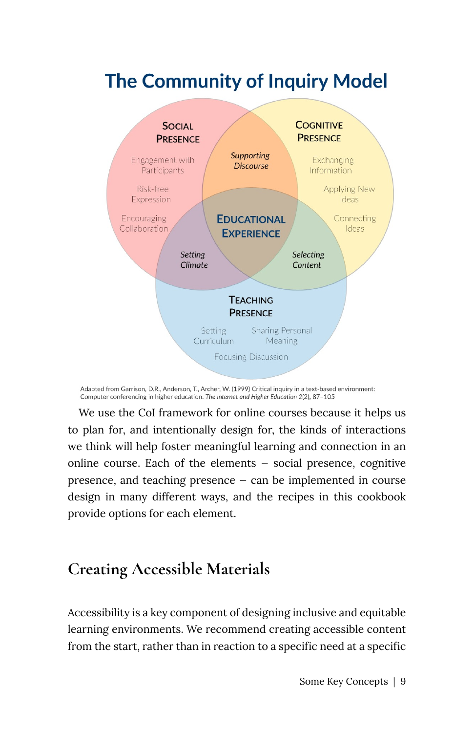## The Community of Inquiry Model

SOCIAL PRESENCE

Engagement with Participants

Risk-free Expression

Encouraging Collaboration

*Supporting Discourse*

COGNITIVE PRESENCE

Exchanging Information

Applying New Ideas

Connecting Ideas

EDUCATIONAL EXPERIENCE

*Setting Climate*

*Selecting Content*

TEACHING PRESENCE

Setting Curriculum

Sharing Personal Meaning

Focusing Discussion

Adapted from Garrison, D.R., Anderson, T., Archer, W. (1999) Critical inquiry in a text-based environment: Computer conferencing in higher education. *The Internet and Higher Education* 2(2), 87–105

We use the CoI framework for online courses because it helps us to plan for, and intentionally design for, the kinds of interactions we think will help foster meaningful learning and connection in an online course. Each of the elements – social presence, cognitive presence, and teaching presence – can be implemented in course design in many different ways, and the recipes in this cookbook provide options for each element.

## Creating Accessible Materials

Accessibility is a key component of designing inclusive and equitable learning environments. We recommend creating accessible content from the start, rather than in reaction to a specific need at a specific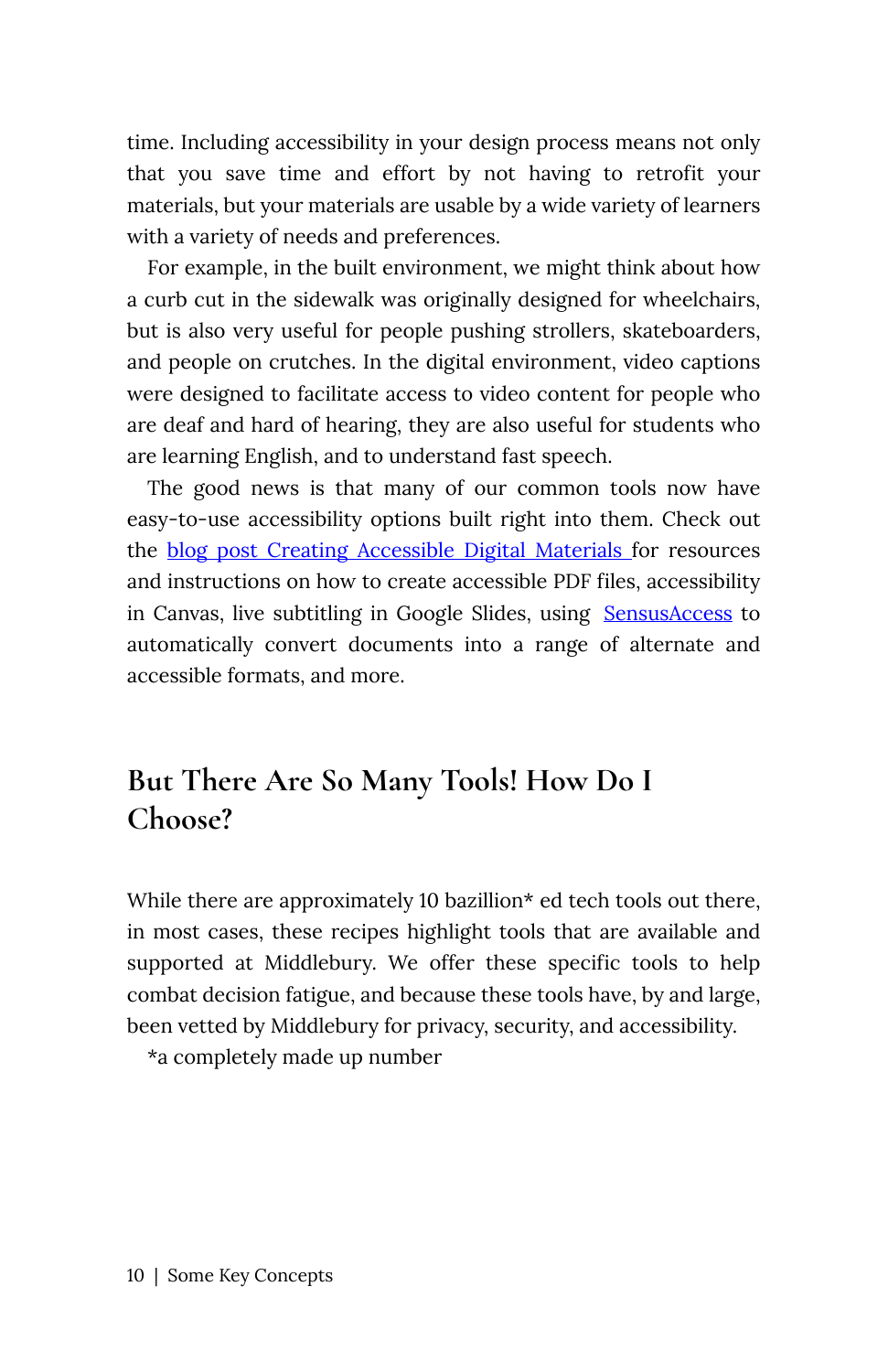time. Including accessibility in your design process means not only that you save time and effort by not having to retrofit your materials, but your materials are usable by a wide variety of learners with a variety of needs and preferences.

For example, in the built environment, we might think about how a curb cut in the sidewalk was originally designed for wheelchairs, but is also very useful for people pushing strollers, skateboarders, and people on crutches. In the digital environment, video captions were designed to facilitate access to video content for people who are deaf and hard of hearing, they are also useful for students who are learning English, and to understand fast speech.

The good news is that many of our common tools now have easy-to-use accessibility options built right into them. Check out the blog post Creating Accessible Digital Materials for resources and instructions on how to create accessible PDF files, accessibility in Canvas, live subtitling in Google Slides, using SensusAccess to automatically convert documents into a range of alternate and accessible formats, and more.

## But There Are So Many Tools! How Do I Choose?

While there are approximately 10 bazillion* ed tech tools out there, in most cases, these recipes highlight tools that are available and supported at Middlebury. We offer these specific tools to help combat decision fatigue, and because these tools have, by and large, been vetted by Middlebury for privacy, security, and accessibility.

*a completely made up number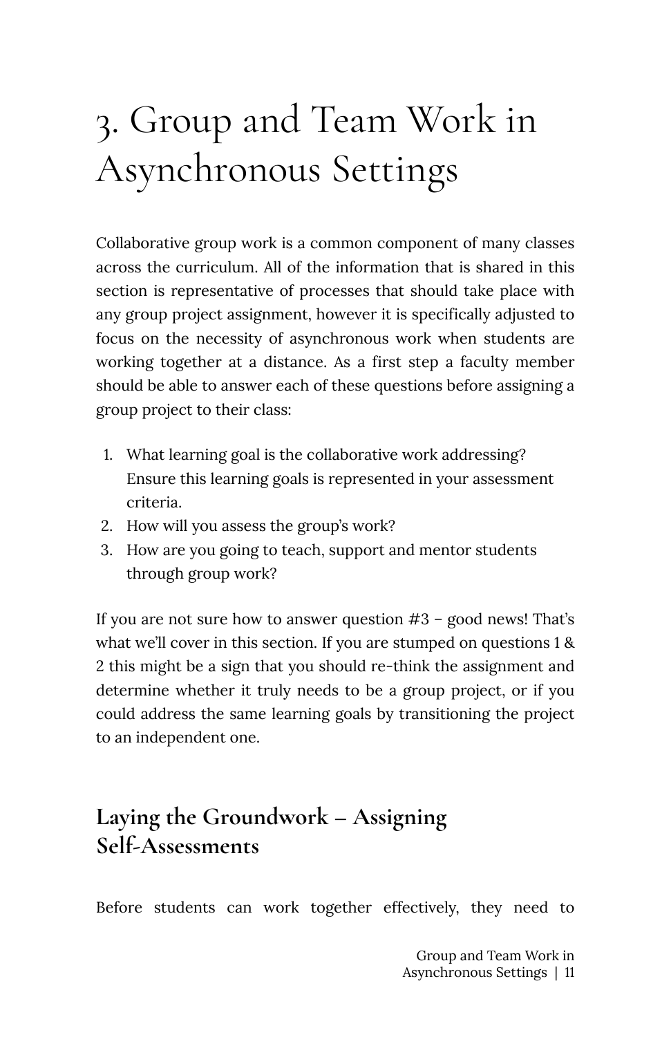# 3. Group and Team Work in Asynchronous Settings

Collaborative group work is a common component of many classes across the curriculum. All of the information that is shared in this section is representative of processes that should take place with any group project assignment, however it is specifically adjusted to focus on the necessity of asynchronous work when students are working together at a distance. As a first step a faculty member should be able to answer each of these questions before assigning a group project to their class:

1. What learning goal is the collaborative work addressing? Ensure this learning goals is represented in your assessment criteria.
2. How will you assess the group's work?
3. How are you going to teach, support and mentor students through group work?

If you are not sure how to answer question #3 – good news! That's what we'll cover in this section. If you are stumped on questions 1 & 2 this might be a sign that you should re-think the assignment and determine whether it truly needs to be a group project, or if you could address the same learning goals by transitioning the project to an independent one.

## Laying the Groundwork – Assigning Self-Assessments

Before students can work together effectively, they need to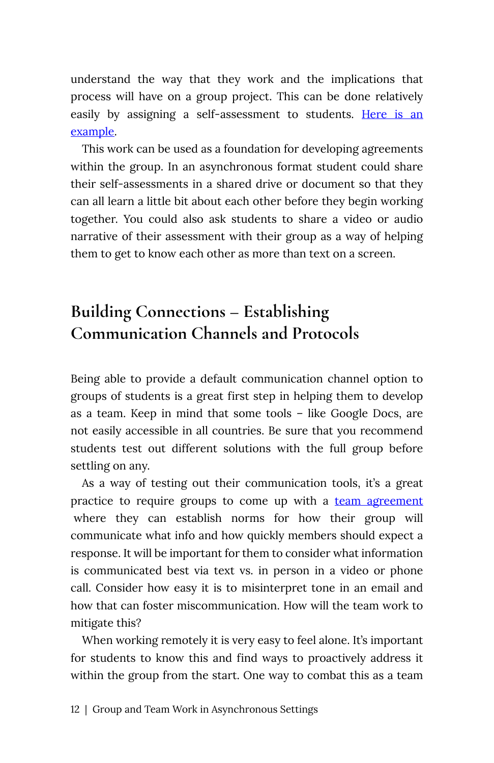understand the way that they work and the implications that process will have on a group project. This can be done relatively easily by assigning a self-assessment to students. Here is an example.

This work can be used as a foundation for developing agreements within the group. In an asynchronous format student could share their self-assessments in a shared drive or document so that they can all learn a little bit about each other before they begin working together. You could also ask students to share a video or audio narrative of their assessment with their group as a way of helping them to get to know each other as more than text on a screen.

## Building Connections – Establishing Communication Channels and Protocols

Being able to provide a default communication channel option to groups of students is a great first step in helping them to develop as a team. Keep in mind that some tools – like Google Docs, are not easily accessible in all countries. Be sure that you recommend students test out different solutions with the full group before settling on any.

As a way of testing out their communication tools, it's a great practice to require groups to come up with a team agreement where they can establish norms for how their group will communicate what info and how quickly members should expect a response. It will be important for them to consider what information is communicated best via text vs. in person in a video or phone call. Consider how easy it is to misinterpret tone in an email and how that can foster miscommunication. How will the team work to mitigate this?

When working remotely it is very easy to feel alone. It's important for students to know this and find ways to proactively address it within the group from the start. One way to combat this as a team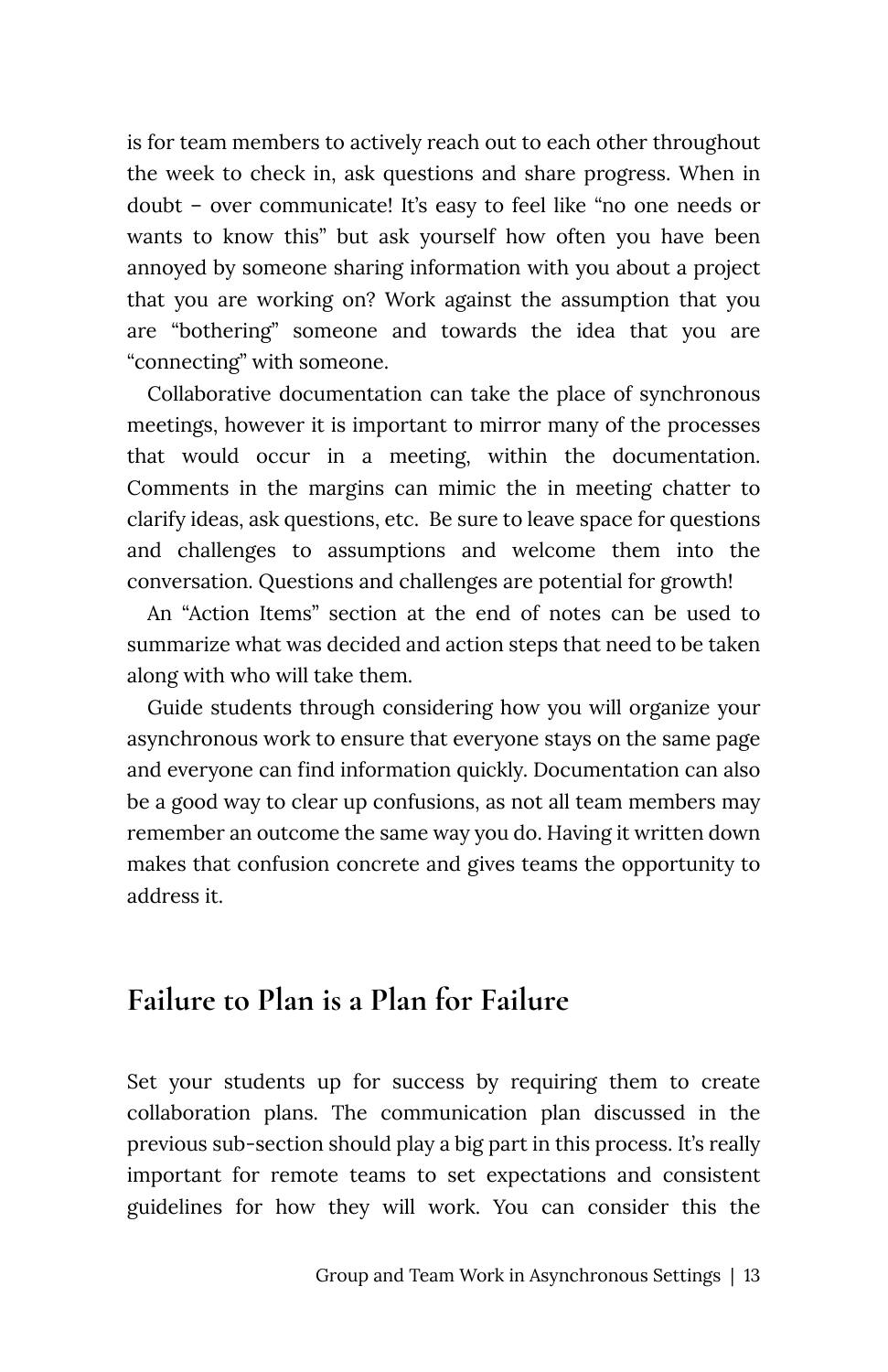is for team members to actively reach out to each other throughout the week to check in, ask questions and share progress. When in doubt – over communicate! It's easy to feel like "no one needs or wants to know this" but ask yourself how often you have been annoyed by someone sharing information with you about a project that you are working on? Work against the assumption that you are "bothering" someone and towards the idea that you are "connecting" with someone.

Collaborative documentation can take the place of synchronous meetings, however it is important to mirror many of the processes that would occur in a meeting, within the documentation. Comments in the margins can mimic the in meeting chatter to clarify ideas, ask questions, etc. Be sure to leave space for questions and challenges to assumptions and welcome them into the conversation. Questions and challenges are potential for growth!

An "Action Items" section at the end of notes can be used to summarize what was decided and action steps that need to be taken along with who will take them.

Guide students through considering how you will organize your asynchronous work to ensure that everyone stays on the same page and everyone can find information quickly. Documentation can also be a good way to clear up confusions, as not all team members may remember an outcome the same way you do. Having it written down makes that confusion concrete and gives teams the opportunity to address it.

## Failure to Plan is a Plan for Failure

Set your students up for success by requiring them to create collaboration plans. The communication plan discussed in the previous sub-section should play a big part in this process. It's really important for remote teams to set expectations and consistent guidelines for how they will work. You can consider this the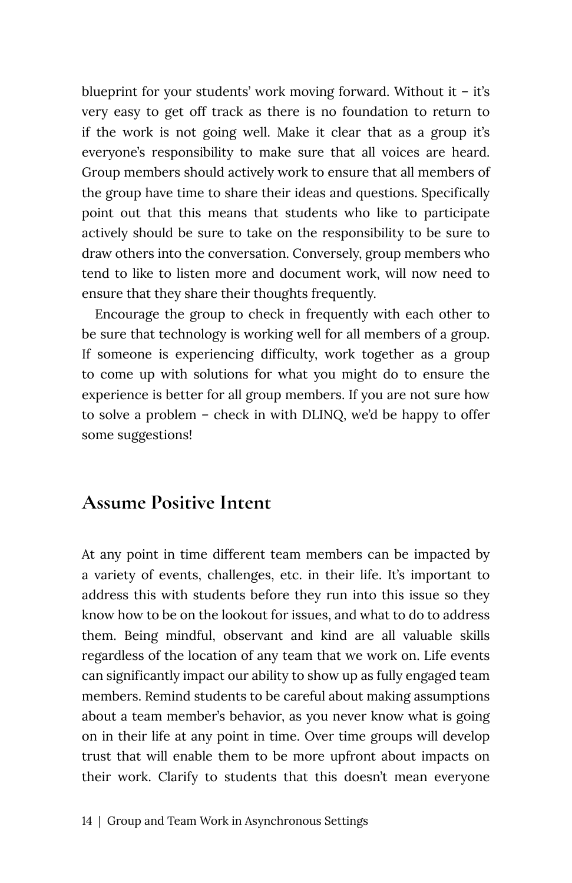blueprint for your students' work moving forward. Without it – it's very easy to get off track as there is no foundation to return to if the work is not going well. Make it clear that as a group it's everyone's responsibility to make sure that all voices are heard. Group members should actively work to ensure that all members of the group have time to share their ideas and questions. Specifically point out that this means that students who like to participate actively should be sure to take on the responsibility to be sure to draw others into the conversation. Conversely, group members who tend to like to listen more and document work, will now need to ensure that they share their thoughts frequently.

Encourage the group to check in frequently with each other to be sure that technology is working well for all members of a group. If someone is experiencing difficulty, work together as a group to come up with solutions for what you might do to ensure the experience is better for all group members. If you are not sure how to solve a problem – check in with DLINQ, we'd be happy to offer some suggestions!

## Assume Positive Intent

At any point in time different team members can be impacted by a variety of events, challenges, etc. in their life. It's important to address this with students before they run into this issue so they know how to be on the lookout for issues, and what to do to address them. Being mindful, observant and kind are all valuable skills regardless of the location of any team that we work on. Life events can significantly impact our ability to show up as fully engaged team members. Remind students to be careful about making assumptions about a team member's behavior, as you never know what is going on in their life at any point in time. Over time groups will develop trust that will enable them to be more upfront about impacts on their work. Clarify to students that this doesn't mean everyone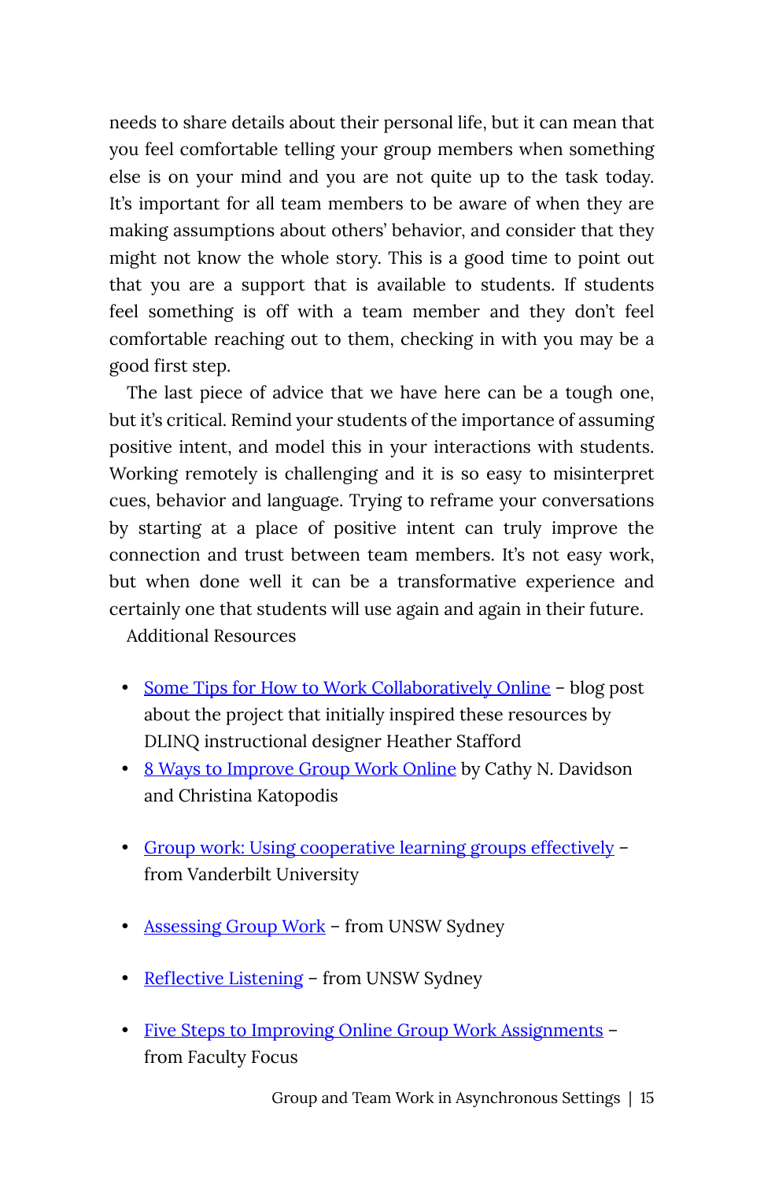needs to share details about their personal life, but it can mean that you feel comfortable telling your group members when something else is on your mind and you are not quite up to the task today. It's important for all team members to be aware of when they are making assumptions about others' behavior, and consider that they might not know the whole story. This is a good time to point out that you are a support that is available to students. If students feel something is off with a team member and they don't feel comfortable reaching out to them, checking in with you may be a good first step.

The last piece of advice that we have here can be a tough one, but it's critical. Remind your students of the importance of assuming positive intent, and model this in your interactions with students. Working remotely is challenging and it is so easy to misinterpret cues, behavior and language. Trying to reframe your conversations by starting at a place of positive intent can truly improve the connection and trust between team members. It's not easy work, but when done well it can be a transformative experience and certainly one that students will use again and again in their future.

Additional Resources

- Some Tips for How to Work Collaboratively Online – blog post about the project that initially inspired these resources by DLINQ instructional designer Heather Stafford
- 8 Ways to Improve Group Work Online by Cathy N. Davidson and Christina Katopodis
- Group work: Using cooperative learning groups effectively – from Vanderbilt University
- Assessing Group Work – from UNSW Sydney
- Reflective Listening – from UNSW Sydney
- Five Steps to Improving Online Group Work Assignments – from Faculty Focus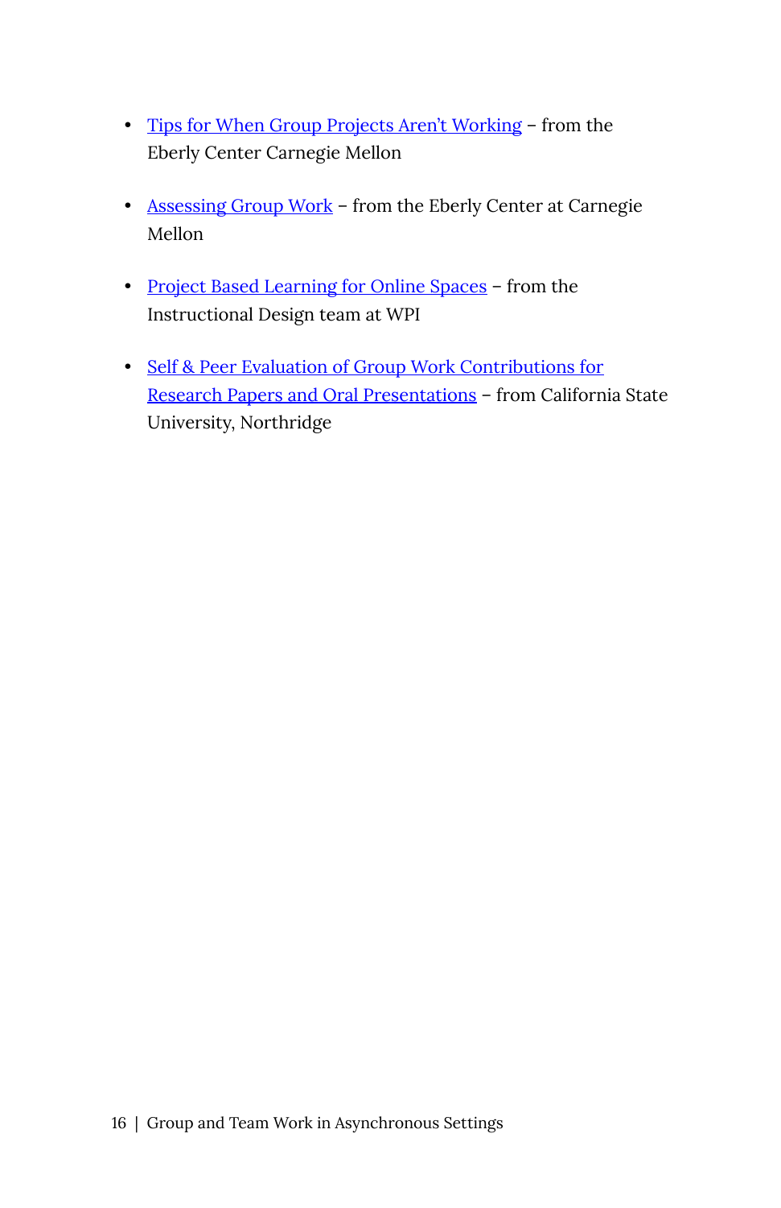- Tips for When Group Projects Aren't Working – from the Eberly Center Carnegie Mellon
- Assessing Group Work – from the Eberly Center at Carnegie Mellon
- Project Based Learning for Online Spaces – from the Instructional Design team at WPI
- Self & Peer Evaluation of Group Work Contributions for Research Papers and Oral Presentations – from California State University, Northridge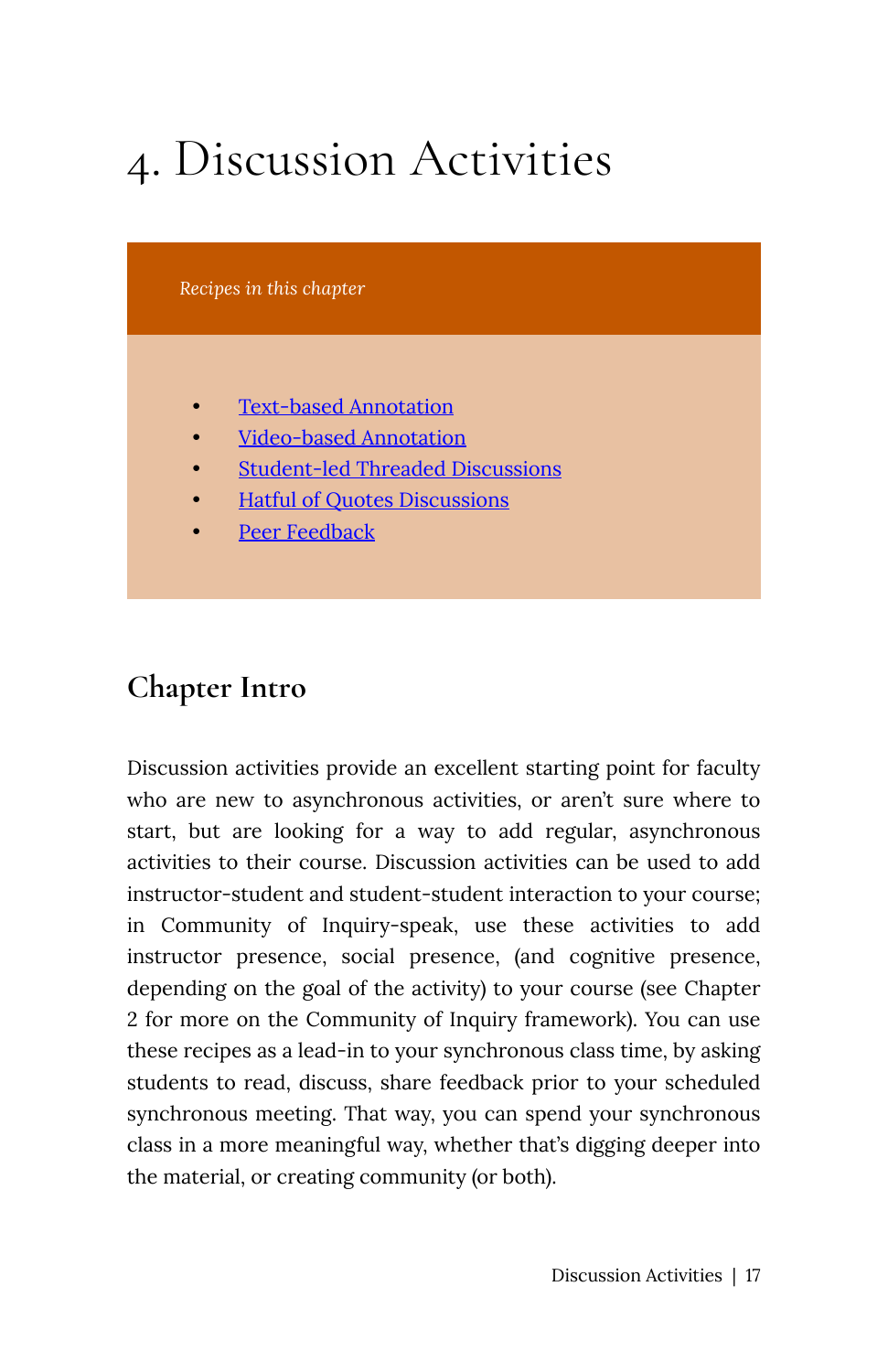# 4. Discussion Activities

*Recipes in this chapter*

- Text-based Annotation
- Video-based Annotation
- Student-led Threaded Discussions
- Hatful of Quotes Discussions
- Peer Feedback

## Chapter Intro

Discussion activities provide an excellent starting point for faculty who are new to asynchronous activities, or aren't sure where to start, but are looking for a way to add regular, asynchronous activities to their course. Discussion activities can be used to add instructor-student and student-student interaction to your course; in Community of Inquiry-speak, use these activities to add instructor presence, social presence, (and cognitive presence, depending on the goal of the activity) to your course (see Chapter 2 for more on the Community of Inquiry framework). You can use these recipes as a lead-in to your synchronous class time, by asking students to read, discuss, share feedback prior to your scheduled synchronous meeting. That way, you can spend your synchronous class in a more meaningful way, whether that's digging deeper into the material, or creating community (or both).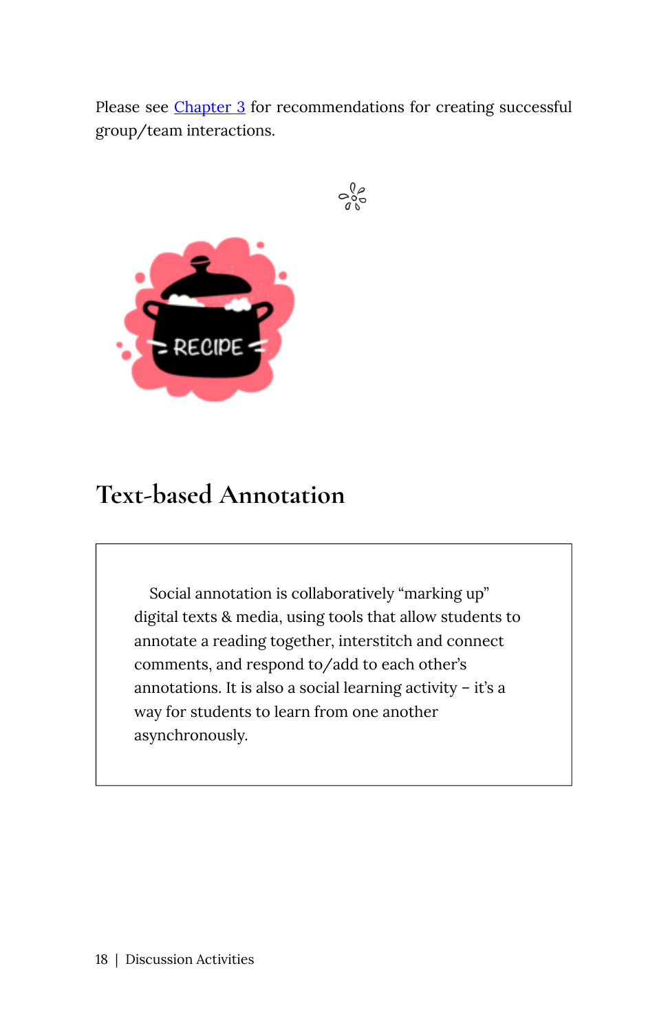Please see [Chapter 3](#) for recommendations for creating successful group/team interactions.

## Text-based Annotation

> Social annotation is collaboratively "marking up" digital texts & media, using tools that allow students to annotate a reading together, interstitch and connect comments, and respond to/add to each other's annotations. It is also a social learning activity – it's a way for students to learn from one another asynchronously.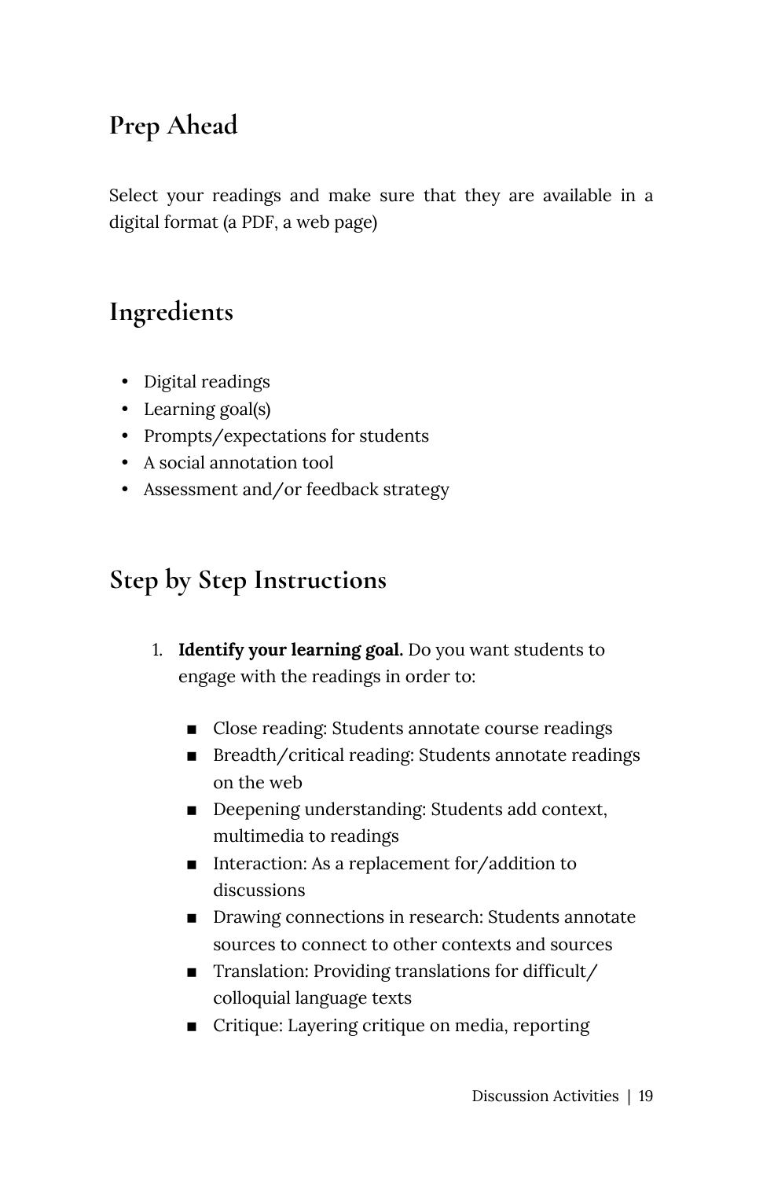## Prep Ahead

Select your readings and make sure that they are available in a digital format (a PDF, a web page)

## Ingredients

- Digital readings
- Learning goal(s)
- Prompts/expectations for students
- A social annotation tool
- Assessment and/or feedback strategy

## Step by Step Instructions

1. **Identify your learning goal.** Do you want students to engage with the readings in order to:
   - Close reading: Students annotate course readings
   - Breadth/critical reading: Students annotate readings on the web
   - Deepening understanding: Students add context, multimedia to readings
   - Interaction: As a replacement for/addition to discussions
   - Drawing connections in research: Students annotate sources to connect to other contexts and sources
   - Translation: Providing translations for difficult/ colloquial language texts
   - Critique: Layering critique on media, reporting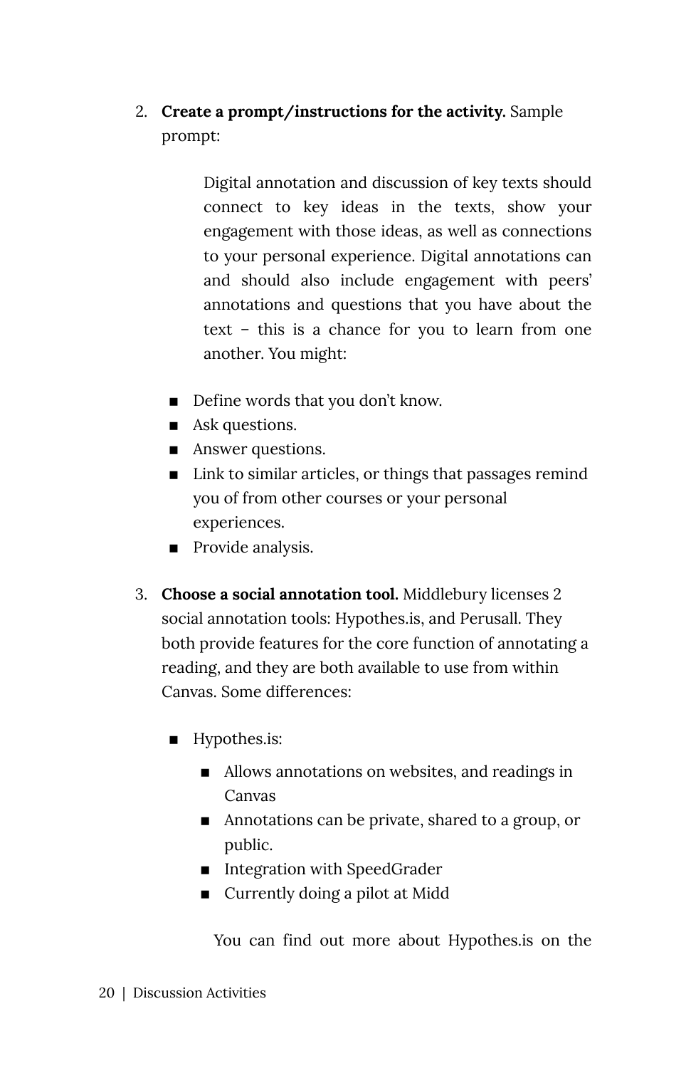2. **Create a prompt/instructions for the activity.** Sample prompt:

   > Digital annotation and discussion of key texts should connect to key ideas in the texts, show your engagement with those ideas, as well as connections to your personal experience. Digital annotations can and should also include engagement with peers' annotations and questions that you have about the text – this is a chance for you to learn from one another. You might:

   - Define words that you don't know.
   - Ask questions.
   - Answer questions.
   - Link to similar articles, or things that passages remind you of from other courses or your personal experiences.
   - Provide analysis.

3. **Choose a social annotation tool.** Middlebury licenses 2 social annotation tools: Hypothes.is, and Perusall. They both provide features for the core function of annotating a reading, and they are both available to use from within Canvas. Some differences:

   - Hypothes.is:
     - Allows annotations on websites, and readings in Canvas
     - Annotations can be private, shared to a group, or public.
     - Integration with SpeedGrader
     - Currently doing a pilot at Midd

     You can find out more about Hypothes.is on the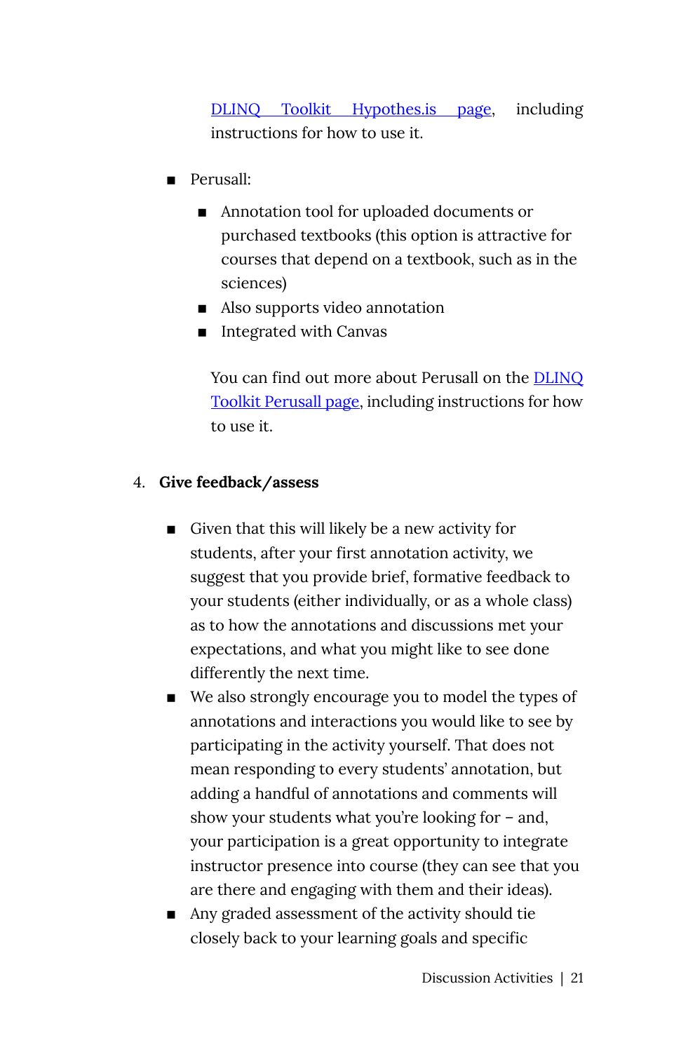[DLINQ Toolkit Hypothes.is page](#), including instructions for how to use it.

- Perusall:
  - Annotation tool for uploaded documents or purchased textbooks (this option is attractive for courses that depend on a textbook, such as in the sciences)
  - Also supports video annotation
  - Integrated with Canvas

  You can find out more about Perusall on the [DLINQ Toolkit Perusall page](#), including instructions for how to use it.

4. **Give feedback/assess**

- Given that this will likely be a new activity for students, after your first annotation activity, we suggest that you provide brief, formative feedback to your students (either individually, or as a whole class) as to how the annotations and discussions met your expectations, and what you might like to see done differently the next time.
- We also strongly encourage you to model the types of annotations and interactions you would like to see by participating in the activity yourself. That does not mean responding to every students' annotation, but adding a handful of annotations and comments will show your students what you're looking for – and, your participation is a great opportunity to integrate instructor presence into course (they can see that you are there and engaging with them and their ideas).
- Any graded assessment of the activity should tie closely back to your learning goals and specific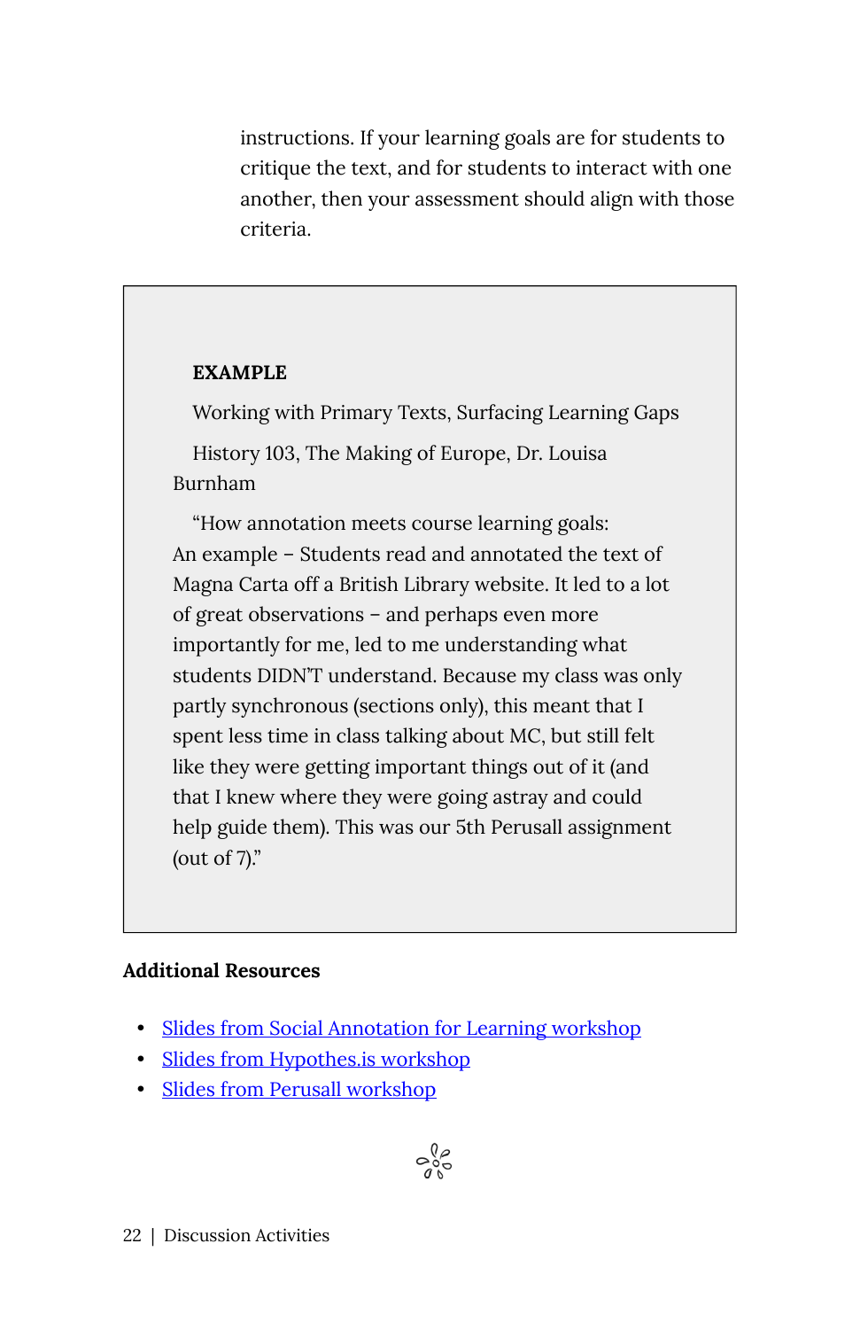instructions. If your learning goals are for students to critique the text, and for students to interact with one another, then your assessment should align with those criteria.

> **EXAMPLE**
>
> Working with Primary Texts, Surfacing Learning Gaps
>
> History 103, The Making of Europe, Dr. Louisa Burnham
>
> "How annotation meets course learning goals: An example – Students read and annotated the text of Magna Carta off a British Library website. It led to a lot of great observations – and perhaps even more importantly for me, led to me understanding what students DIDN'T understand. Because my class was only partly synchronous (sections only), this meant that I spent less time in class talking about MC, but still felt like they were getting important things out of it (and that I knew where they were going astray and could help guide them). This was our 5th Perusall assignment (out of 7)."

**Additional Resources**

- Slides from Social Annotation for Learning workshop
- Slides from Hypothes.is workshop
- Slides from Perusall workshop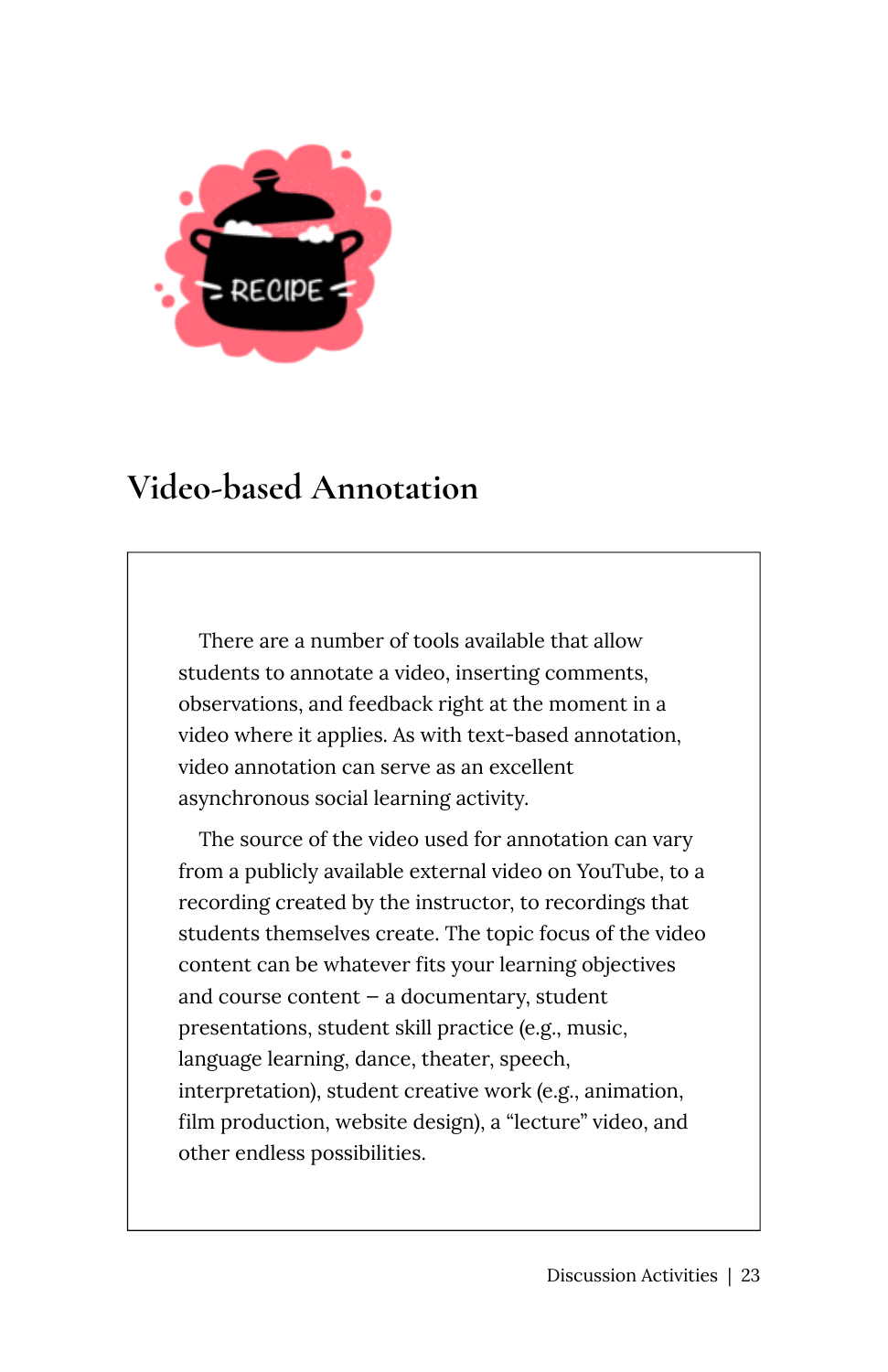## Video-based Annotation

There are a number of tools available that allow students to annotate a video, inserting comments, observations, and feedback right at the moment in a video where it applies. As with text-based annotation, video annotation can serve as an excellent asynchronous social learning activity.

The source of the video used for annotation can vary from a publicly available external video on YouTube, to a recording created by the instructor, to recordings that students themselves create. The topic focus of the video content can be whatever fits your learning objectives and course content – a documentary, student presentations, student skill practice (e.g., music, language learning, dance, theater, speech, interpretation), student creative work (e.g., animation, film production, website design), a "lecture" video, and other endless possibilities.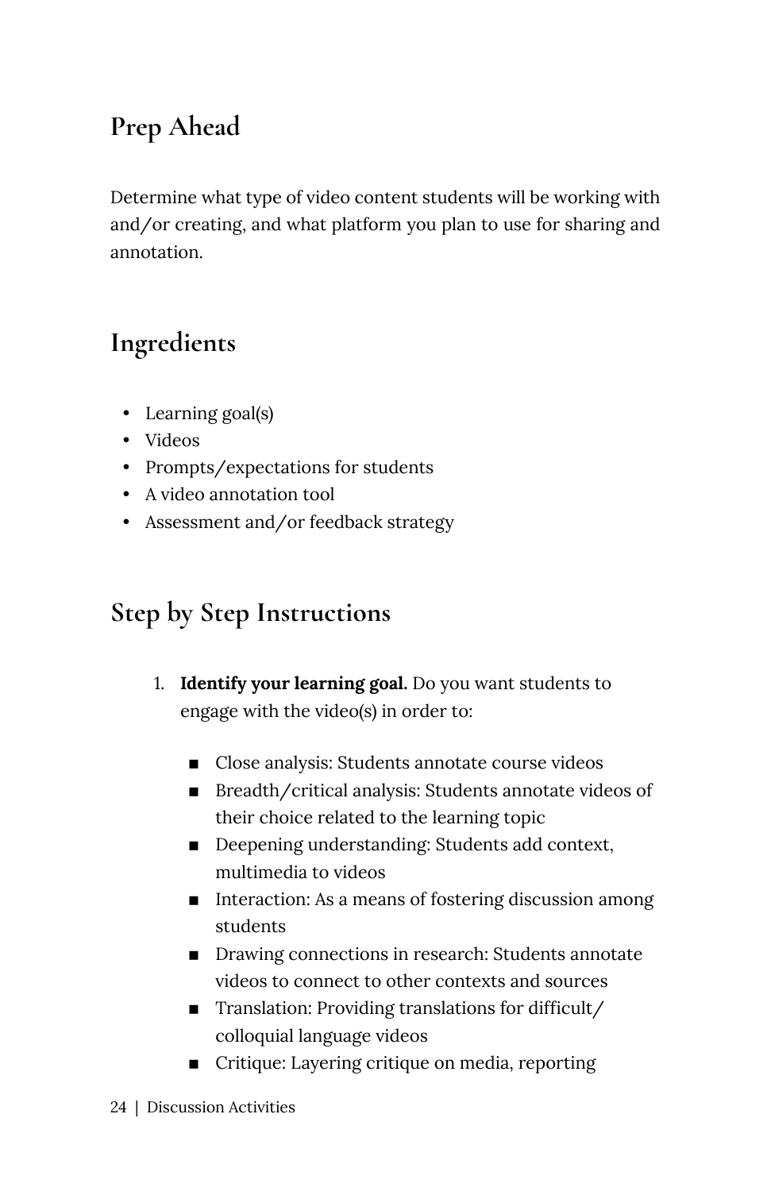## Prep Ahead

Determine what type of video content students will be working with and/or creating, and what platform you plan to use for sharing and annotation.

## Ingredients

- Learning goal(s)
- Videos
- Prompts/expectations for students
- A video annotation tool
- Assessment and/or feedback strategy

## Step by Step Instructions

1. **Identify your learning goal.** Do you want students to engage with the video(s) in order to:
   - Close analysis: Students annotate course videos
   - Breadth/critical analysis: Students annotate videos of their choice related to the learning topic
   - Deepening understanding: Students add context, multimedia to videos
   - Interaction: As a means of fostering discussion among students
   - Drawing connections in research: Students annotate videos to connect to other contexts and sources
   - Translation: Providing translations for difficult/colloquial language videos
   - Critique: Layering critique on media, reporting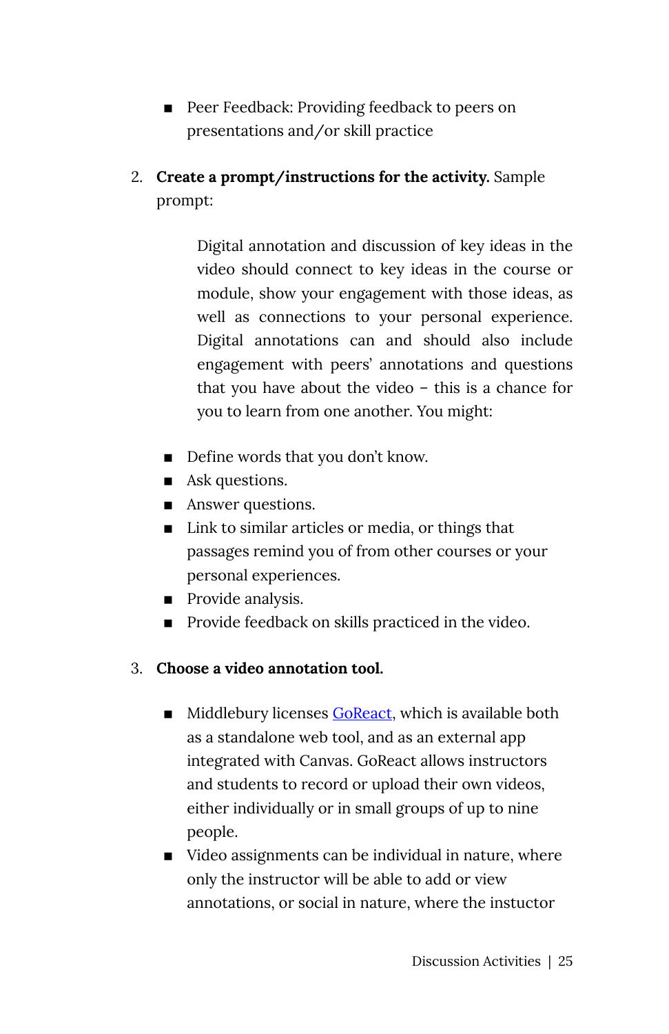- Peer Feedback: Providing feedback to peers on presentations and/or skill practice

2. **Create a prompt/instructions for the activity.** Sample prompt:

   > Digital annotation and discussion of key ideas in the video should connect to key ideas in the course or module, show your engagement with those ideas, as well as connections to your personal experience. Digital annotations can and should also include engagement with peers' annotations and questions that you have about the video – this is a chance for you to learn from one another. You might:

   - Define words that you don't know.
   - Ask questions.
   - Answer questions.
   - Link to similar articles or media, or things that passages remind you of from other courses or your personal experiences.
   - Provide analysis.
   - Provide feedback on skills practiced in the video.

3. **Choose a video annotation tool.**

   - Middlebury licenses GoReact, which is available both as a standalone web tool, and as an external app integrated with Canvas. GoReact allows instructors and students to record or upload their own videos, either individually or in small groups of up to nine people.
   - Video assignments can be individual in nature, where only the instructor will be able to add or view annotations, or social in nature, where the instuctor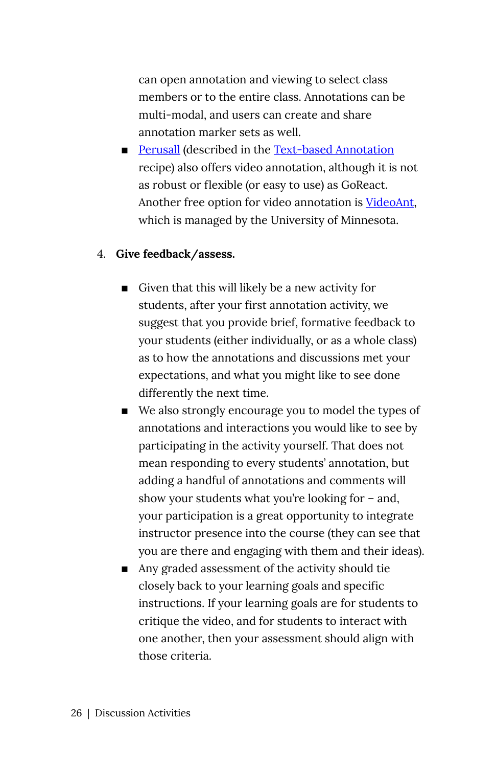can open annotation and viewing to select class members or to the entire class. Annotations can be multi-modal, and users can create and share annotation marker sets as well.

- Perusall (described in the Text-based Annotation recipe) also offers video annotation, although it is not as robust or flexible (or easy to use) as GoReact. Another free option for video annotation is VideoAnt, which is managed by the University of Minnesota.

4. **Give feedback/assess.**

    - Given that this will likely be a new activity for students, after your first annotation activity, we suggest that you provide brief, formative feedback to your students (either individually, or as a whole class) as to how the annotations and discussions met your expectations, and what you might like to see done differently the next time.
    - We also strongly encourage you to model the types of annotations and interactions you would like to see by participating in the activity yourself. That does not mean responding to every students' annotation, but adding a handful of annotations and comments will show your students what you're looking for – and, your participation is a great opportunity to integrate instructor presence into the course (they can see that you are there and engaging with them and their ideas).
    - Any graded assessment of the activity should tie closely back to your learning goals and specific instructions. If your learning goals are for students to critique the video, and for students to interact with one another, then your assessment should align with those criteria.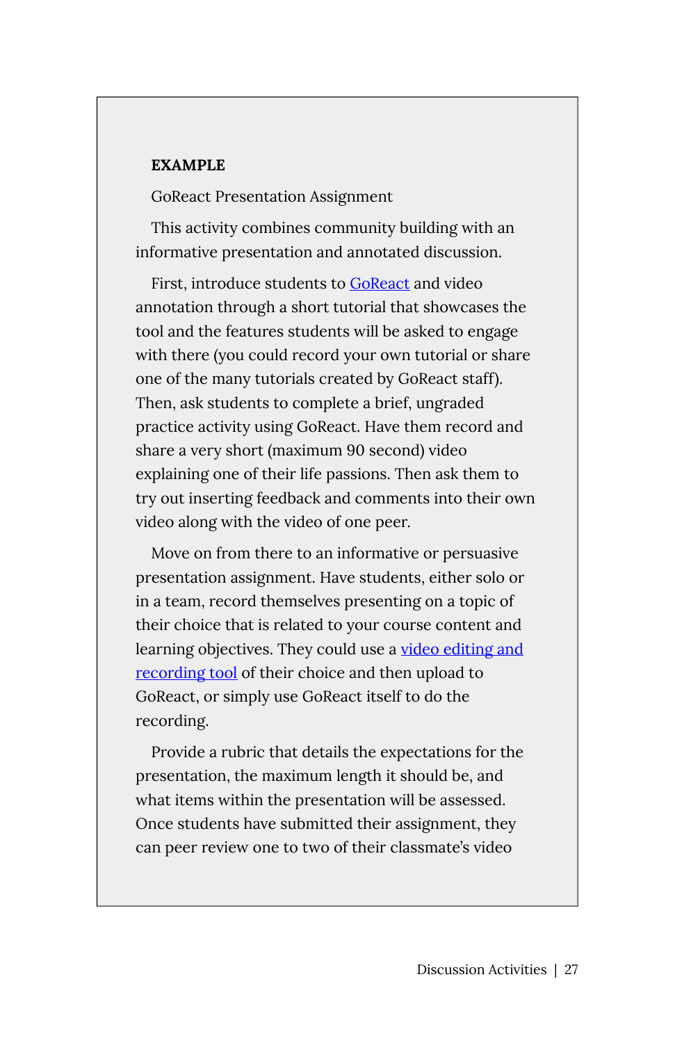**EXAMPLE**

GoReact Presentation Assignment

This activity combines community building with an informative presentation and annotated discussion.

First, introduce students to GoReact and video annotation through a short tutorial that showcases the tool and the features students will be asked to engage with there (you could record your own tutorial or share one of the many tutorials created by GoReact staff). Then, ask students to complete a brief, ungraded practice activity using GoReact. Have them record and share a very short (maximum 90 second) video explaining one of their life passions. Then ask them to try out inserting feedback and comments into their own video along with the video of one peer.

Move on from there to an informative or persuasive presentation assignment. Have students, either solo or in a team, record themselves presenting on a topic of their choice that is related to your course content and learning objectives. They could use a video editing and recording tool of their choice and then upload to GoReact, or simply use GoReact itself to do the recording.

Provide a rubric that details the expectations for the presentation, the maximum length it should be, and what items within the presentation will be assessed. Once students have submitted their assignment, they can peer review one to two of their classmate's video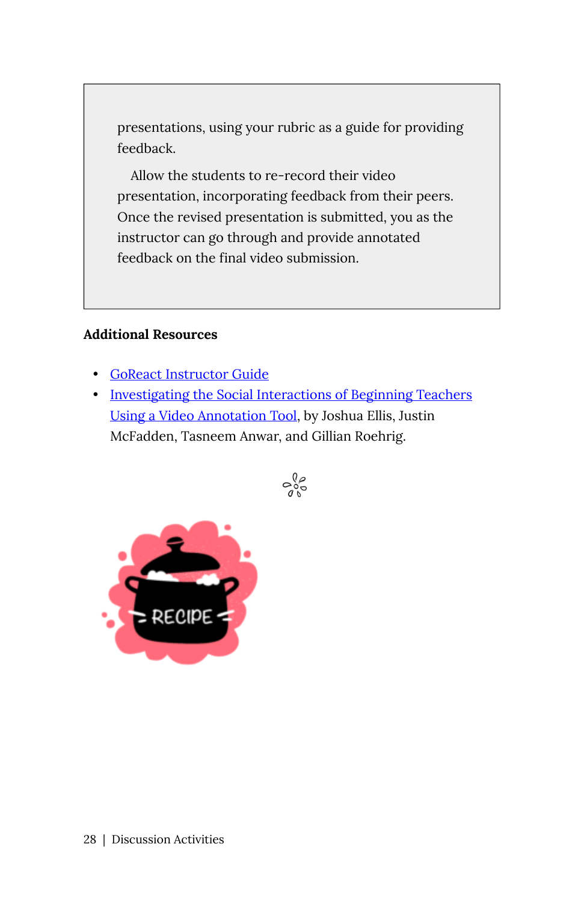presentations, using your rubric as a guide for providing feedback.

Allow the students to re-record their video presentation, incorporating feedback from their peers. Once the revised presentation is submitted, you as the instructor can go through and provide annotated feedback on the final video submission.

**Additional Resources**

- GoReact Instructor Guide
- Investigating the Social Interactions of Beginning Teachers Using a Video Annotation Tool, by Joshua Ellis, Justin McFadden, Tasneem Anwar, and Gillian Roehrig.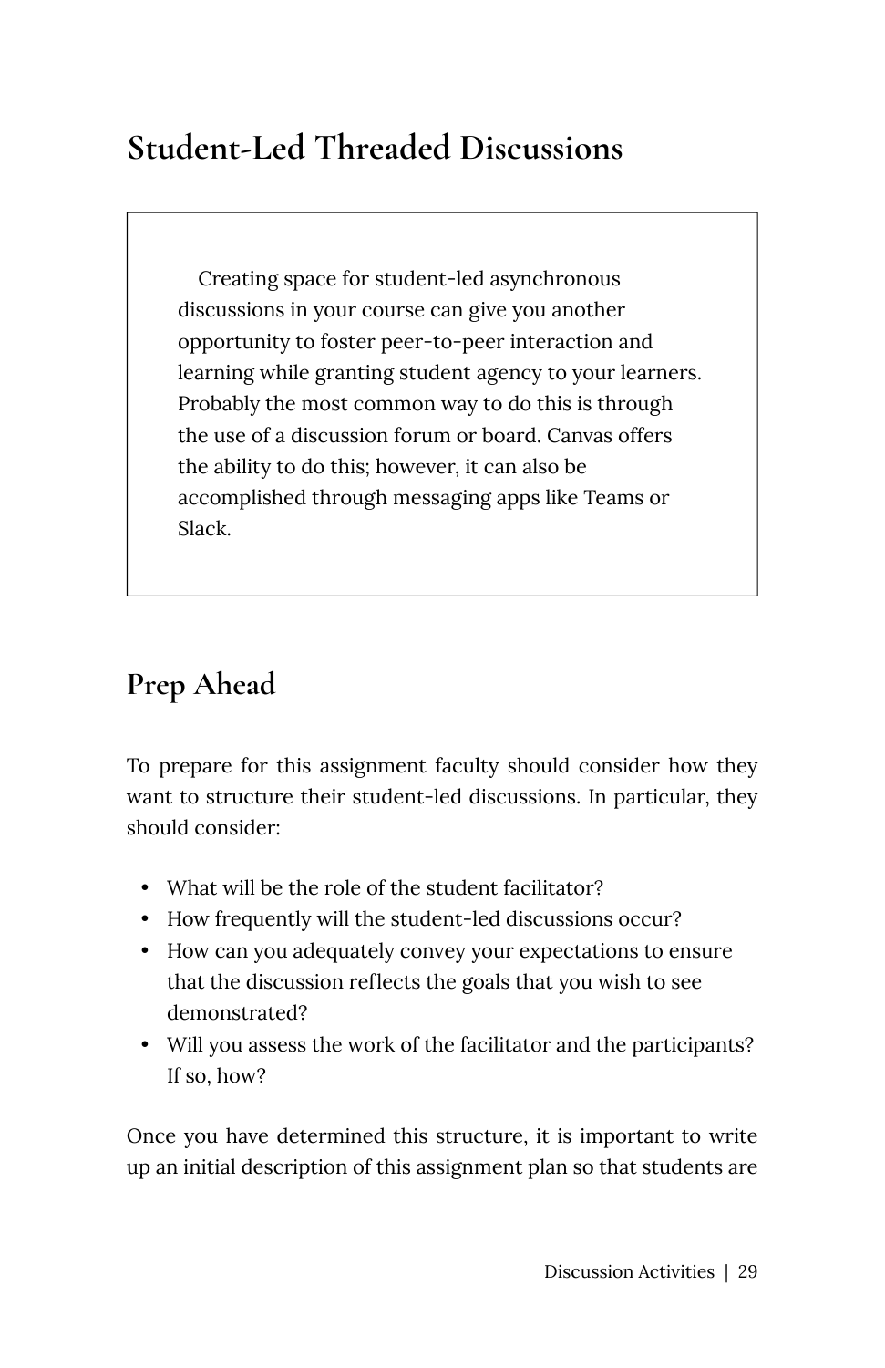# Student-Led Threaded Discussions

Creating space for student-led asynchronous discussions in your course can give you another opportunity to foster peer-to-peer interaction and learning while granting student agency to your learners. Probably the most common way to do this is through the use of a discussion forum or board. Canvas offers the ability to do this; however, it can also be accomplished through messaging apps like Teams or Slack.

## Prep Ahead

To prepare for this assignment faculty should consider how they want to structure their student-led discussions. In particular, they should consider:

- What will be the role of the student facilitator?
- How frequently will the student-led discussions occur?
- How can you adequately convey your expectations to ensure that the discussion reflects the goals that you wish to see demonstrated?
- Will you assess the work of the facilitator and the participants? If so, how?

Once you have determined this structure, it is important to write up an initial description of this assignment plan so that students are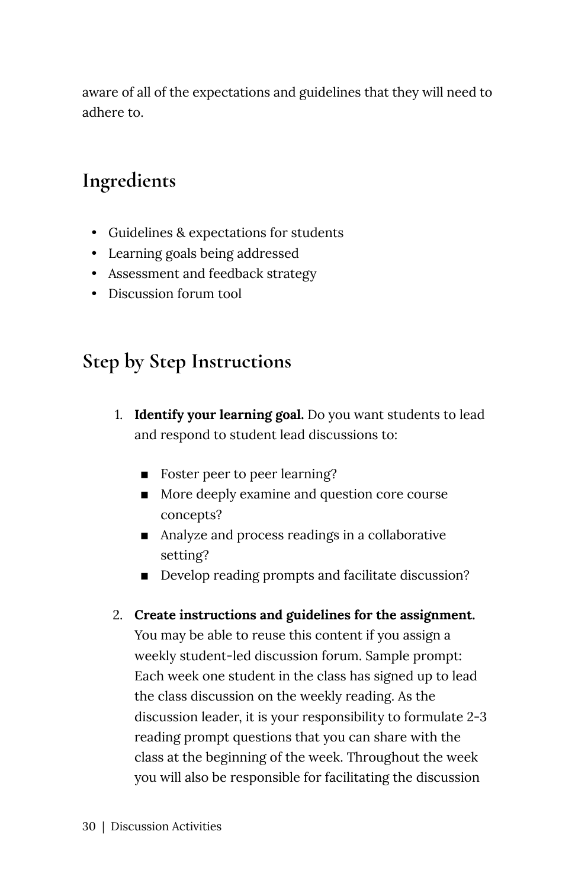aware of all of the expectations and guidelines that they will need to adhere to.

## Ingredients

- Guidelines & expectations for students
- Learning goals being addressed
- Assessment and feedback strategy
- Discussion forum tool

## Step by Step Instructions

1. **Identify your learning goal.** Do you want students to lead and respond to student lead discussions to:
    - Foster peer to peer learning?
    - More deeply examine and question core course concepts?
    - Analyze and process readings in a collaborative setting?
    - Develop reading prompts and facilitate discussion?
2. **Create instructions and guidelines for the assignment.** You may be able to reuse this content if you assign a weekly student-led discussion forum. Sample prompt: Each week one student in the class has signed up to lead the class discussion on the weekly reading. As the discussion leader, it is your responsibility to formulate 2-3 reading prompt questions that you can share with the class at the beginning of the week. Throughout the week you will also be responsible for facilitating the discussion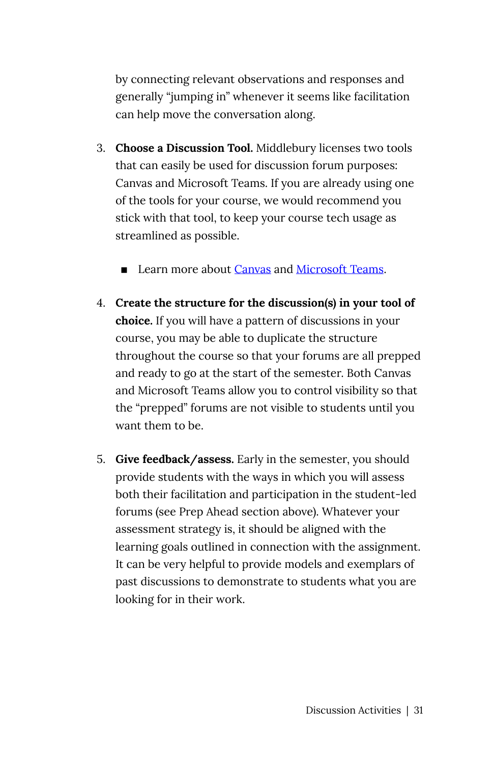by connecting relevant observations and responses and generally "jumping in" whenever it seems like facilitation can help move the conversation along.

3. **Choose a Discussion Tool.** Middlebury licenses two tools that can easily be used for discussion forum purposes: Canvas and Microsoft Teams. If you are already using one of the tools for your course, we would recommend you stick with that tool, to keep your course tech usage as streamlined as possible.
   - Learn more about Canvas and Microsoft Teams.
4. **Create the structure for the discussion(s) in your tool of choice.** If you will have a pattern of discussions in your course, you may be able to duplicate the structure throughout the course so that your forums are all prepped and ready to go at the start of the semester. Both Canvas and Microsoft Teams allow you to control visibility so that the "prepped" forums are not visible to students until you want them to be.
5. **Give feedback/assess.** Early in the semester, you should provide students with the ways in which you will assess both their facilitation and participation in the student-led forums (see Prep Ahead section above). Whatever your assessment strategy is, it should be aligned with the learning goals outlined in connection with the assignment. It can be very helpful to provide models and exemplars of past discussions to demonstrate to students what you are looking for in their work.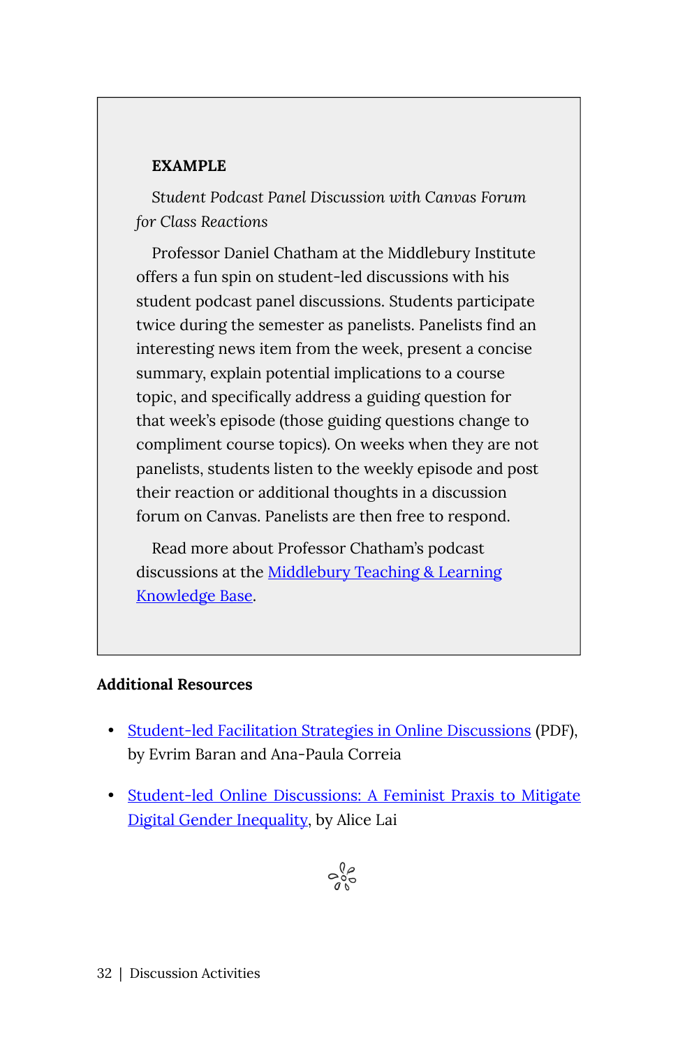**EXAMPLE**

*Student Podcast Panel Discussion with Canvas Forum for Class Reactions*

Professor Daniel Chatham at the Middlebury Institute offers a fun spin on student-led discussions with his student podcast panel discussions. Students participate twice during the semester as panelists. Panelists find an interesting news item from the week, present a concise summary, explain potential implications to a course topic, and specifically address a guiding question for that week's episode (those guiding questions change to compliment course topics). On weeks when they are not panelists, students listen to the weekly episode and post their reaction or additional thoughts in a discussion forum on Canvas. Panelists are then free to respond.

Read more about Professor Chatham's podcast discussions at the Middlebury Teaching & Learning Knowledge Base.

### Additional Resources

- Student-led Facilitation Strategies in Online Discussions (PDF), by Evrim Baran and Ana-Paula Correia
- Student-led Online Discussions: A Feminist Praxis to Mitigate Digital Gender Inequality, by Alice Lai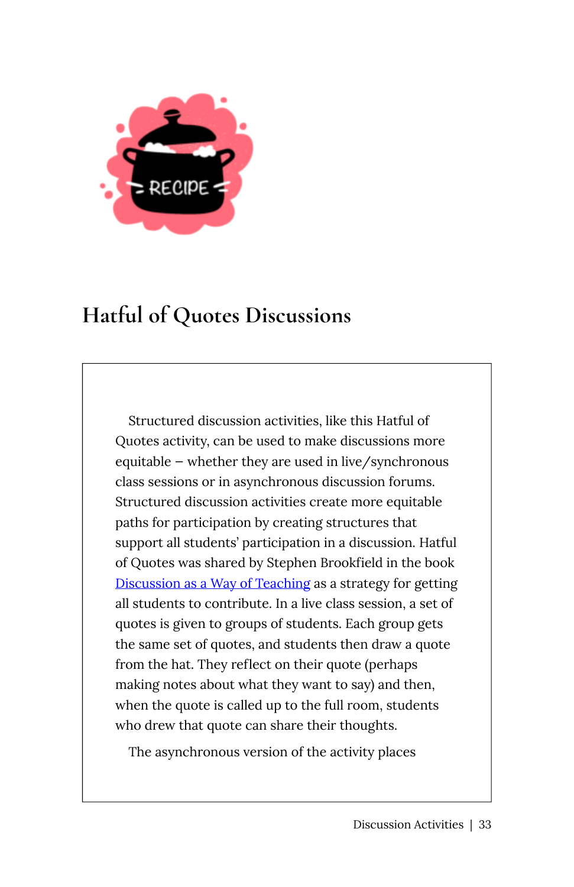# Hatful of Quotes Discussions

Structured discussion activities, like this Hatful of Quotes activity, can be used to make discussions more equitable – whether they are used in live/synchronous class sessions or in asynchronous discussion forums. Structured discussion activities create more equitable paths for participation by creating structures that support all students' participation in a discussion. Hatful of Quotes was shared by Stephen Brookfield in the book [Discussion as a Way of Teaching] as a strategy for getting all students to contribute. In a live class session, a set of quotes is given to groups of students. Each group gets the same set of quotes, and students then draw a quote from the hat. They reflect on their quote (perhaps making notes about what they want to say) and then, when the quote is called up to the full room, students who drew that quote can share their thoughts.

The asynchronous version of the activity places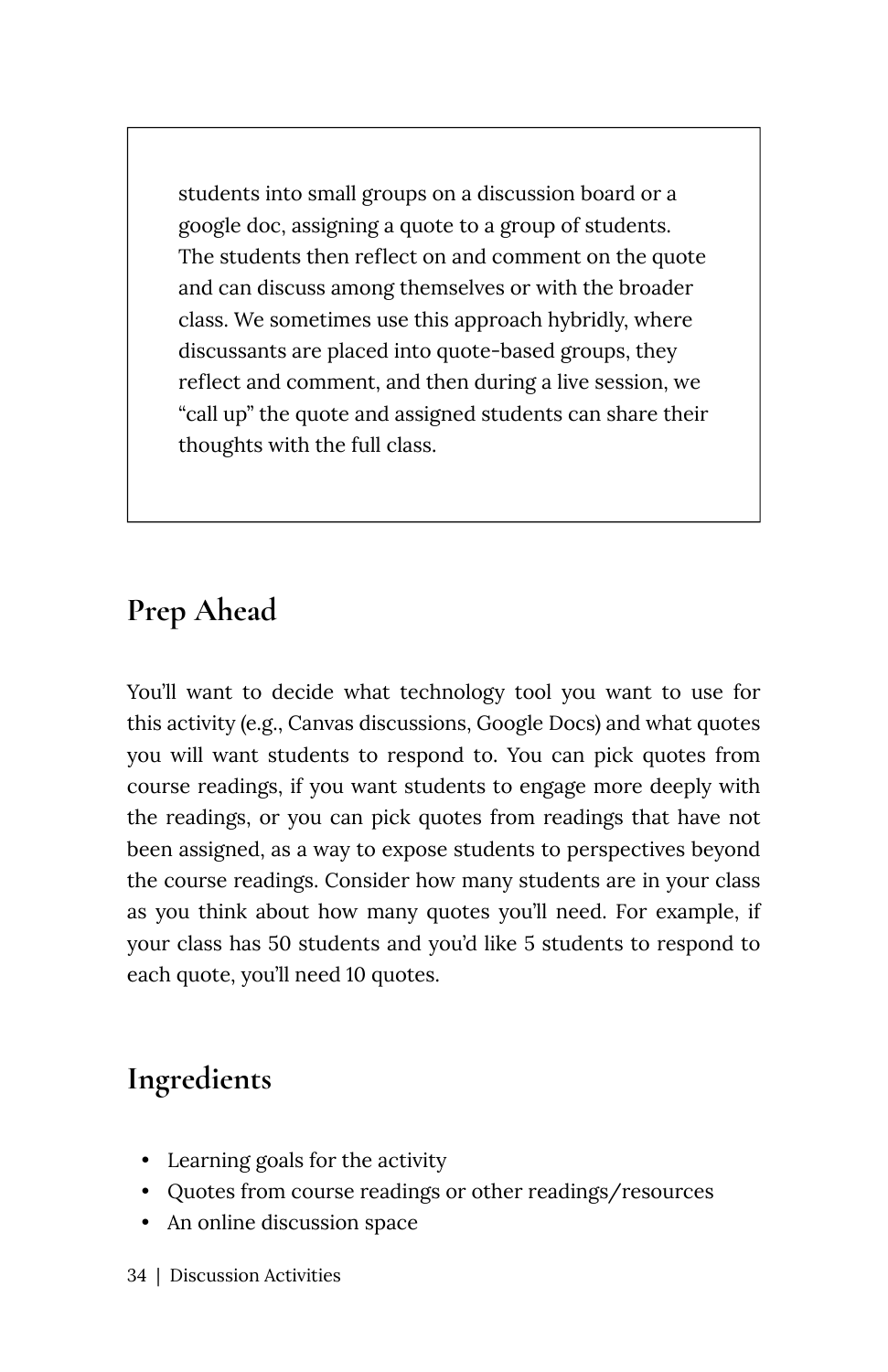students into small groups on a discussion board or a google doc, assigning a quote to a group of students. The students then reflect on and comment on the quote and can discuss among themselves or with the broader class. We sometimes use this approach hybridly, where discussants are placed into quote-based groups, they reflect and comment, and then during a live session, we "call up" the quote and assigned students can share their thoughts with the full class.

## Prep Ahead

You'll want to decide what technology tool you want to use for this activity (e.g., Canvas discussions, Google Docs) and what quotes you will want students to respond to. You can pick quotes from course readings, if you want students to engage more deeply with the readings, or you can pick quotes from readings that have not been assigned, as a way to expose students to perspectives beyond the course readings. Consider how many students are in your class as you think about how many quotes you'll need. For example, if your class has 50 students and you'd like 5 students to respond to each quote, you'll need 10 quotes.

## Ingredients

- Learning goals for the activity
- Quotes from course readings or other readings/resources
- An online discussion space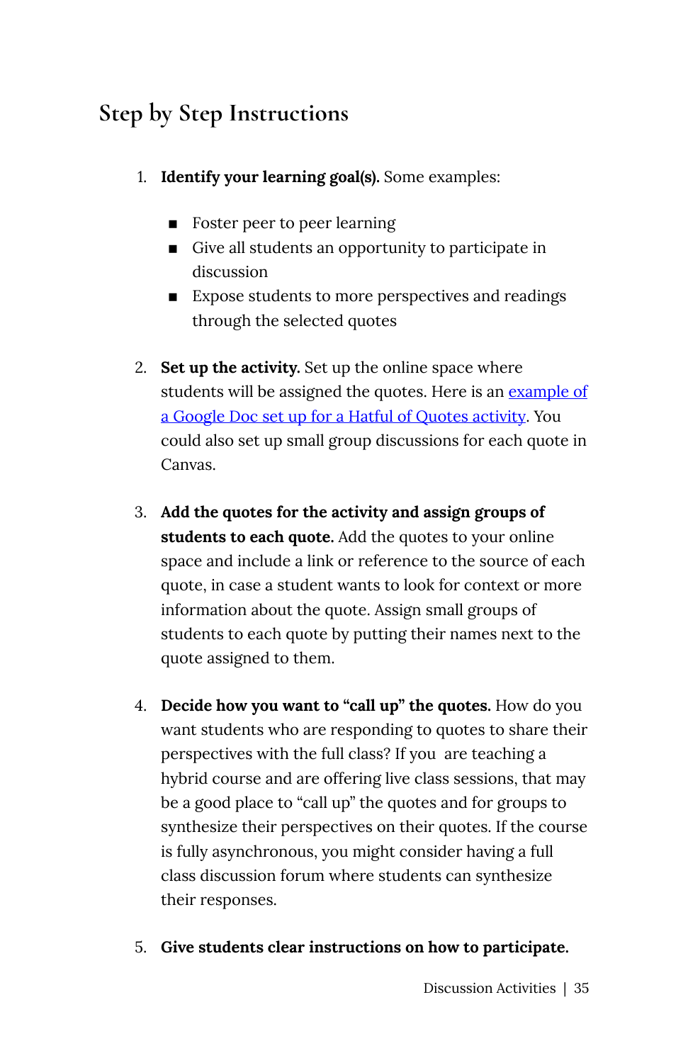## Step by Step Instructions

1. **Identify your learning goal(s).** Some examples:
   - Foster peer to peer learning
   - Give all students an opportunity to participate in discussion
   - Expose students to more perspectives and readings through the selected quotes

2. **Set up the activity.** Set up the online space where students will be assigned the quotes. Here is an example of a Google Doc set up for a Hatful of Quotes activity. You could also set up small group discussions for each quote in Canvas.

3. **Add the quotes for the activity and assign groups of students to each quote.** Add the quotes to your online space and include a link or reference to the source of each quote, in case a student wants to look for context or more information about the quote. Assign small groups of students to each quote by putting their names next to the quote assigned to them.

4. **Decide how you want to "call up" the quotes.** How do you want students who are responding to quotes to share their perspectives with the full class? If you are teaching a hybrid course and are offering live class sessions, that may be a good place to "call up" the quotes and for groups to synthesize their perspectives on their quotes. If the course is fully asynchronous, you might consider having a full class discussion forum where students can synthesize their responses.

5. **Give students clear instructions on how to participate.**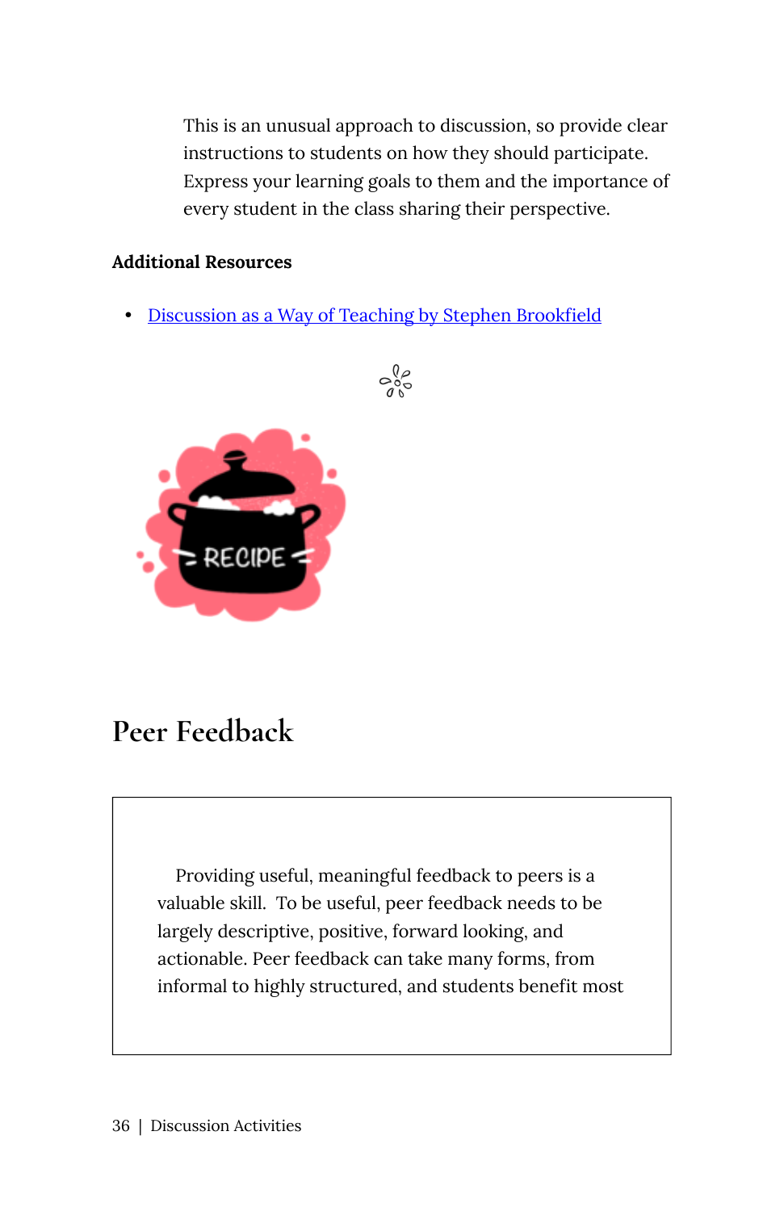This is an unusual approach to discussion, so provide clear instructions to students on how they should participate. Express your learning goals to them and the importance of every student in the class sharing their perspective.

**Additional Resources**

- Discussion as a Way of Teaching by Stephen Brookfield

# Peer Feedback

Providing useful, meaningful feedback to peers is a valuable skill. To be useful, peer feedback needs to be largely descriptive, positive, forward looking, and actionable. Peer feedback can take many forms, from informal to highly structured, and students benefit most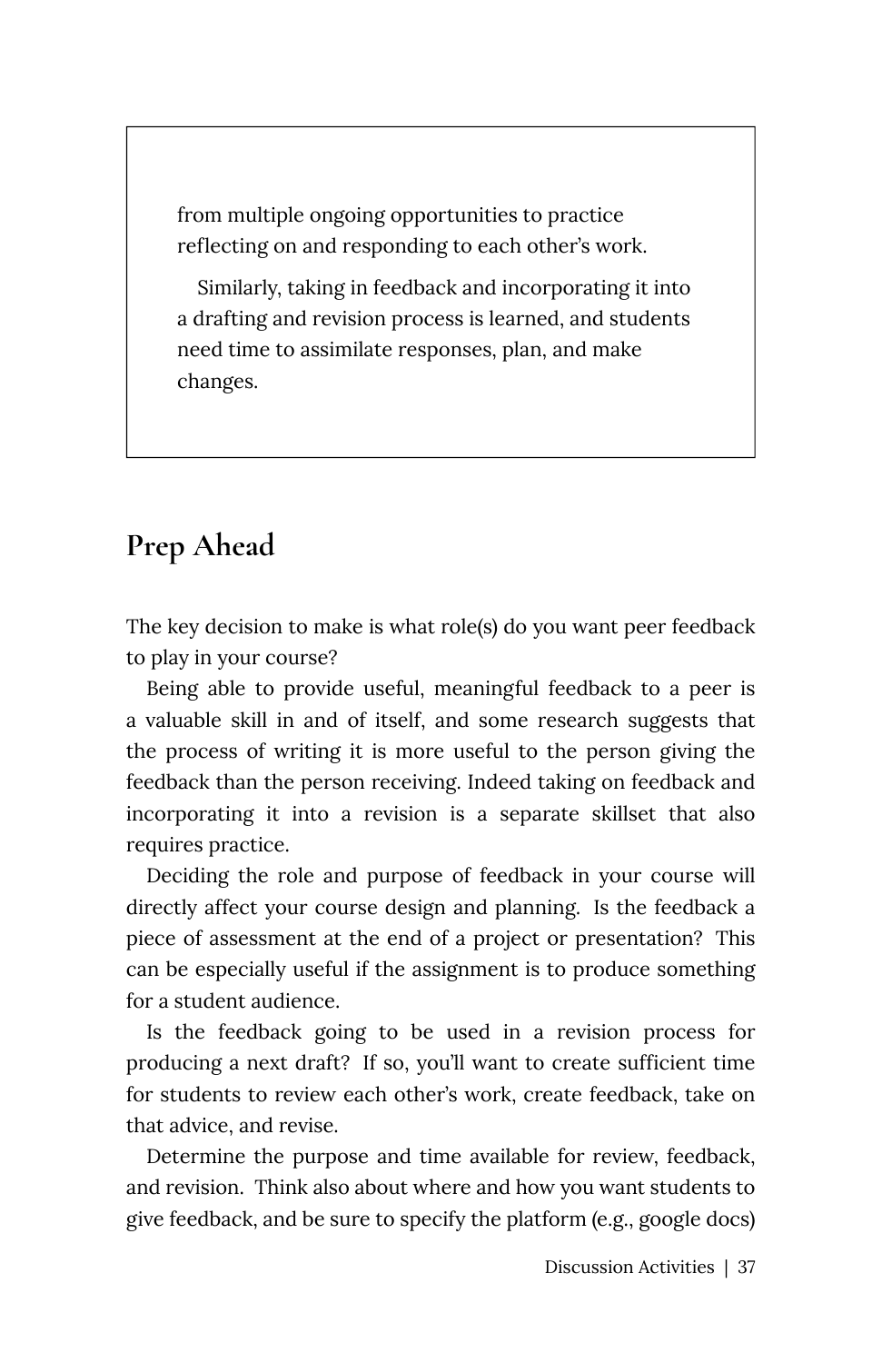from multiple ongoing opportunities to practice reflecting on and responding to each other's work.

Similarly, taking in feedback and incorporating it into a drafting and revision process is learned, and students need time to assimilate responses, plan, and make changes.

## Prep Ahead

The key decision to make is what role(s) do you want peer feedback to play in your course?

Being able to provide useful, meaningful feedback to a peer is a valuable skill in and of itself, and some research suggests that the process of writing it is more useful to the person giving the feedback than the person receiving. Indeed taking on feedback and incorporating it into a revision is a separate skillset that also requires practice.

Deciding the role and purpose of feedback in your course will directly affect your course design and planning. Is the feedback a piece of assessment at the end of a project or presentation? This can be especially useful if the assignment is to produce something for a student audience.

Is the feedback going to be used in a revision process for producing a next draft? If so, you'll want to create sufficient time for students to review each other's work, create feedback, take on that advice, and revise.

Determine the purpose and time available for review, feedback, and revision. Think also about where and how you want students to give feedback, and be sure to specify the platform (e.g., google docs)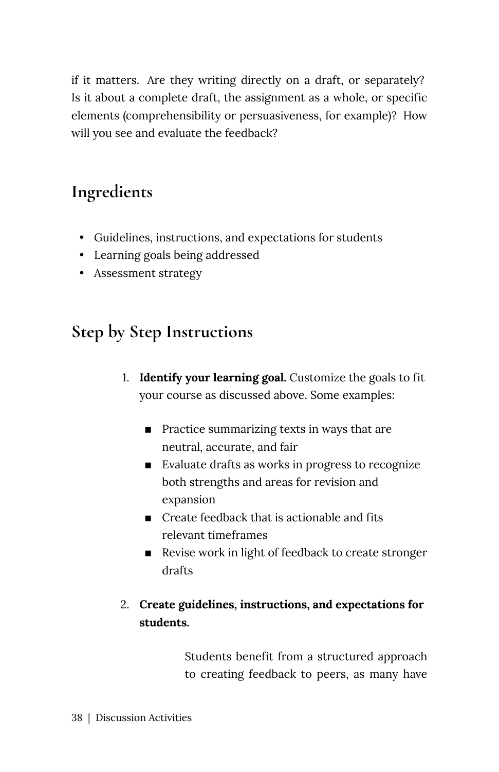if it matters. Are they writing directly on a draft, or separately? Is it about a complete draft, the assignment as a whole, or specific elements (comprehensibility or persuasiveness, for example)? How will you see and evaluate the feedback?

## Ingredients

- Guidelines, instructions, and expectations for students
- Learning goals being addressed
- Assessment strategy

## Step by Step Instructions

1. **Identify your learning goal.** Customize the goals to fit your course as discussed above. Some examples:
   - Practice summarizing texts in ways that are neutral, accurate, and fair
   - Evaluate drafts as works in progress to recognize both strengths and areas for revision and expansion
   - Create feedback that is actionable and fits relevant timeframes
   - Revise work in light of feedback to create stronger drafts
2. **Create guidelines, instructions, and expectations for students.**

   Students benefit from a structured approach to creating feedback to peers, as many have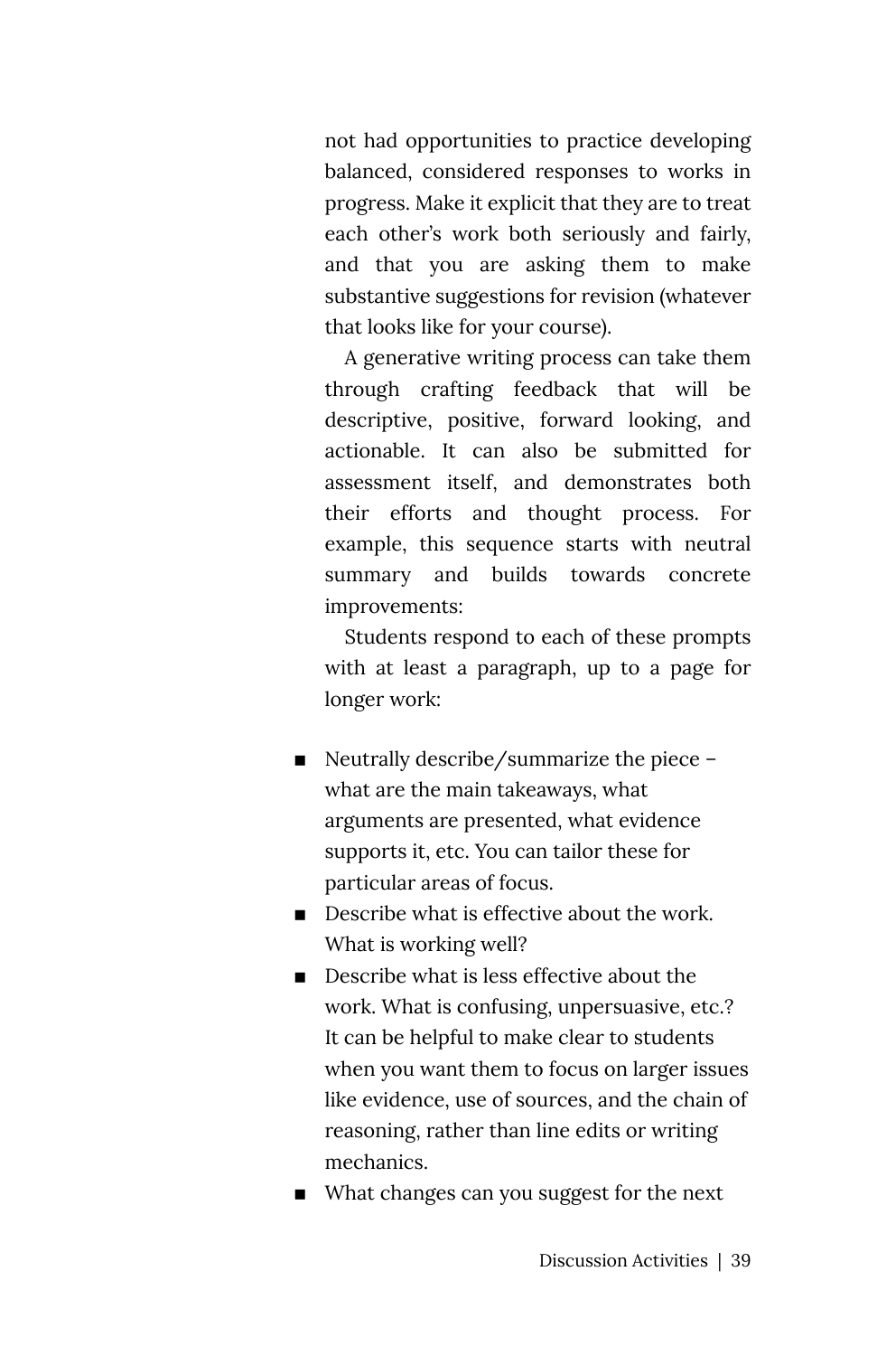not had opportunities to practice developing balanced, considered responses to works in progress. Make it explicit that they are to treat each other's work both seriously and fairly, and that you are asking them to make substantive suggestions for revision (whatever that looks like for your course).

A generative writing process can take them through crafting feedback that will be descriptive, positive, forward looking, and actionable. It can also be submitted for assessment itself, and demonstrates both their efforts and thought process. For example, this sequence starts with neutral summary and builds towards concrete improvements:

Students respond to each of these prompts with at least a paragraph, up to a page for longer work:

- Neutrally describe/summarize the piece – what are the main takeaways, what arguments are presented, what evidence supports it, etc. You can tailor these for particular areas of focus.
- Describe what is effective about the work. What is working well?
- Describe what is less effective about the work. What is confusing, unpersuasive, etc.? It can be helpful to make clear to students when you want them to focus on larger issues like evidence, use of sources, and the chain of reasoning, rather than line edits or writing mechanics.
- What changes can you suggest for the next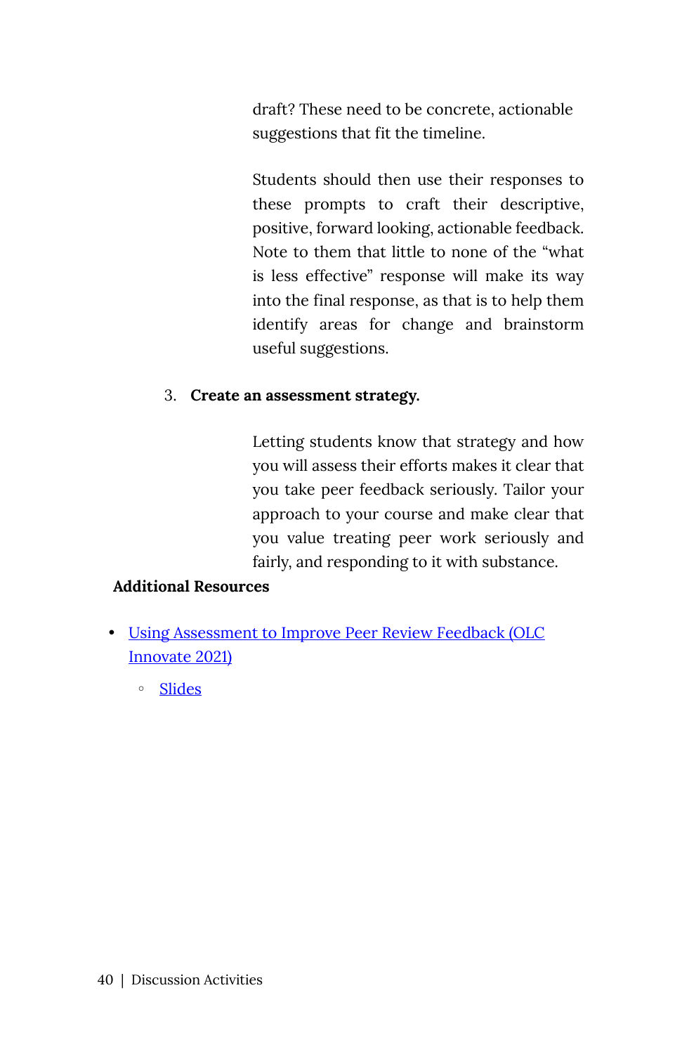draft? These need to be concrete, actionable suggestions that fit the timeline.

Students should then use their responses to these prompts to craft their descriptive, positive, forward looking, actionable feedback. Note to them that little to none of the "what is less effective" response will make its way into the final response, as that is to help them identify areas for change and brainstorm useful suggestions.

3. **Create an assessment strategy.**

   Letting students know that strategy and how you will assess their efforts makes it clear that you take peer feedback seriously. Tailor your approach to your course and make clear that you value treating peer work seriously and fairly, and responding to it with substance.

**Additional Resources**

- Using Assessment to Improve Peer Review Feedback (OLC Innovate 2021)
  - Slides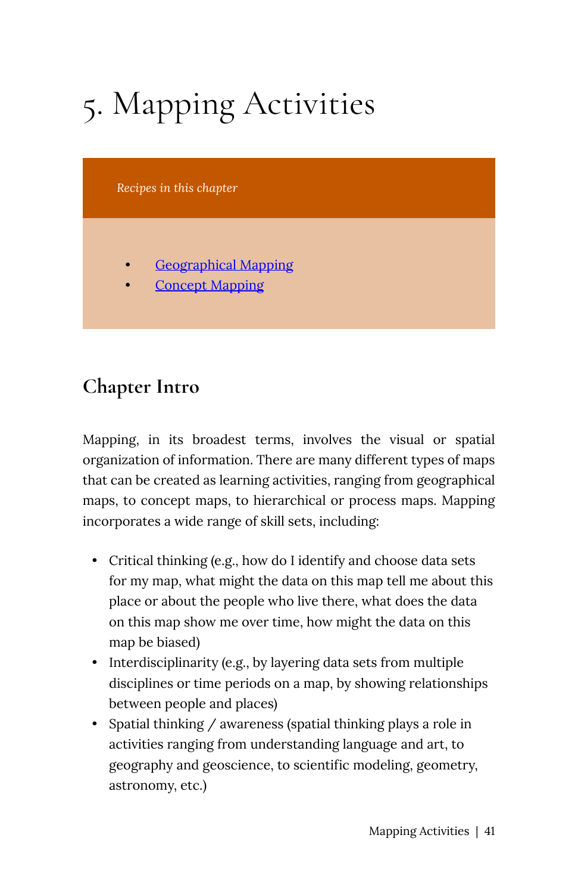# 5. Mapping Activities

*Recipes in this chapter*

- [Geographical Mapping]
- [Concept Mapping]

## Chapter Intro

Mapping, in its broadest terms, involves the visual or spatial organization of information. There are many different types of maps that can be created as learning activities, ranging from geographical maps, to concept maps, to hierarchical or process maps. Mapping incorporates a wide range of skill sets, including:

- Critical thinking (e.g., how do I identify and choose data sets for my map, what might the data on this map tell me about this place or about the people who live there, what does the data on this map show me over time, how might the data on this map be biased)
- Interdisciplinarity (e.g., by layering data sets from multiple disciplines or time periods on a map, by showing relationships between people and places)
- Spatial thinking / awareness (spatial thinking plays a role in activities ranging from understanding language and art, to geography and geoscience, to scientific modeling, geometry, astronomy, etc.)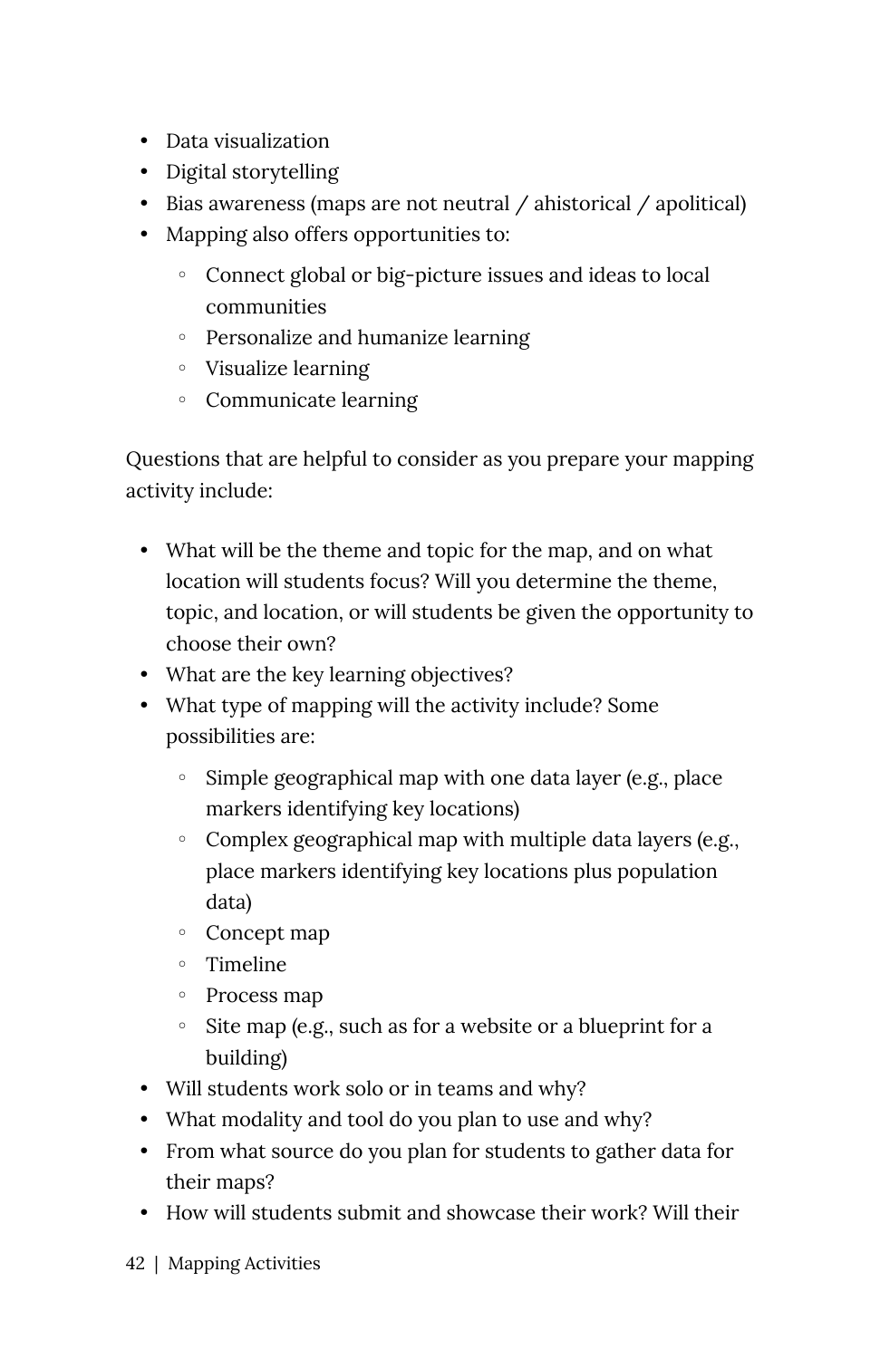- Data visualization
- Digital storytelling
- Bias awareness (maps are not neutral / ahistorical / apolitical)
- Mapping also offers opportunities to:
    - Connect global or big-picture issues and ideas to local communities
    - Personalize and humanize learning
    - Visualize learning
    - Communicate learning

Questions that are helpful to consider as you prepare your mapping activity include:

- What will be the theme and topic for the map, and on what location will students focus? Will you determine the theme, topic, and location, or will students be given the opportunity to choose their own?
- What are the key learning objectives?
- What type of mapping will the activity include? Some possibilities are:
    - Simple geographical map with one data layer (e.g., place markers identifying key locations)
    - Complex geographical map with multiple data layers (e.g., place markers identifying key locations plus population data)
    - Concept map
    - Timeline
    - Process map
    - Site map (e.g., such as for a website or a blueprint for a building)
- Will students work solo or in teams and why?
- What modality and tool do you plan to use and why?
- From what source do you plan for students to gather data for their maps?
- How will students submit and showcase their work? Will their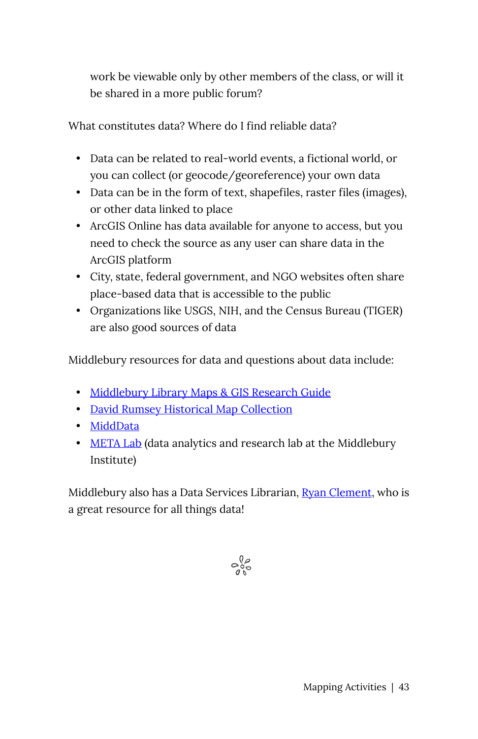work be viewable only by other members of the class, or will it be shared in a more public forum?

What constitutes data? Where do I find reliable data?

- Data can be related to real-world events, a fictional world, or you can collect (or geocode/georeference) your own data
- Data can be in the form of text, shapefiles, raster files (images), or other data linked to place
- ArcGIS Online has data available for anyone to access, but you need to check the source as any user can share data in the ArcGIS platform
- City, state, federal government, and NGO websites often share place-based data that is accessible to the public
- Organizations like USGS, NIH, and the Census Bureau (TIGER) are also good sources of data

Middlebury resources for data and questions about data include:

- Middlebury Library Maps & GIS Research Guide
- David Rumsey Historical Map Collection
- MiddData
- META Lab (data analytics and research lab at the Middlebury Institute)

Middlebury also has a Data Services Librarian, Ryan Clement, who is a great resource for all things data!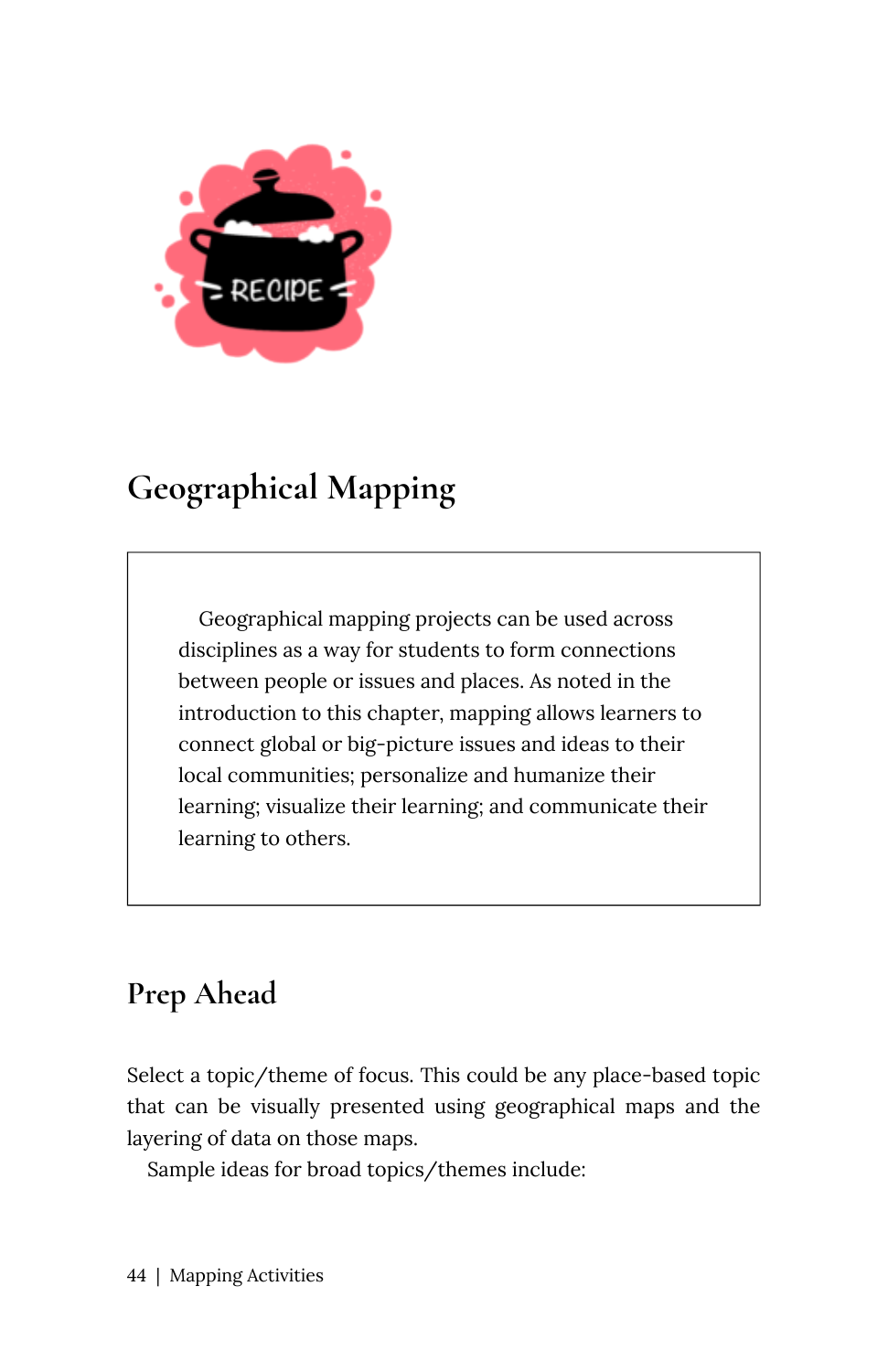# Geographical Mapping

> Geographical mapping projects can be used across disciplines as a way for students to form connections between people or issues and places. As noted in the introduction to this chapter, mapping allows learners to connect global or big-picture issues and ideas to their local communities; personalize and humanize their learning; visualize their learning; and communicate their learning to others.

## Prep Ahead

Select a topic/theme of focus. This could be any place-based topic that can be visually presented using geographical maps and the layering of data on those maps.

Sample ideas for broad topics/themes include: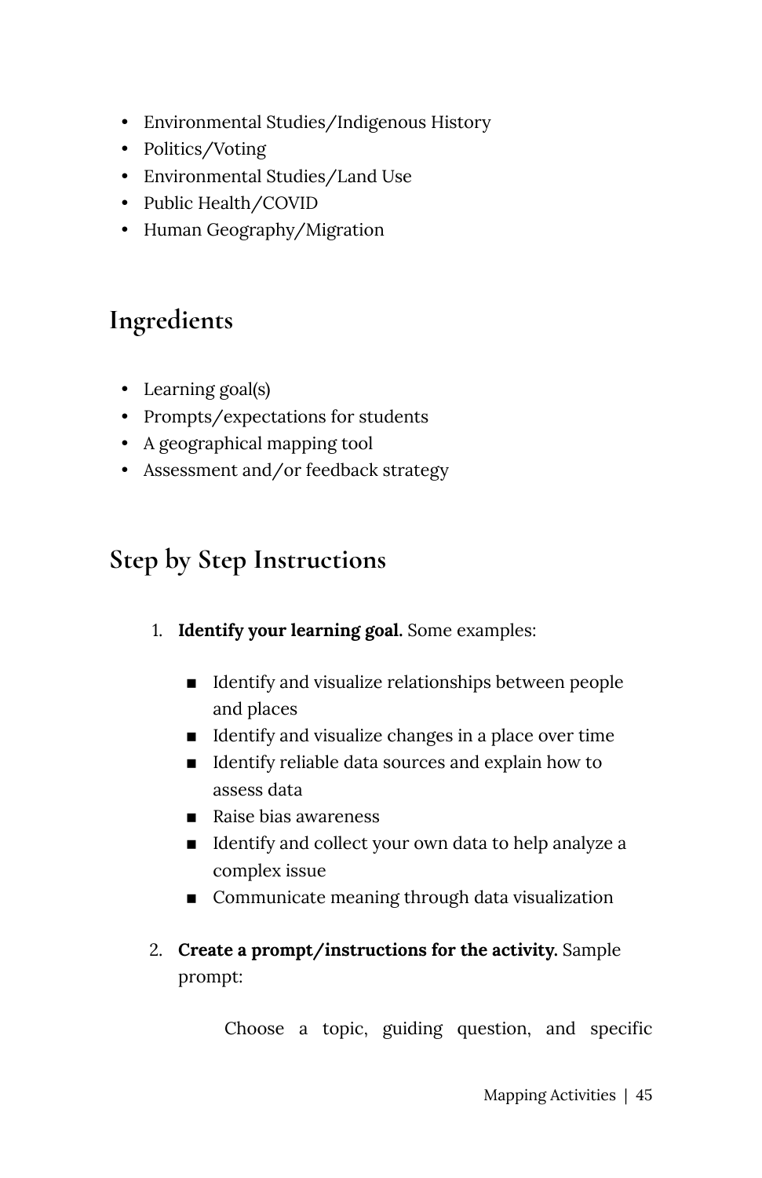- Environmental Studies/Indigenous History
- Politics/Voting
- Environmental Studies/Land Use
- Public Health/COVID
- Human Geography/Migration

## Ingredients

- Learning goal(s)
- Prompts/expectations for students
- A geographical mapping tool
- Assessment and/or feedback strategy

## Step by Step Instructions

1. **Identify your learning goal.** Some examples:
   - Identify and visualize relationships between people and places
   - Identify and visualize changes in a place over time
   - Identify reliable data sources and explain how to assess data
   - Raise bias awareness
   - Identify and collect your own data to help analyze a complex issue
   - Communicate meaning through data visualization
2. **Create a prompt/instructions for the activity.** Sample prompt:

   > Choose a topic, guiding question, and specific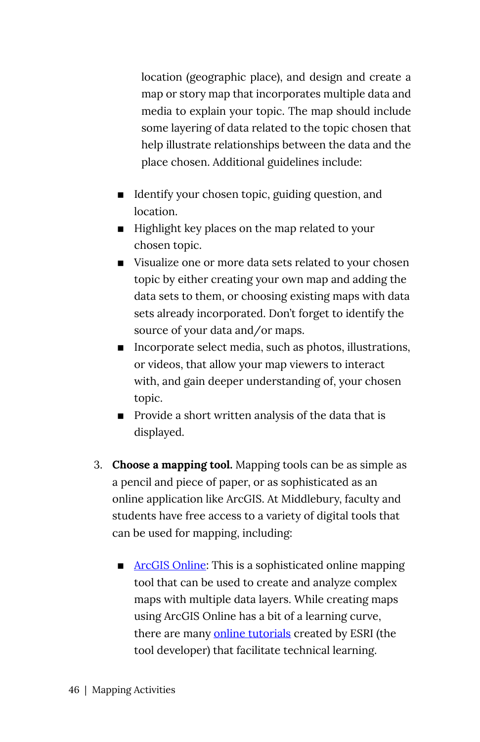location (geographic place), and design and create a map or story map that incorporates multiple data and media to explain your topic. The map should include some layering of data related to the topic chosen that help illustrate relationships between the data and the place chosen. Additional guidelines include:

- Identify your chosen topic, guiding question, and location.
- Highlight key places on the map related to your chosen topic.
- Visualize one or more data sets related to your chosen topic by either creating your own map and adding the data sets to them, or choosing existing maps with data sets already incorporated. Don't forget to identify the source of your data and/or maps.
- Incorporate select media, such as photos, illustrations, or videos, that allow your map viewers to interact with, and gain deeper understanding of, your chosen topic.
- Provide a short written analysis of the data that is displayed.

3. **Choose a mapping tool.** Mapping tools can be as simple as a pencil and piece of paper, or as sophisticated as an online application like ArcGIS. At Middlebury, faculty and students have free access to a variety of digital tools that can be used for mapping, including:

   - ArcGIS Online: This is a sophisticated online mapping tool that can be used to create and analyze complex maps with multiple data layers. While creating maps using ArcGIS Online has a bit of a learning curve, there are many online tutorials created by ESRI (the tool developer) that facilitate technical learning.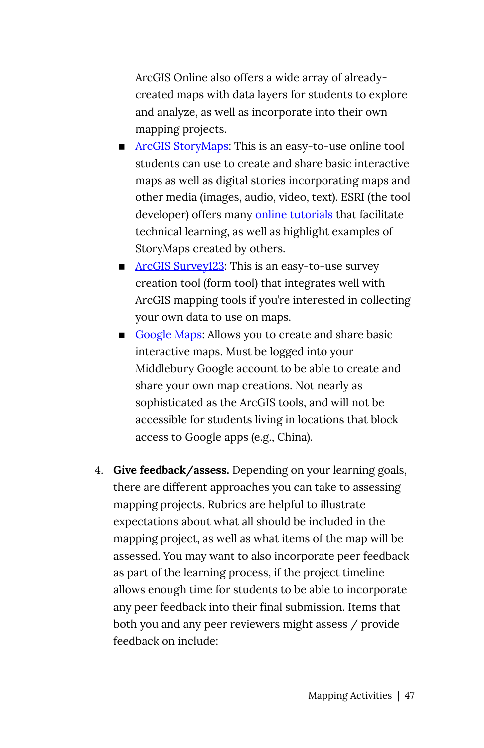ArcGIS Online also offers a wide array of already-created maps with data layers for students to explore and analyze, as well as incorporate into their own mapping projects.

- ArcGIS StoryMaps: This is an easy-to-use online tool students can use to create and share basic interactive maps as well as digital stories incorporating maps and other media (images, audio, video, text). ESRI (the tool developer) offers many online tutorials that facilitate technical learning, as well as highlight examples of StoryMaps created by others.
- ArcGIS Survey123: This is an easy-to-use survey creation tool (form tool) that integrates well with ArcGIS mapping tools if you're interested in collecting your own data to use on maps.
- Google Maps: Allows you to create and share basic interactive maps. Must be logged into your Middlebury Google account to be able to create and share your own map creations. Not nearly as sophisticated as the ArcGIS tools, and will not be accessible for students living in locations that block access to Google apps (e.g., China).

4. **Give feedback/assess.** Depending on your learning goals, there are different approaches you can take to assessing mapping projects. Rubrics are helpful to illustrate expectations about what all should be included in the mapping project, as well as what items of the map will be assessed. You may want to also incorporate peer feedback as part of the learning process, if the project timeline allows enough time for students to be able to incorporate any peer feedback into their final submission. Items that both you and any peer reviewers might assess / provide feedback on include: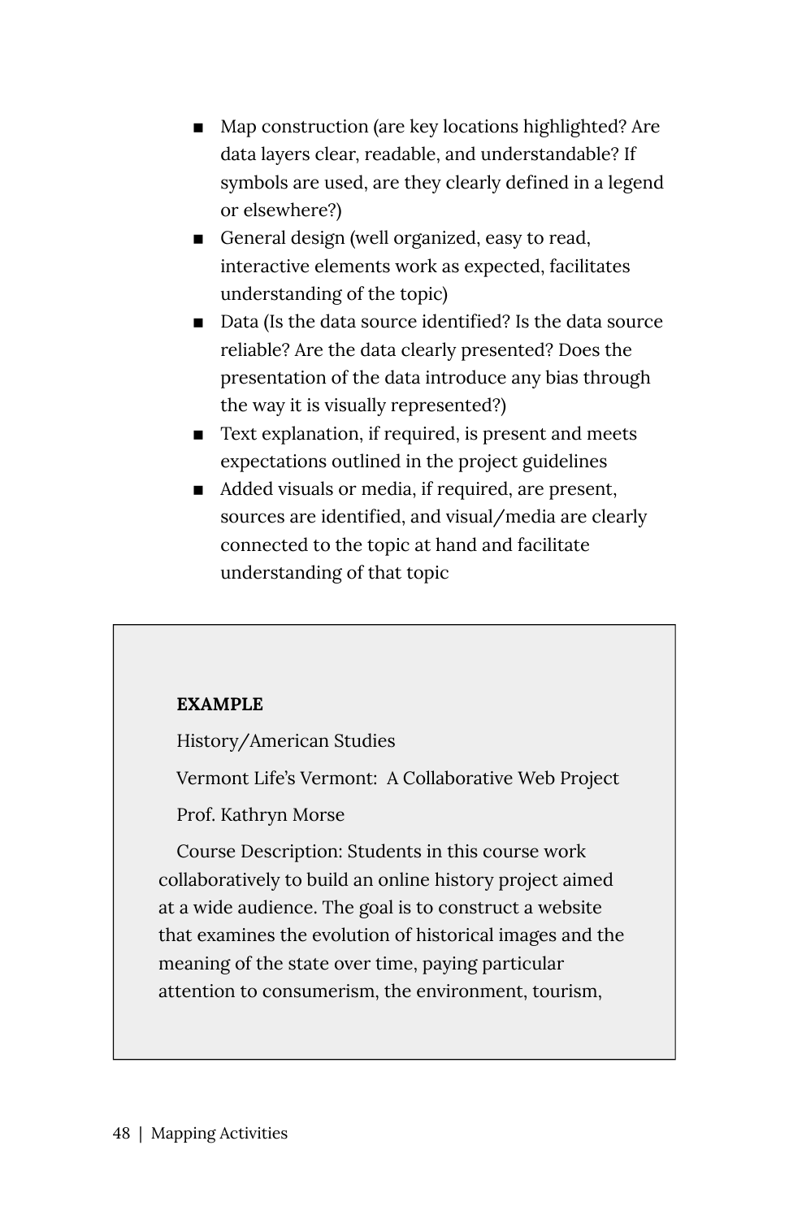- Map construction (are key locations highlighted? Are data layers clear, readable, and understandable? If symbols are used, are they clearly defined in a legend or elsewhere?)
- General design (well organized, easy to read, interactive elements work as expected, facilitates understanding of the topic)
- Data (Is the data source identified? Is the data source reliable? Are the data clearly presented? Does the presentation of the data introduce any bias through the way it is visually represented?)
- Text explanation, if required, is present and meets expectations outlined in the project guidelines
- Added visuals or media, if required, are present, sources are identified, and visual/media are clearly connected to the topic at hand and facilitate understanding of that topic

**EXAMPLE**

History/American Studies

Vermont Life's Vermont: A Collaborative Web Project

Prof. Kathryn Morse

Course Description: Students in this course work collaboratively to build an online history project aimed at a wide audience. The goal is to construct a website that examines the evolution of historical images and the meaning of the state over time, paying particular attention to consumerism, the environment, tourism,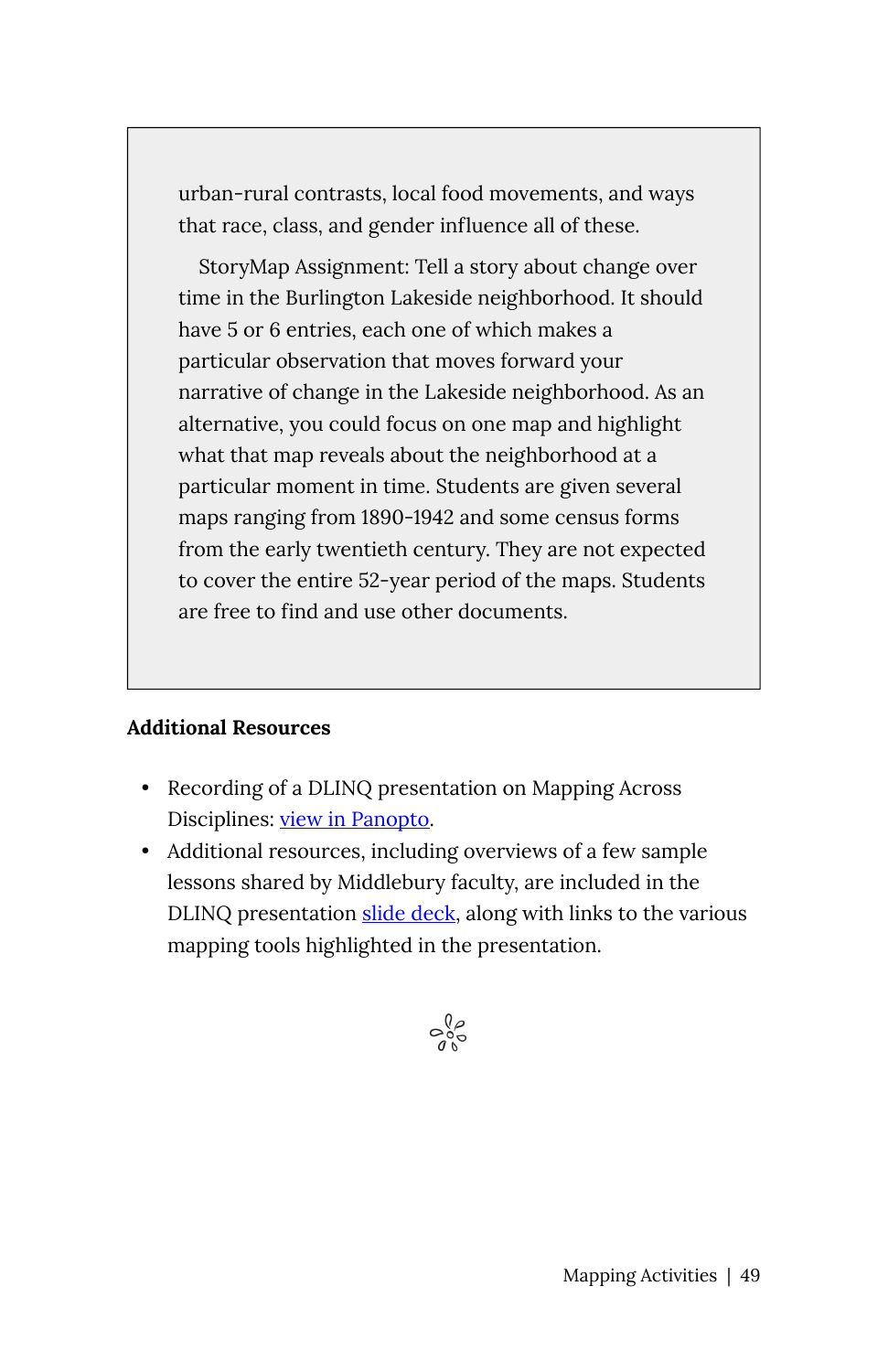> urban-rural contrasts, local food movements, and ways that race, class, and gender influence all of these.
>
> StoryMap Assignment: Tell a story about change over time in the Burlington Lakeside neighborhood. It should have 5 or 6 entries, each one of which makes a particular observation that moves forward your narrative of change in the Lakeside neighborhood. As an alternative, you could focus on one map and highlight what that map reveals about the neighborhood at a particular moment in time. Students are given several maps ranging from 1890-1942 and some census forms from the early twentieth century. They are not expected to cover the entire 52-year period of the maps. Students are free to find and use other documents.

**Additional Resources**

- Recording of a DLINQ presentation on Mapping Across Disciplines: view in Panopto.
- Additional resources, including overviews of a few sample lessons shared by Middlebury faculty, are included in the DLINQ presentation slide deck, along with links to the various mapping tools highlighted in the presentation.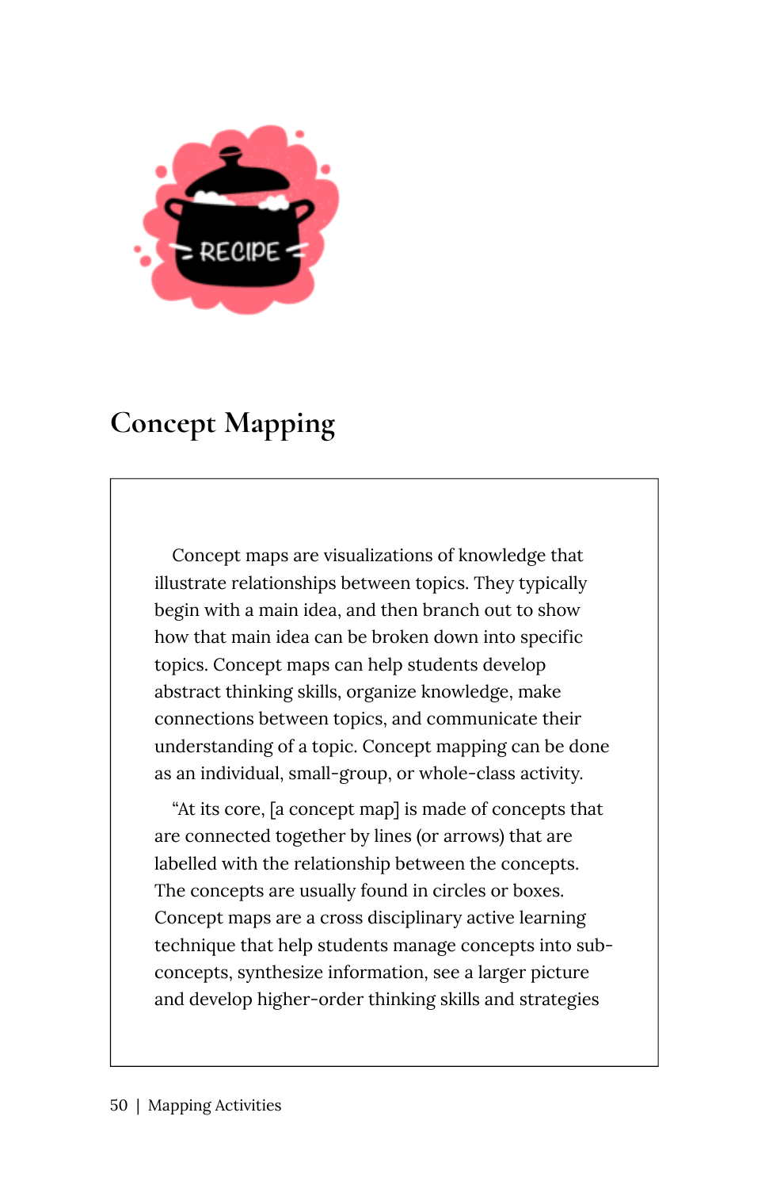## Concept Mapping

Concept maps are visualizations of knowledge that illustrate relationships between topics. They typically begin with a main idea, and then branch out to show how that main idea can be broken down into specific topics. Concept maps can help students develop abstract thinking skills, organize knowledge, make connections between topics, and communicate their understanding of a topic. Concept mapping can be done as an individual, small-group, or whole-class activity.

"At its core, [a concept map] is made of concepts that are connected together by lines (or arrows) that are labelled with the relationship between the concepts. The concepts are usually found in circles or boxes. Concept maps are a cross disciplinary active learning technique that help students manage concepts into sub-concepts, synthesize information, see a larger picture and develop higher-order thinking skills and strategies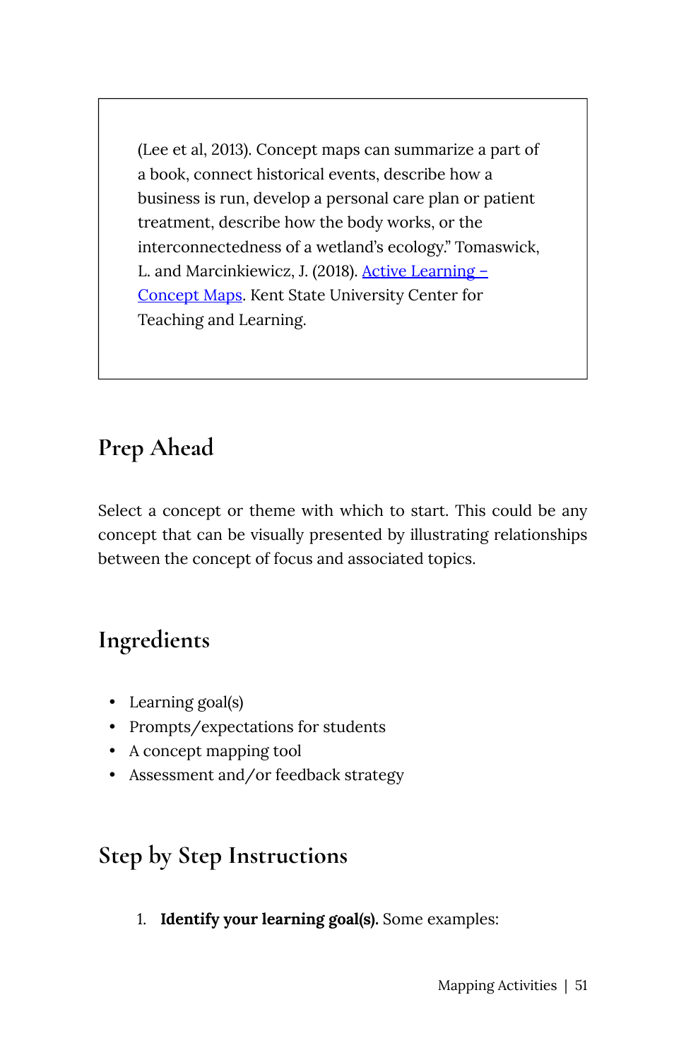(Lee et al, 2013). Concept maps can summarize a part of a book, connect historical events, describe how a business is run, develop a personal care plan or patient treatment, describe how the body works, or the interconnectedness of a wetland's ecology." Tomaswick, L. and Marcinkiewicz, J. (2018). [Active Learning – Concept Maps](). Kent State University Center for Teaching and Learning.

## Prep Ahead

Select a concept or theme with which to start. This could be any concept that can be visually presented by illustrating relationships between the concept of focus and associated topics.

## Ingredients

- Learning goal(s)
- Prompts/expectations for students
- A concept mapping tool
- Assessment and/or feedback strategy

## Step by Step Instructions

1. **Identify your learning goal(s).** Some examples: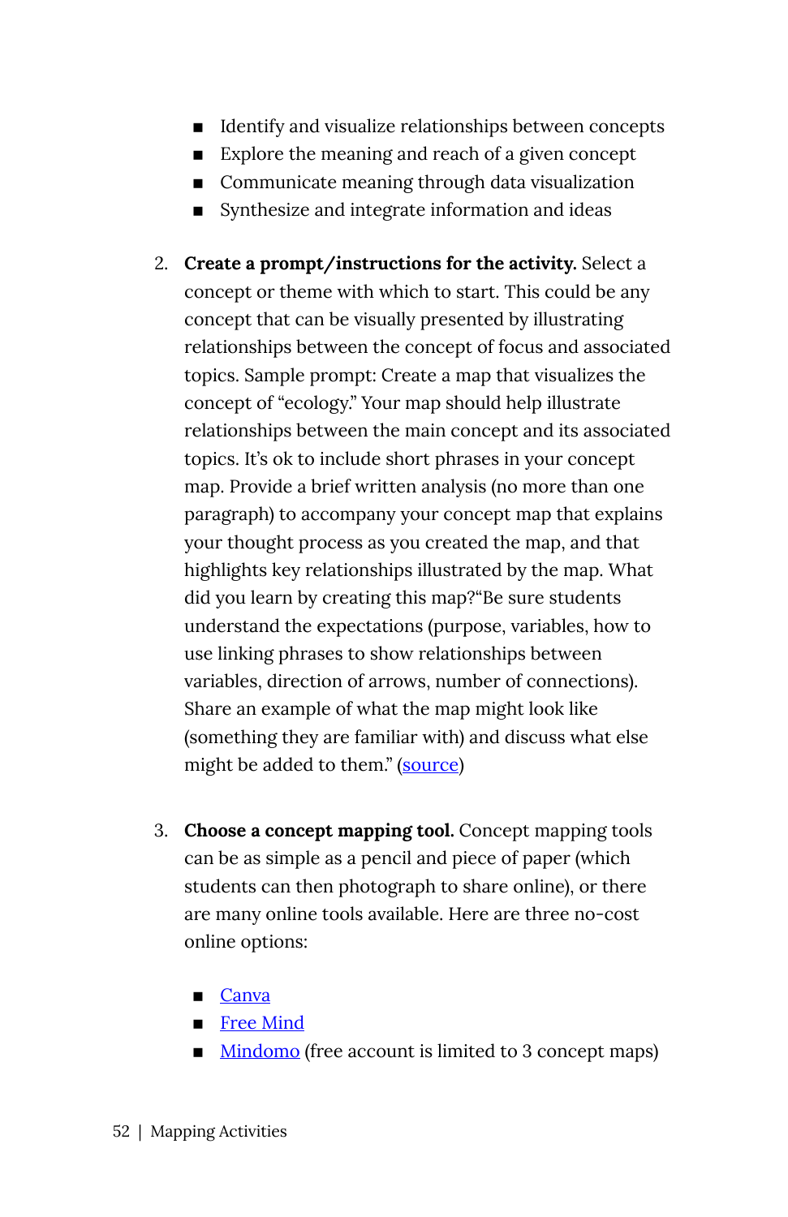- Identify and visualize relationships between concepts
- Explore the meaning and reach of a given concept
- Communicate meaning through data visualization
- Synthesize and integrate information and ideas

2. **Create a prompt/instructions for the activity.** Select a concept or theme with which to start. This could be any concept that can be visually presented by illustrating relationships between the concept of focus and associated topics. Sample prompt: Create a map that visualizes the concept of "ecology." Your map should help illustrate relationships between the main concept and its associated topics. It's ok to include short phrases in your concept map. Provide a brief written analysis (no more than one paragraph) to accompany your concept map that explains your thought process as you created the map, and that highlights key relationships illustrated by the map. What did you learn by creating this map?"Be sure students understand the expectations (purpose, variables, how to use linking phrases to show relationships between variables, direction of arrows, number of connections). Share an example of what the map might look like (something they are familiar with) and discuss what else might be added to them." (source)

3. **Choose a concept mapping tool.** Concept mapping tools can be as simple as a pencil and piece of paper (which students can then photograph to share online), or there are many online tools available. Here are three no-cost online options:

   - Canva
   - Free Mind
   - Mindomo (free account is limited to 3 concept maps)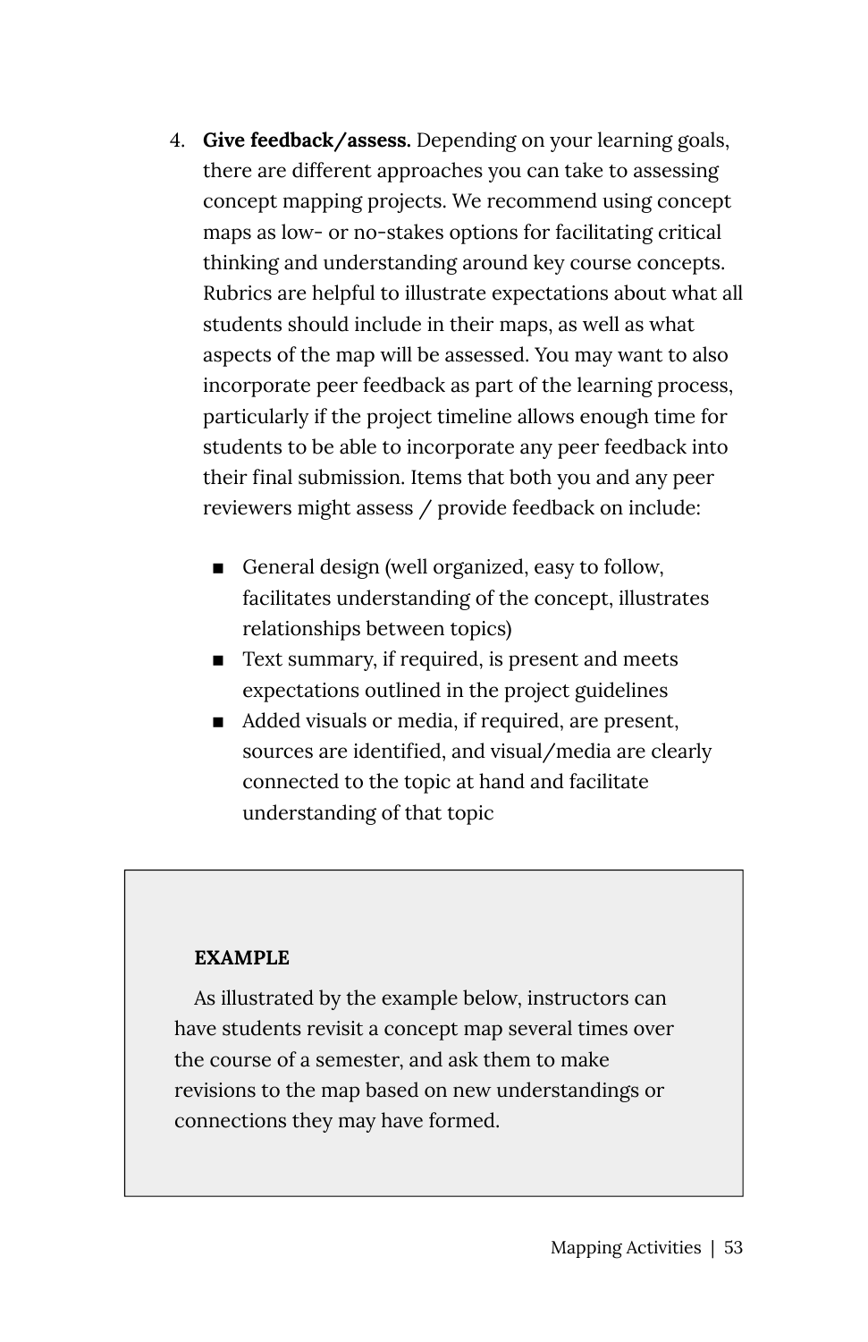4. **Give feedback/assess.** Depending on your learning goals, there are different approaches you can take to assessing concept mapping projects. We recommend using concept maps as low- or no-stakes options for facilitating critical thinking and understanding around key course concepts. Rubrics are helpful to illustrate expectations about what all students should include in their maps, as well as what aspects of the map will be assessed. You may want to also incorporate peer feedback as part of the learning process, particularly if the project timeline allows enough time for students to be able to incorporate any peer feedback into their final submission. Items that both you and any peer reviewers might assess / provide feedback on include:

    - General design (well organized, easy to follow, facilitates understanding of the concept, illustrates relationships between topics)
    - Text summary, if required, is present and meets expectations outlined in the project guidelines
    - Added visuals or media, if required, are present, sources are identified, and visual/media are clearly connected to the topic at hand and facilitate understanding of that topic

> **EXAMPLE**
>
> As illustrated by the example below, instructors can have students revisit a concept map several times over the course of a semester, and ask them to make revisions to the map based on new understandings or connections they may have formed.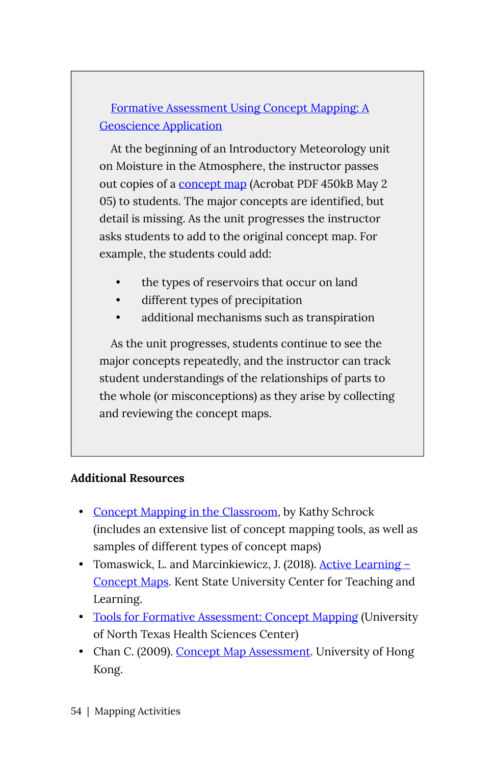Formative Assessment Using Concept Mapping: A Geoscience Application

At the beginning of an Introductory Meteorology unit on Moisture in the Atmosphere, the instructor passes out copies of a concept map (Acrobat PDF 450kB May 2 05) to students. The major concepts are identified, but detail is missing. As the unit progresses the instructor asks students to add to the original concept map. For example, the students could add:

- the types of reservoirs that occur on land
- different types of precipitation
- additional mechanisms such as transpiration

As the unit progresses, students continue to see the major concepts repeatedly, and the instructor can track student understandings of the relationships of parts to the whole (or misconceptions) as they arise by collecting and reviewing the concept maps.

**Additional Resources**

- Concept Mapping in the Classroom, by Kathy Schrock (includes an extensive list of concept mapping tools, as well as samples of different types of concept maps)
- Tomaswick, L. and Marcinkiewicz, J. (2018). Active Learning – Concept Maps. Kent State University Center for Teaching and Learning.
- Tools for Formative Assessment: Concept Mapping (University of North Texas Health Sciences Center)
- Chan C. (2009). Concept Map Assessment. University of Hong Kong.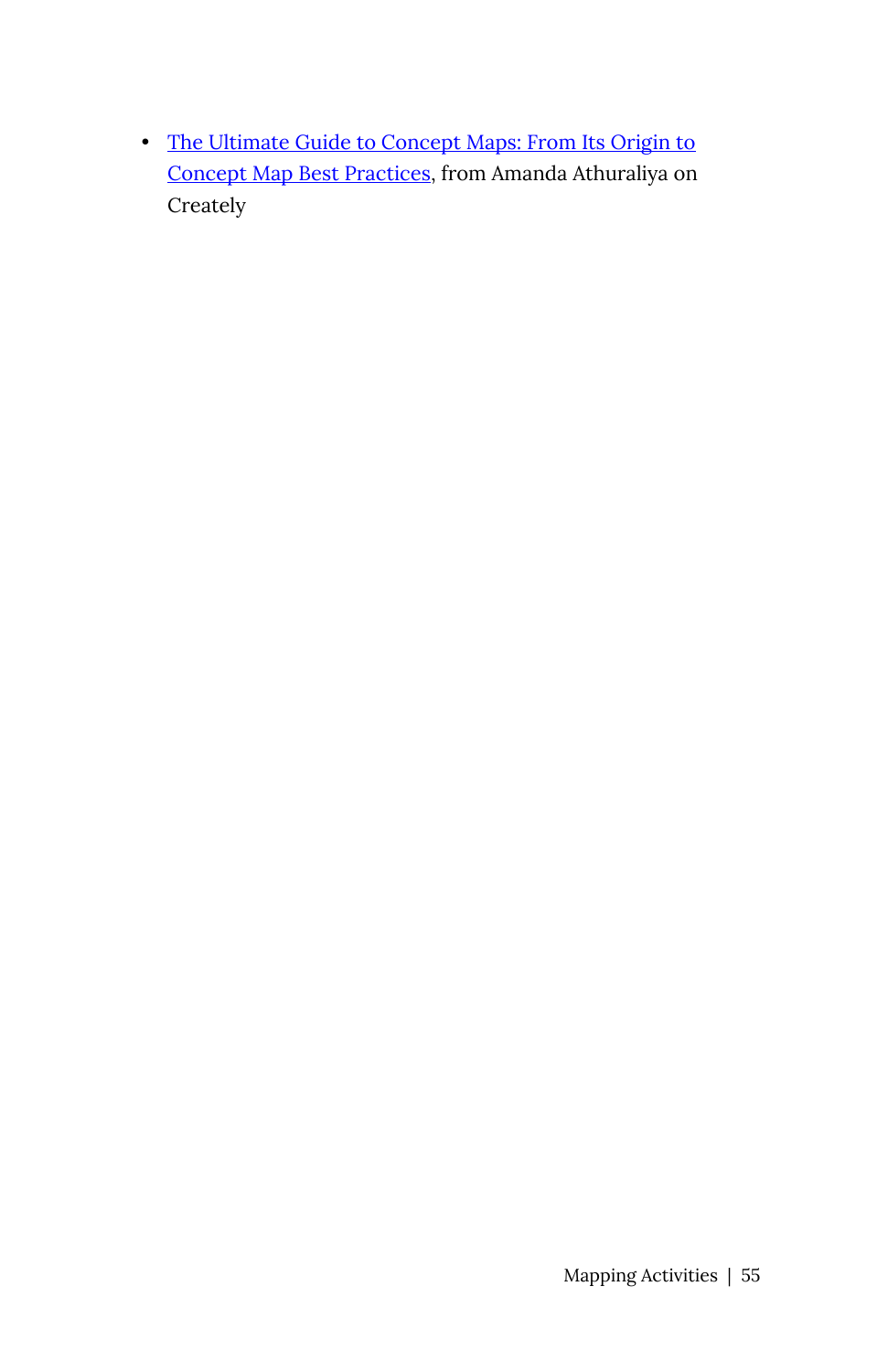- The Ultimate Guide to Concept Maps: From Its Origin to Concept Map Best Practices, from Amanda Athuraliya on Creately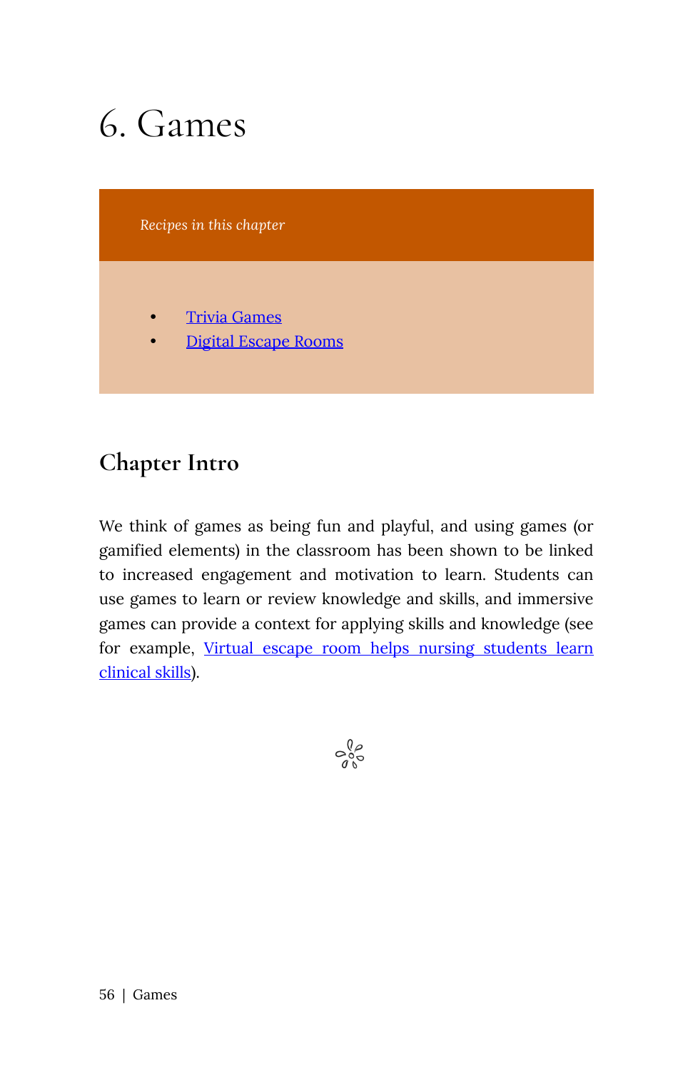# 6. Games

*Recipes in this chapter*

- Trivia Games
- Digital Escape Rooms

## Chapter Intro

We think of games as being fun and playful, and using games (or gamified elements) in the classroom has been shown to be linked to increased engagement and motivation to learn. Students can use games to learn or review knowledge and skills, and immersive games can provide a context for applying skills and knowledge (see for example, Virtual escape room helps nursing students learn clinical skills).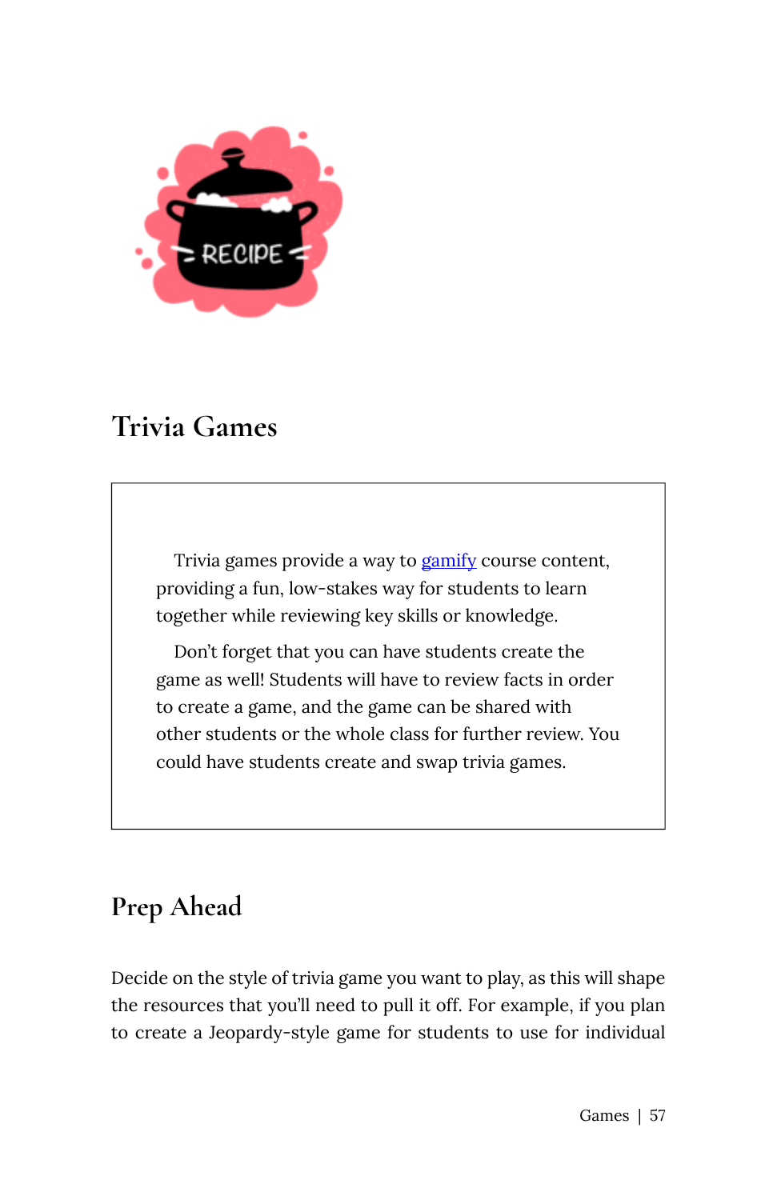RECIPE

## Trivia Games

Trivia games provide a way to [gamify] course content, providing a fun, low-stakes way for students to learn together while reviewing key skills or knowledge.

Don't forget that you can have students create the game as well! Students will have to review facts in order to create a game, and the game can be shared with other students or the whole class for further review. You could have students create and swap trivia games.

## Prep Ahead

Decide on the style of trivia game you want to play, as this will shape the resources that you'll need to pull it off. For example, if you plan to create a Jeopardy-style game for students to use for individual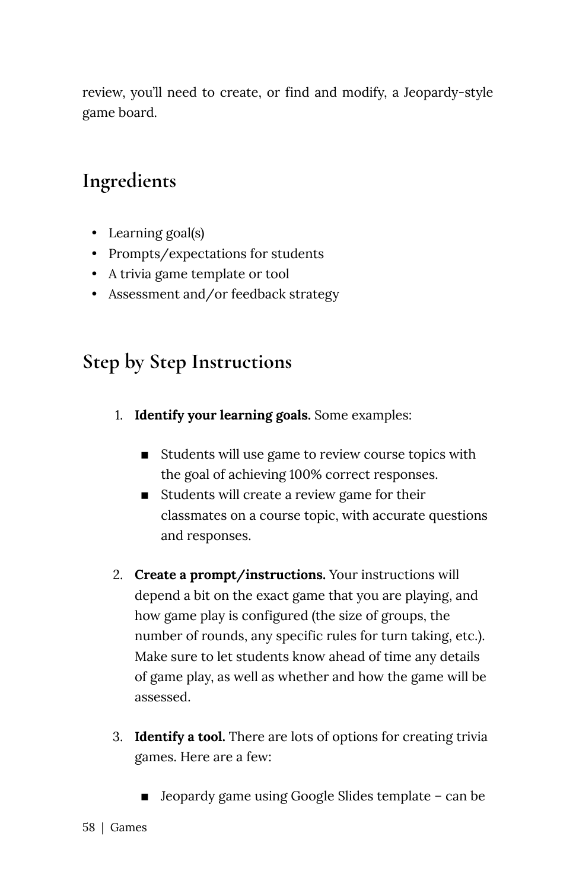review, you'll need to create, or find and modify, a Jeopardy-style game board.

## Ingredients

- Learning goal(s)
- Prompts/expectations for students
- A trivia game template or tool
- Assessment and/or feedback strategy

## Step by Step Instructions

1. **Identify your learning goals.** Some examples:
   - Students will use game to review course topics with the goal of achieving 100% correct responses.
   - Students will create a review game for their classmates on a course topic, with accurate questions and responses.
2. **Create a prompt/instructions.** Your instructions will depend a bit on the exact game that you are playing, and how game play is configured (the size of groups, the number of rounds, any specific rules for turn taking, etc.). Make sure to let students know ahead of time any details of game play, as well as whether and how the game will be assessed.
3. **Identify a tool.** There are lots of options for creating trivia games. Here are a few:
   - Jeopardy game using Google Slides template – can be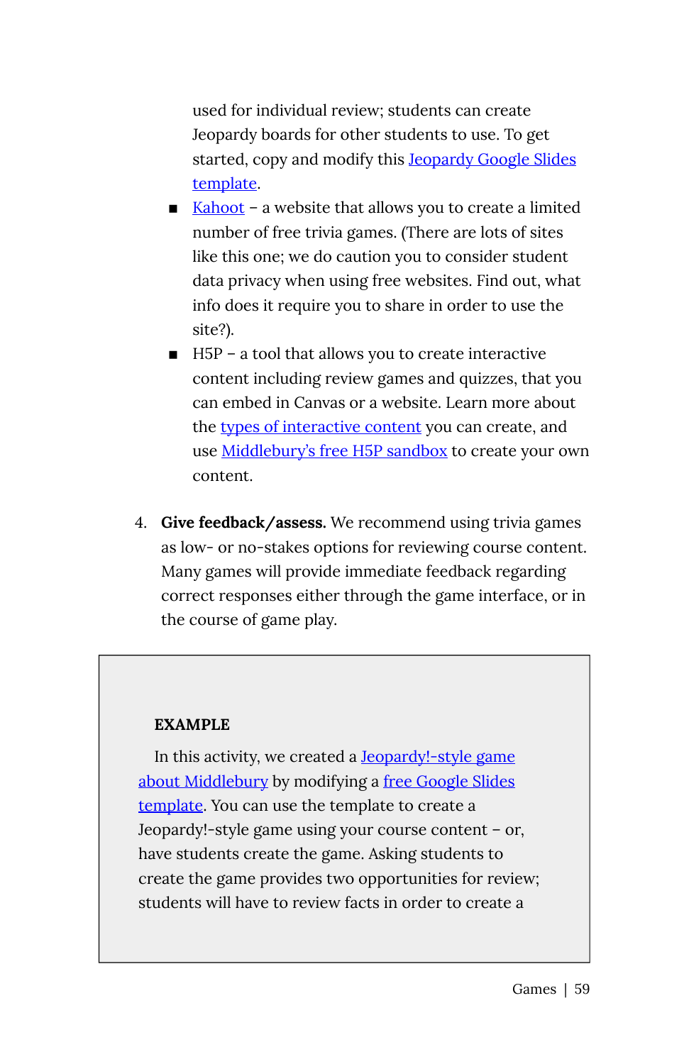used for individual review; students can create Jeopardy boards for other students to use. To get started, copy and modify this Jeopardy Google Slides template.

    - Kahoot – a website that allows you to create a limited number of free trivia games. (There are lots of sites like this one; we do caution you to consider student data privacy when using free websites. Find out, what info does it require you to share in order to use the site?).
    - H5P – a tool that allows you to create interactive content including review games and quizzes, that you can embed in Canvas or a website. Learn more about the types of interactive content you can create, and use Middlebury's free H5P sandbox to create your own content.

4. **Give feedback/assess.** We recommend using trivia games as low- or no-stakes options for reviewing course content. Many games will provide immediate feedback regarding correct responses either through the game interface, or in the course of game play.

> **EXAMPLE**
>
> In this activity, we created a Jeopardy!-style game about Middlebury by modifying a free Google Slides template. You can use the template to create a Jeopardy!-style game using your course content – or, have students create the game. Asking students to create the game provides two opportunities for review; students will have to review facts in order to create a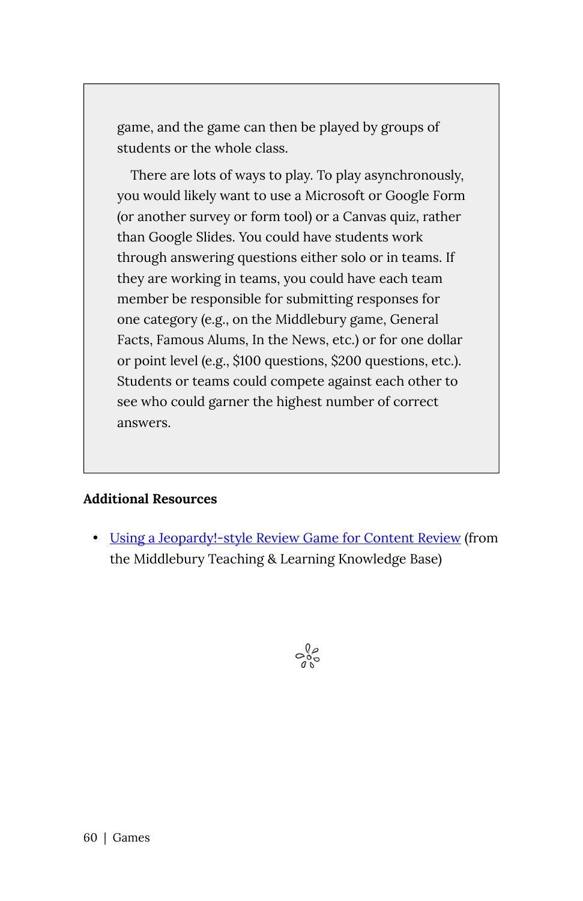game, and the game can then be played by groups of students or the whole class.

There are lots of ways to play. To play asynchronously, you would likely want to use a Microsoft or Google Form (or another survey or form tool) or a Canvas quiz, rather than Google Slides. You could have students work through answering questions either solo or in teams. If they are working in teams, you could have each team member be responsible for submitting responses for one category (e.g., on the Middlebury game, General Facts, Famous Alums, In the News, etc.) or for one dollar or point level (e.g., $100 questions, $200 questions, etc.). Students or teams could compete against each other to see who could garner the highest number of correct answers.

**Additional Resources**

- Using a Jeopardy!-style Review Game for Content Review (from the Middlebury Teaching & Learning Knowledge Base)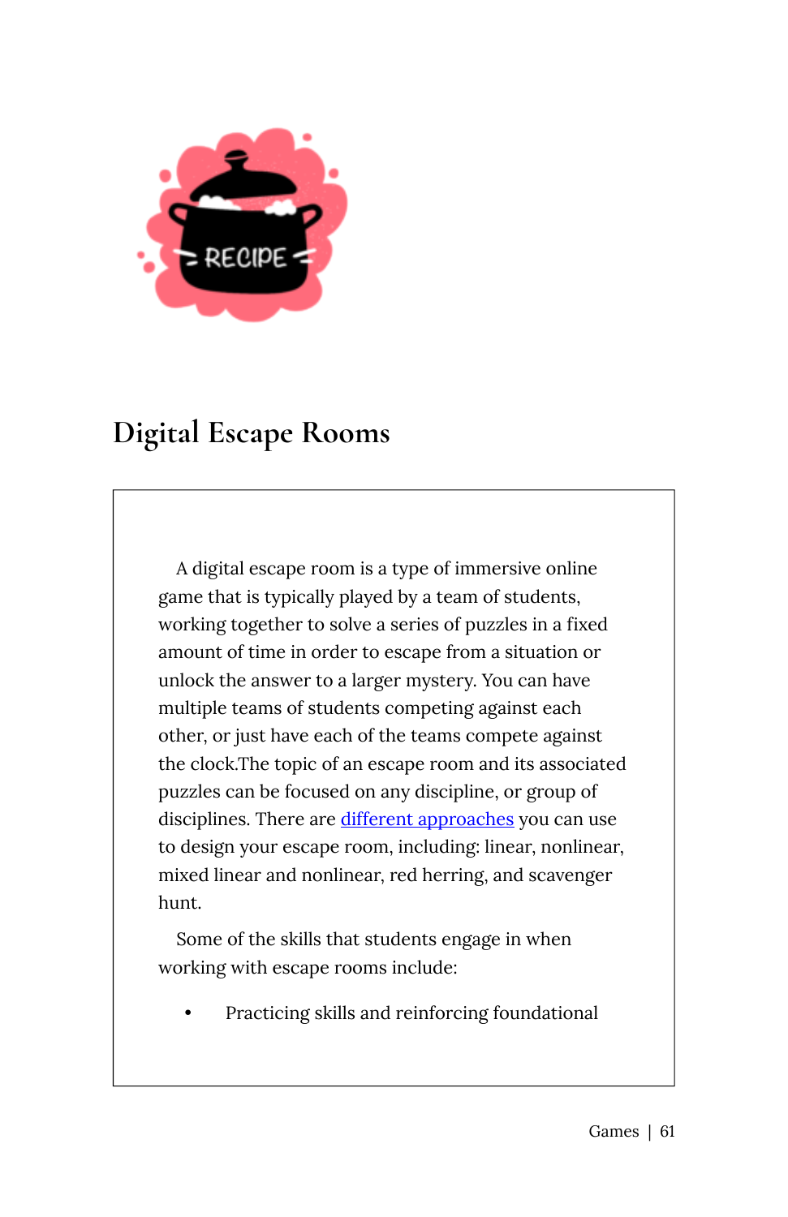RECIPE

## Digital Escape Rooms

A digital escape room is a type of immersive online game that is typically played by a team of students, working together to solve a series of puzzles in a fixed amount of time in order to escape from a situation or unlock the answer to a larger mystery. You can have multiple teams of students competing against each other, or just have each of the teams compete against the clock.The topic of an escape room and its associated puzzles can be focused on any discipline, or group of disciplines. There are [different approaches]() you can use to design your escape room, including: linear, nonlinear, mixed linear and nonlinear, red herring, and scavenger hunt.

Some of the skills that students engage in when working with escape rooms include:

- Practicing skills and reinforcing foundational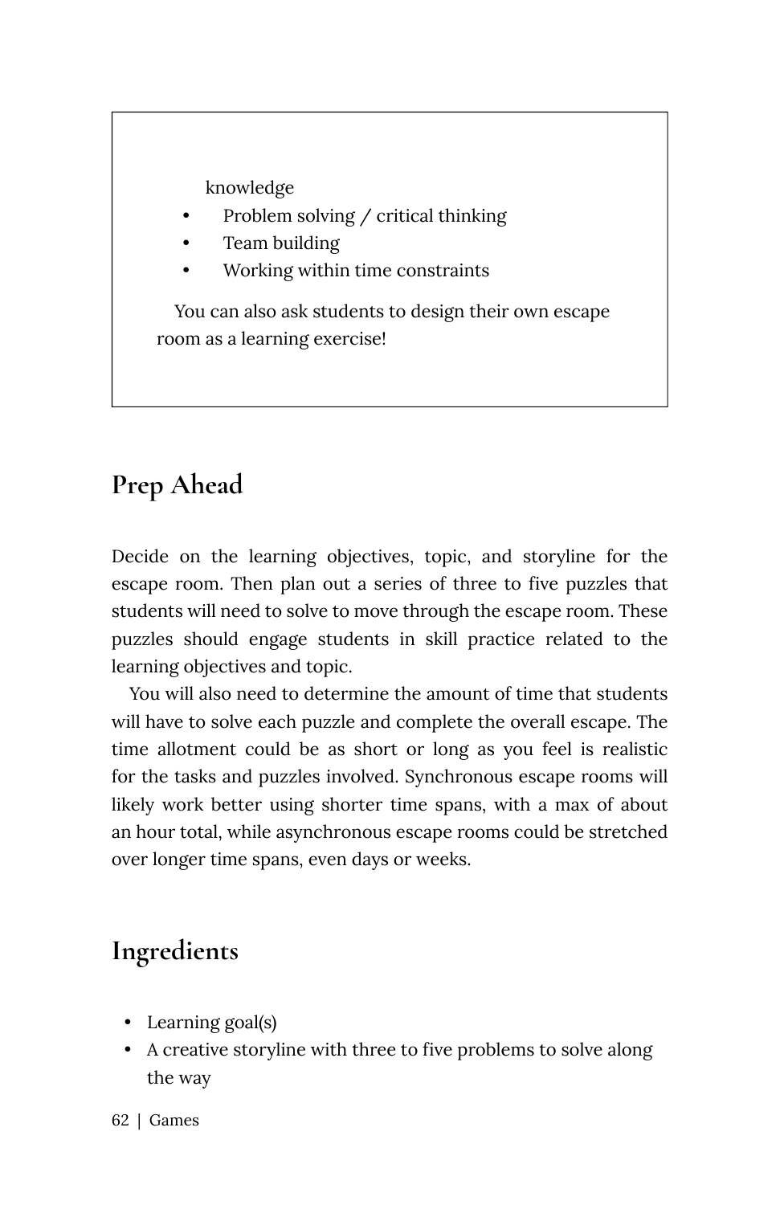knowledge

- Problem solving / critical thinking
- Team building
- Working within time constraints

You can also ask students to design their own escape room as a learning exercise!

## Prep Ahead

Decide on the learning objectives, topic, and storyline for the escape room. Then plan out a series of three to five puzzles that students will need to solve to move through the escape room. These puzzles should engage students in skill practice related to the learning objectives and topic.

You will also need to determine the amount of time that students will have to solve each puzzle and complete the overall escape. The time allotment could be as short or long as you feel is realistic for the tasks and puzzles involved. Synchronous escape rooms will likely work better using shorter time spans, with a max of about an hour total, while asynchronous escape rooms could be stretched over longer time spans, even days or weeks.

## Ingredients

- Learning goal(s)
- A creative storyline with three to five problems to solve along the way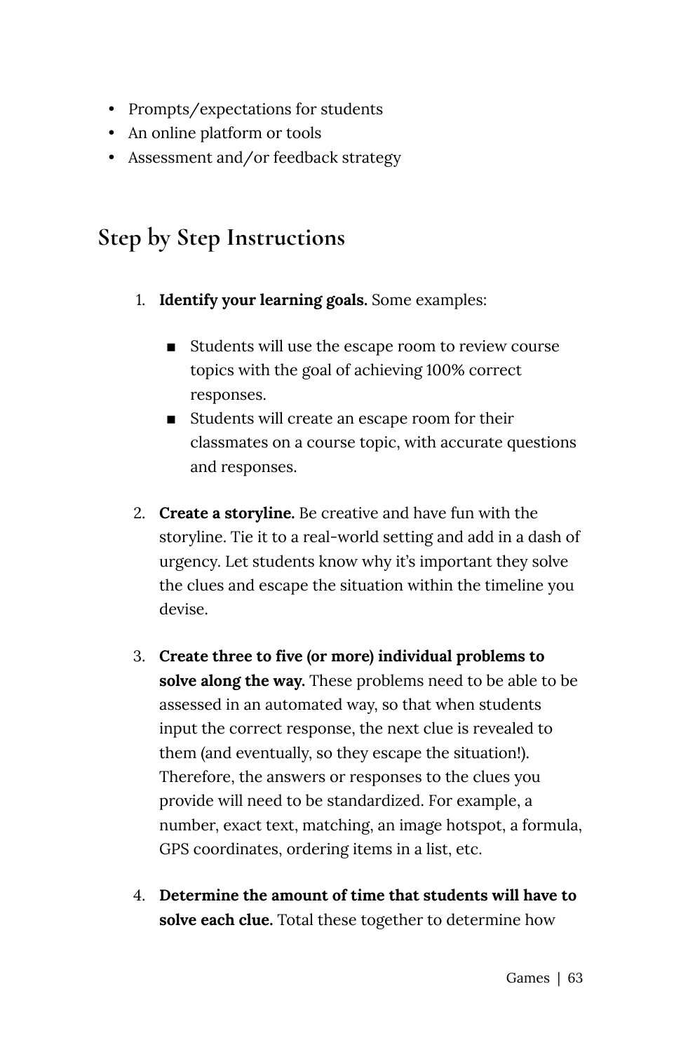- Prompts/expectations for students
- An online platform or tools
- Assessment and/or feedback strategy

## Step by Step Instructions

1. **Identify your learning goals.** Some examples:
   - Students will use the escape room to review course topics with the goal of achieving 100% correct responses.
   - Students will create an escape room for their classmates on a course topic, with accurate questions and responses.

2. **Create a storyline.** Be creative and have fun with the storyline. Tie it to a real-world setting and add in a dash of urgency. Let students know why it's important they solve the clues and escape the situation within the timeline you devise.

3. **Create three to five (or more) individual problems to solve along the way.** These problems need to be able to be assessed in an automated way, so that when students input the correct response, the next clue is revealed to them (and eventually, so they escape the situation!). Therefore, the answers or responses to the clues you provide will need to be standardized. For example, a number, exact text, matching, an image hotspot, a formula, GPS coordinates, ordering items in a list, etc.

4. **Determine the amount of time that students will have to solve each clue.** Total these together to determine how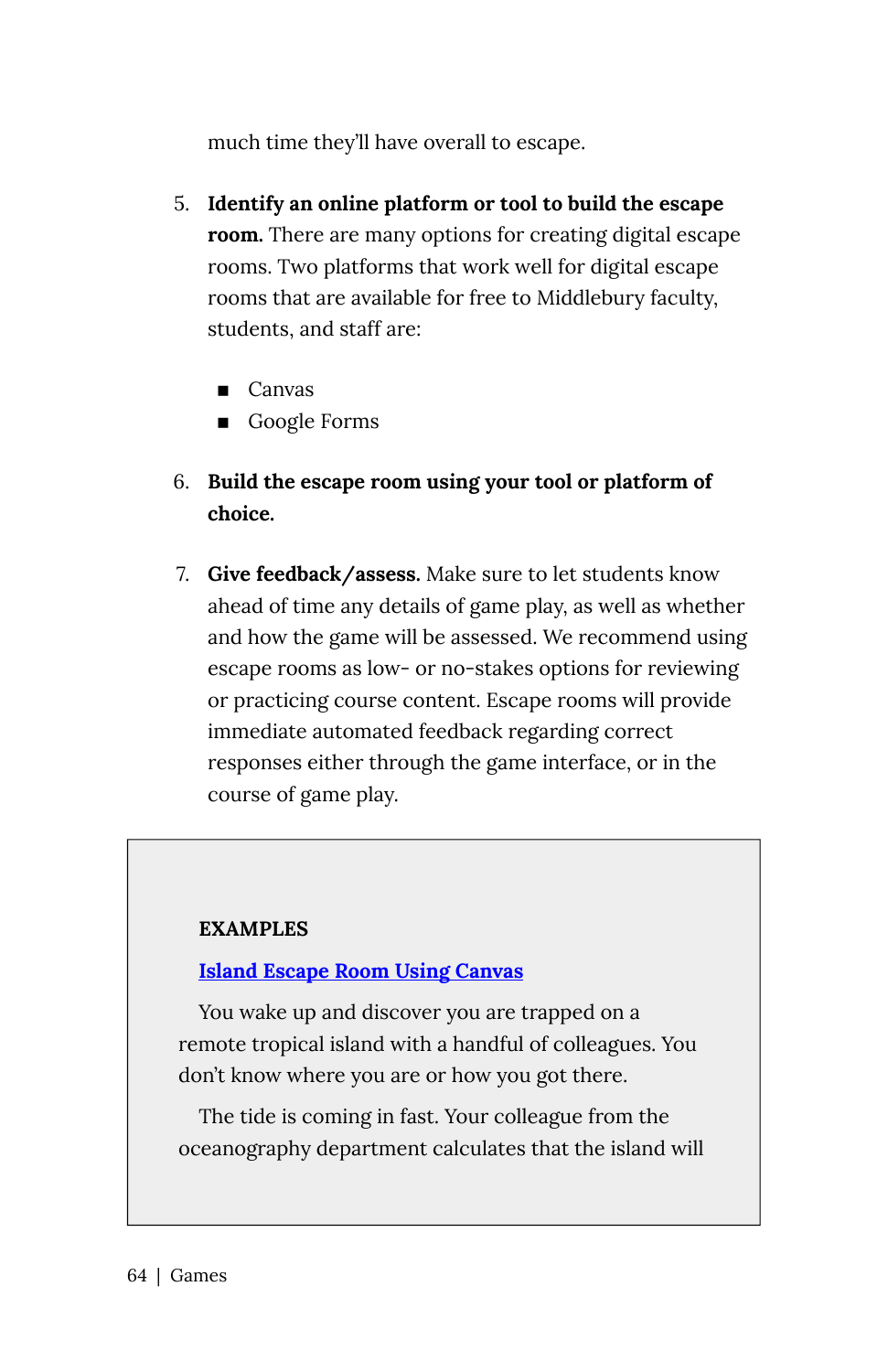much time they'll have overall to escape.

5. **Identify an online platform or tool to build the escape room.** There are many options for creating digital escape rooms. Two platforms that work well for digital escape rooms that are available for free to Middlebury faculty, students, and staff are:

   - Canvas
   - Google Forms

6. **Build the escape room using your tool or platform of choice.**

7. **Give feedback/assess.** Make sure to let students know ahead of time any details of game play, as well as whether and how the game will be assessed. We recommend using escape rooms as low- or no-stakes options for reviewing or practicing course content. Escape rooms will provide immediate automated feedback regarding correct responses either through the game interface, or in the course of game play.

> **EXAMPLES**
>
> **Island Escape Room Using Canvas**
>
> You wake up and discover you are trapped on a remote tropical island with a handful of colleagues. You don't know where you are or how you got there.
>
> The tide is coming in fast. Your colleague from the oceanography department calculates that the island will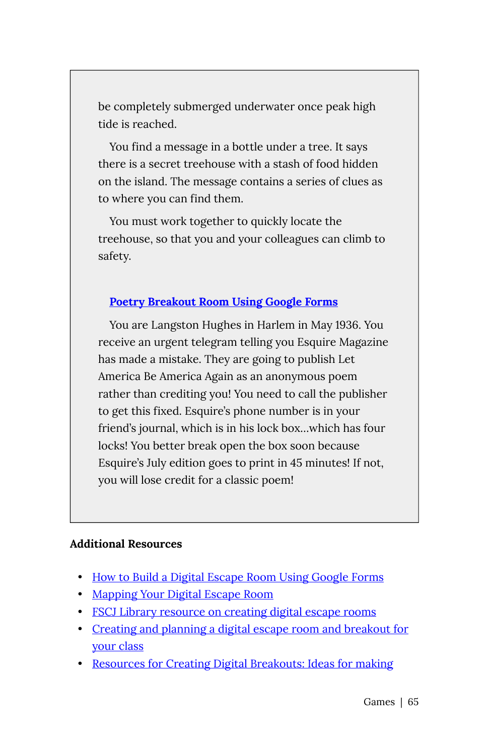be completely submerged underwater once peak high tide is reached.

You find a message in a bottle under a tree. It says there is a secret treehouse with a stash of food hidden on the island. The message contains a series of clues as to where you can find them.

You must work together to quickly locate the treehouse, so that you and your colleagues can climb to safety.

**Poetry Breakout Room Using Google Forms**

You are Langston Hughes in Harlem in May 1936. You receive an urgent telegram telling you Esquire Magazine has made a mistake. They are going to publish Let America Be America Again as an anonymous poem rather than crediting you! You need to call the publisher to get this fixed. Esquire's phone number is in your friend's journal, which is in his lock box…which has four locks! You better break open the box soon because Esquire's July edition goes to print in 45 minutes! If not, you will lose credit for a classic poem!

**Additional Resources**

- How to Build a Digital Escape Room Using Google Forms
- Mapping Your Digital Escape Room
- FSCJ Library resource on creating digital escape rooms
- Creating and planning a digital escape room and breakout for your class
- Resources for Creating Digital Breakouts: Ideas for making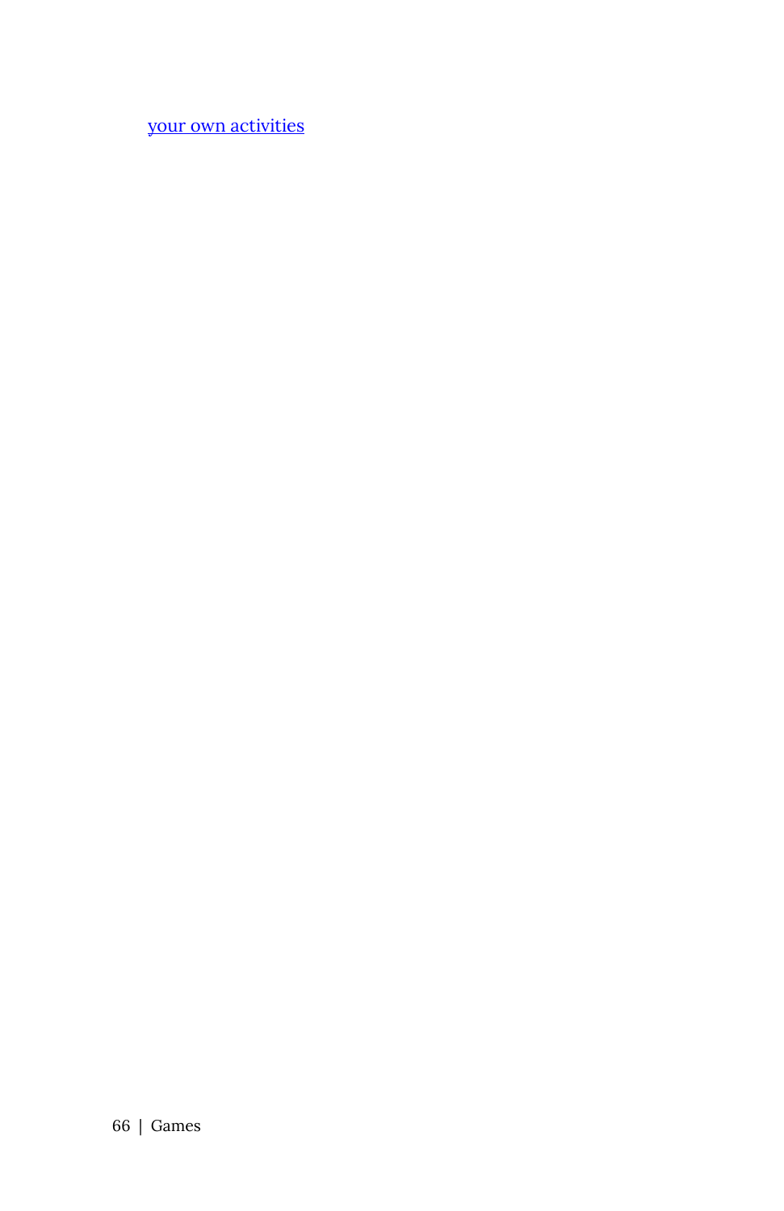[your own activities]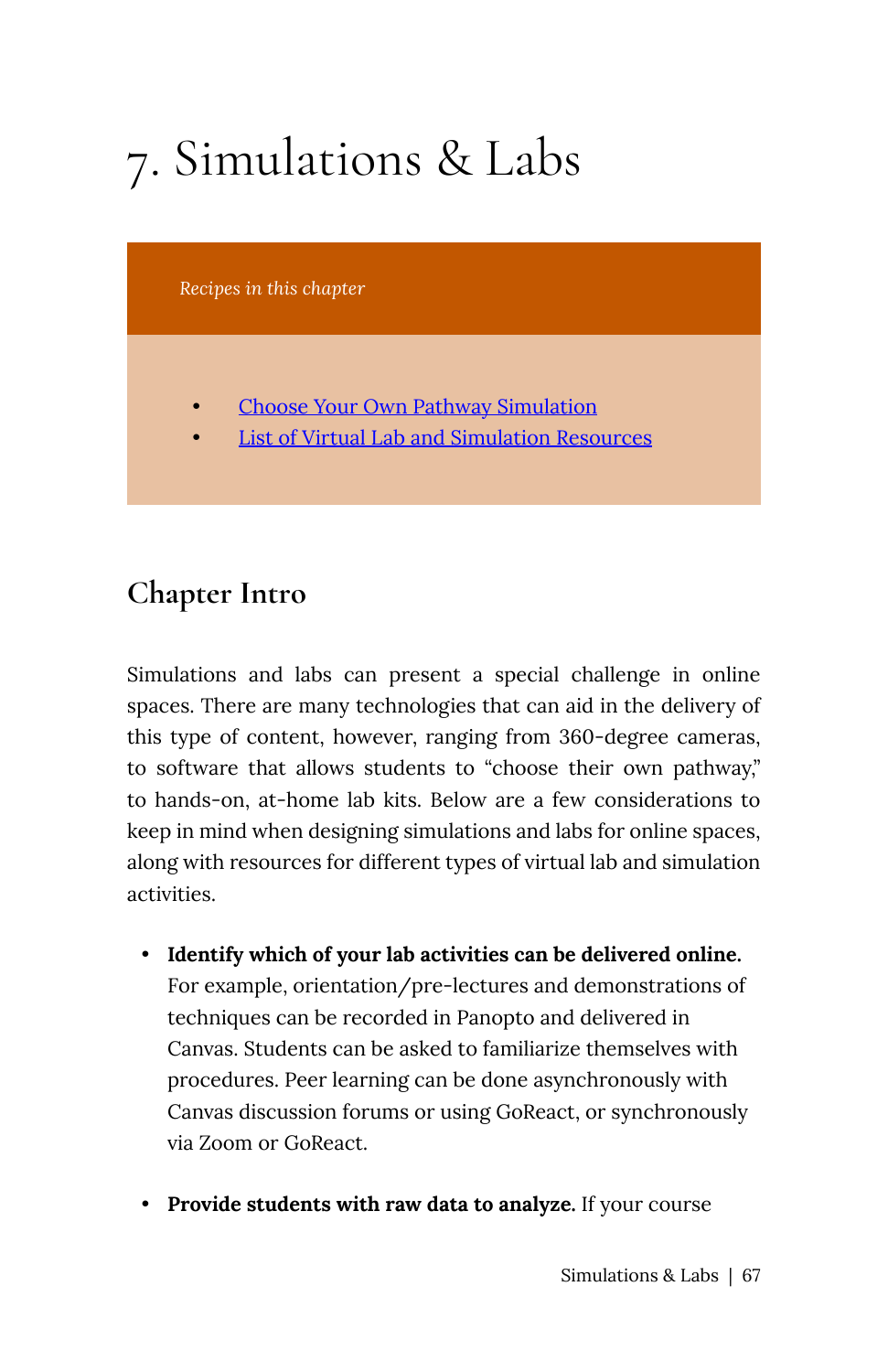# 7. Simulations & Labs

*Recipes in this chapter*

- [Choose Your Own Pathway Simulation]
- [List of Virtual Lab and Simulation Resources]

## Chapter Intro

Simulations and labs can present a special challenge in online spaces. There are many technologies that can aid in the delivery of this type of content, however, ranging from 360-degree cameras, to software that allows students to "choose their own pathway," to hands-on, at-home lab kits. Below are a few considerations to keep in mind when designing simulations and labs for online spaces, along with resources for different types of virtual lab and simulation activities.

- **Identify which of your lab activities can be delivered online.** For example, orientation/pre-lectures and demonstrations of techniques can be recorded in Panopto and delivered in Canvas. Students can be asked to familiarize themselves with procedures. Peer learning can be done asynchronously with Canvas discussion forums or using GoReact, or synchronously via Zoom or GoReact.

- **Provide students with raw data to analyze.** If your course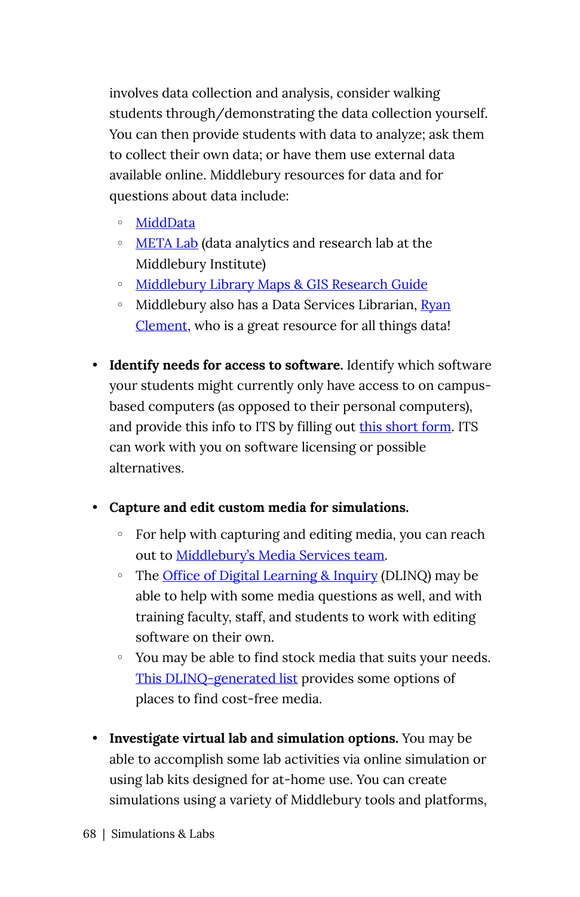involves data collection and analysis, consider walking students through/demonstrating the data collection yourself. You can then provide students with data to analyze; ask them to collect their own data; or have them use external data available online. Middlebury resources for data and for questions about data include:

  - MiddData
  - META Lab (data analytics and research lab at the Middlebury Institute)
  - Middlebury Library Maps & GIS Research Guide
  - Middlebury also has a Data Services Librarian, Ryan Clement, who is a great resource for all things data!

- **Identify needs for access to software.** Identify which software your students might currently only have access to on campus-based computers (as opposed to their personal computers), and provide this info to ITS by filling out this short form. ITS can work with you on software licensing or possible alternatives.

- **Capture and edit custom media for simulations.**
  - For help with capturing and editing media, you can reach out to Middlebury's Media Services team.
  - The Office of Digital Learning & Inquiry (DLINQ) may be able to help with some media questions as well, and with training faculty, staff, and students to work with editing software on their own.
  - You may be able to find stock media that suits your needs. This DLINQ-generated list provides some options of places to find cost-free media.

- **Investigate virtual lab and simulation options.** You may be able to accomplish some lab activities via online simulation or using lab kits designed for at-home use. You can create simulations using a variety of Middlebury tools and platforms,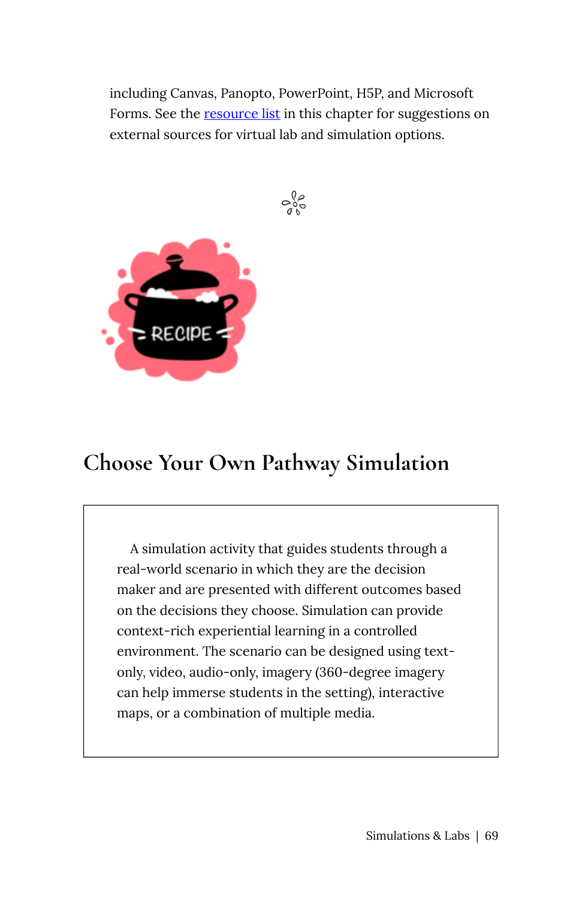including Canvas, Panopto, PowerPoint, H5P, and Microsoft Forms. See the resource list in this chapter for suggestions on external sources for virtual lab and simulation options.

## Choose Your Own Pathway Simulation

A simulation activity that guides students through a real-world scenario in which they are the decision maker and are presented with different outcomes based on the decisions they choose. Simulation can provide context-rich experiential learning in a controlled environment. The scenario can be designed using text-only, video, audio-only, imagery (360-degree imagery can help immerse students in the setting), interactive maps, or a combination of multiple media.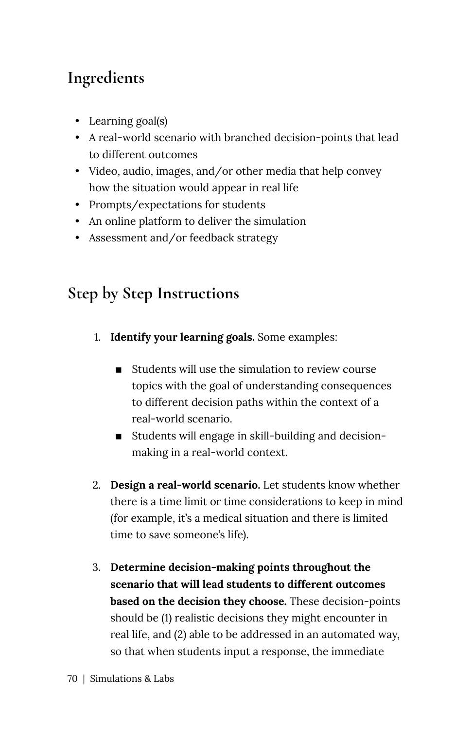## Ingredients

- Learning goal(s)
- A real-world scenario with branched decision-points that lead to different outcomes
- Video, audio, images, and/or other media that help convey how the situation would appear in real life
- Prompts/expectations for students
- An online platform to deliver the simulation
- Assessment and/or feedback strategy

## Step by Step Instructions

1. **Identify your learning goals.** Some examples:
   - Students will use the simulation to review course topics with the goal of understanding consequences to different decision paths within the context of a real-world scenario.
   - Students will engage in skill-building and decision-making in a real-world context.

2. **Design a real-world scenario.** Let students know whether there is a time limit or time considerations to keep in mind (for example, it's a medical situation and there is limited time to save someone's life).

3. **Determine decision-making points throughout the scenario that will lead students to different outcomes based on the decision they choose.** These decision-points should be (1) realistic decisions they might encounter in real life, and (2) able to be addressed in an automated way, so that when students input a response, the immediate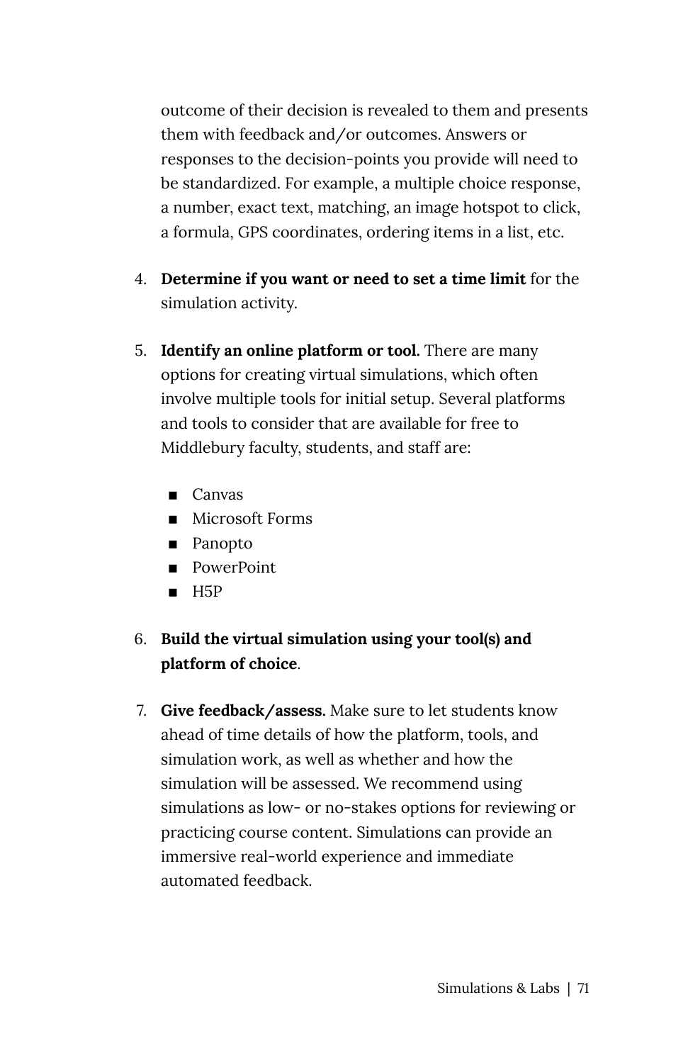outcome of their decision is revealed to them and presents them with feedback and/or outcomes. Answers or responses to the decision-points you provide will need to be standardized. For example, a multiple choice response, a number, exact text, matching, an image hotspot to click, a formula, GPS coordinates, ordering items in a list, etc.

4. **Determine if you want or need to set a time limit** for the simulation activity.

5. **Identify an online platform or tool.** There are many options for creating virtual simulations, which often involve multiple tools for initial setup. Several platforms and tools to consider that are available for free to Middlebury faculty, students, and staff are:

    - Canvas
    - Microsoft Forms
    - Panopto
    - PowerPoint
    - H5P

6. **Build the virtual simulation using your tool(s) and platform of choice**.

7. **Give feedback/assess.** Make sure to let students know ahead of time details of how the platform, tools, and simulation work, as well as whether and how the simulation will be assessed. We recommend using simulations as low- or no-stakes options for reviewing or practicing course content. Simulations can provide an immersive real-world experience and immediate automated feedback.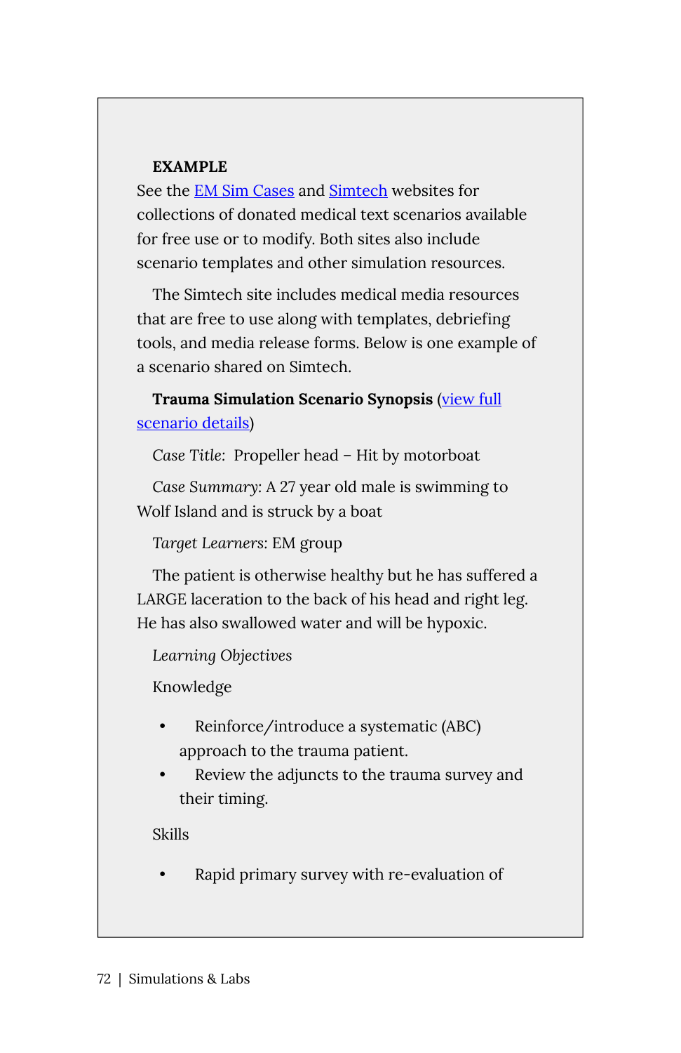**EXAMPLE**

See the EM Sim Cases and Simtech websites for collections of donated medical text scenarios available for free use or to modify. Both sites also include scenario templates and other simulation resources.

The Simtech site includes medical media resources that are free to use along with templates, debriefing tools, and media release forms. Below is one example of a scenario shared on Simtech.

**Trauma Simulation Scenario Synopsis** (view full scenario details)

*Case Title*: Propeller head – Hit by motorboat

*Case Summary*: A 27 year old male is swimming to Wolf Island and is struck by a boat

*Target Learners*: EM group

The patient is otherwise healthy but he has suffered a LARGE laceration to the back of his head and right leg. He has also swallowed water and will be hypoxic.

*Learning Objectives*

Knowledge

- Reinforce/introduce a systematic (ABC) approach to the trauma patient.
- Review the adjuncts to the trauma survey and their timing.

Skills

- Rapid primary survey with re-evaluation of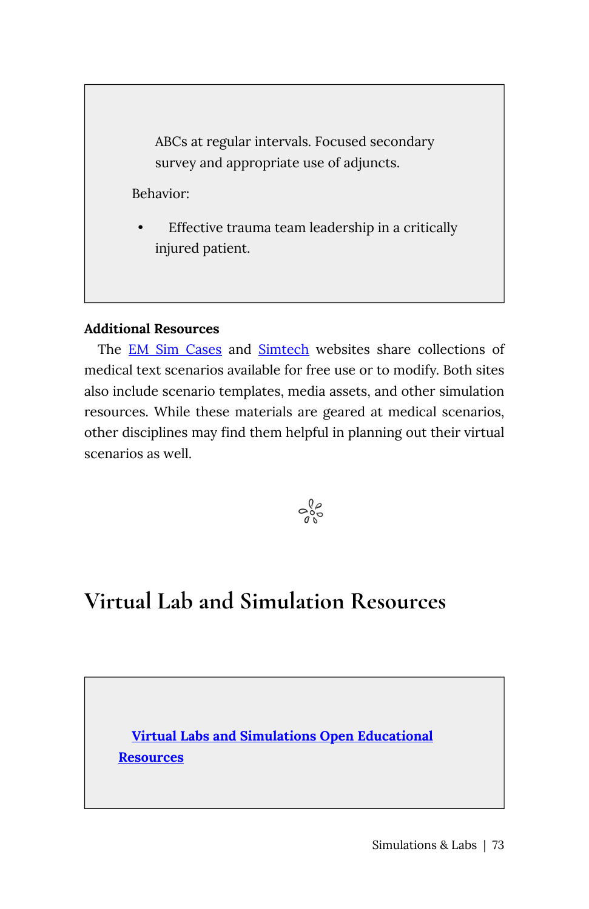ABCs at regular intervals. Focused secondary survey and appropriate use of adjuncts.

Behavior:

- Effective trauma team leadership in a critically injured patient.

**Additional Resources**

The EM Sim Cases and Simtech websites share collections of medical text scenarios available for free use or to modify. Both sites also include scenario templates, media assets, and other simulation resources. While these materials are geared at medical scenarios, other disciplines may find them helpful in planning out their virtual scenarios as well.

# Virtual Lab and Simulation Resources

**Virtual Labs and Simulations Open Educational Resources**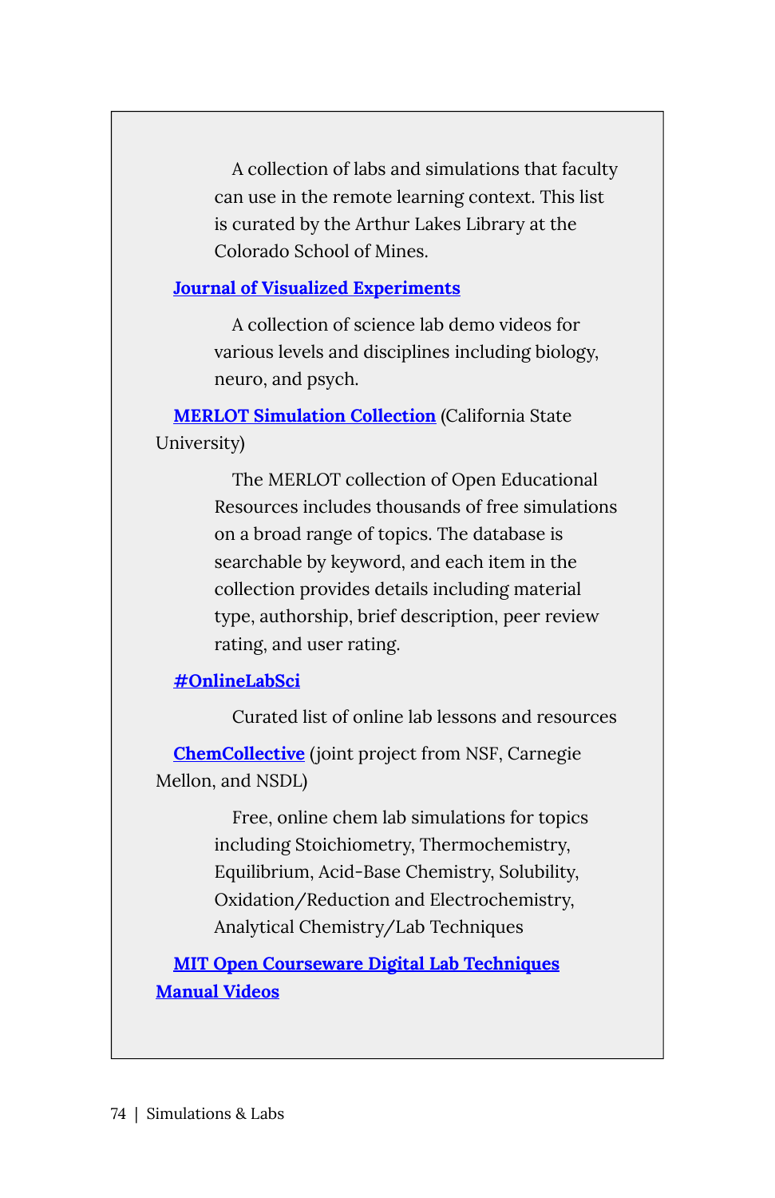A collection of labs and simulations that faculty can use in the remote learning context. This list is curated by the Arthur Lakes Library at the Colorado School of Mines.

**Journal of Visualized Experiments**

A collection of science lab demo videos for various levels and disciplines including biology, neuro, and psych.

**MERLOT Simulation Collection** (California State University)

The MERLOT collection of Open Educational Resources includes thousands of free simulations on a broad range of topics. The database is searchable by keyword, and each item in the collection provides details including material type, authorship, brief description, peer review rating, and user rating.

**#OnlineLabSci**

Curated list of online lab lessons and resources

**ChemCollective** (joint project from NSF, Carnegie Mellon, and NSDL)

Free, online chem lab simulations for topics including Stoichiometry, Thermochemistry, Equilibrium, Acid-Base Chemistry, Solubility, Oxidation/Reduction and Electrochemistry, Analytical Chemistry/Lab Techniques

**MIT Open Courseware Digital Lab Techniques Manual Videos**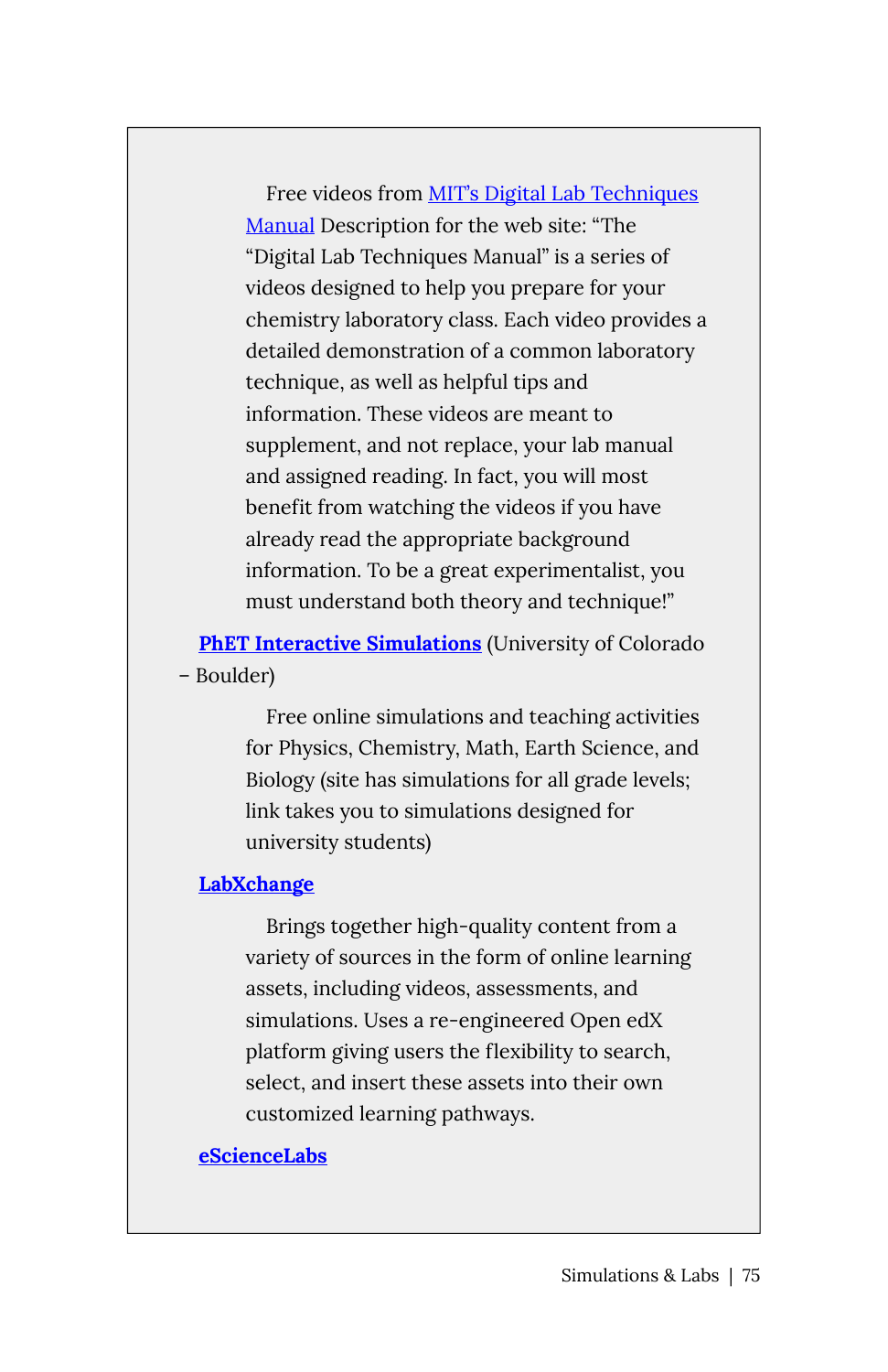Free videos from MIT's Digital Lab Techniques Manual Description for the web site: "The "Digital Lab Techniques Manual" is a series of videos designed to help you prepare for your chemistry laboratory class. Each video provides a detailed demonstration of a common laboratory technique, as well as helpful tips and information. These videos are meant to supplement, and not replace, your lab manual and assigned reading. In fact, you will most benefit from watching the videos if you have already read the appropriate background information. To be a great experimentalist, you must understand both theory and technique!"

**PhET Interactive Simulations** (University of Colorado – Boulder)

Free online simulations and teaching activities for Physics, Chemistry, Math, Earth Science, and Biology (site has simulations for all grade levels; link takes you to simulations designed for university students)

**LabXchange**

Brings together high-quality content from a variety of sources in the form of online learning assets, including videos, assessments, and simulations. Uses a re-engineered Open edX platform giving users the flexibility to search, select, and insert these assets into their own customized learning pathways.

**eScienceLabs**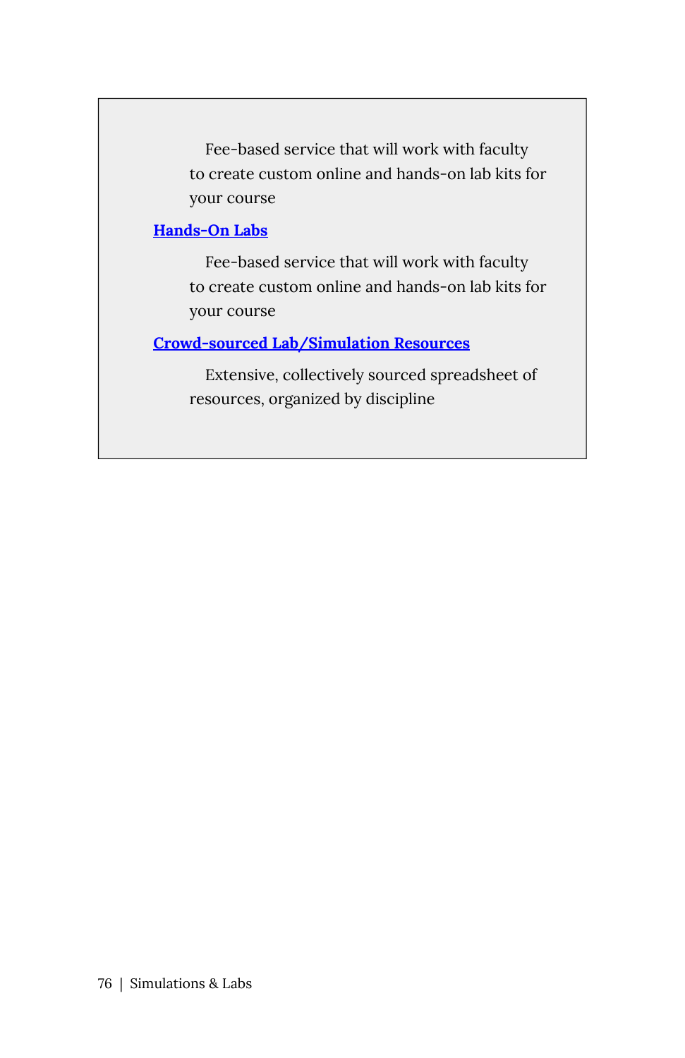Fee-based service that will work with faculty to create custom online and hands-on lab kits for your course

**Hands-On Labs**

Fee-based service that will work with faculty to create custom online and hands-on lab kits for your course

**Crowd-sourced Lab/Simulation Resources**

Extensive, collectively sourced spreadsheet of resources, organized by discipline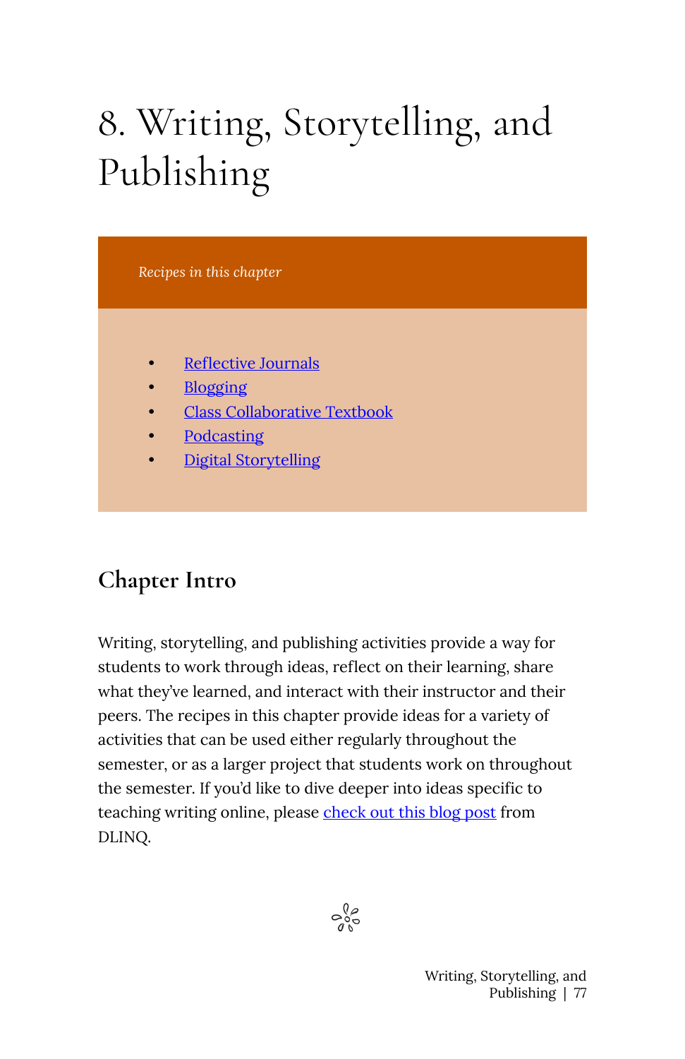# 8. Writing, Storytelling, and Publishing

*Recipes in this chapter*

- Reflective Journals
- Blogging
- Class Collaborative Textbook
- Podcasting
- Digital Storytelling

## Chapter Intro

Writing, storytelling, and publishing activities provide a way for students to work through ideas, reflect on their learning, share what they've learned, and interact with their instructor and their peers. The recipes in this chapter provide ideas for a variety of activities that can be used either regularly throughout the semester, or as a larger project that students work on throughout the semester. If you'd like to dive deeper into ideas specific to teaching writing online, please check out this blog post from DLINQ.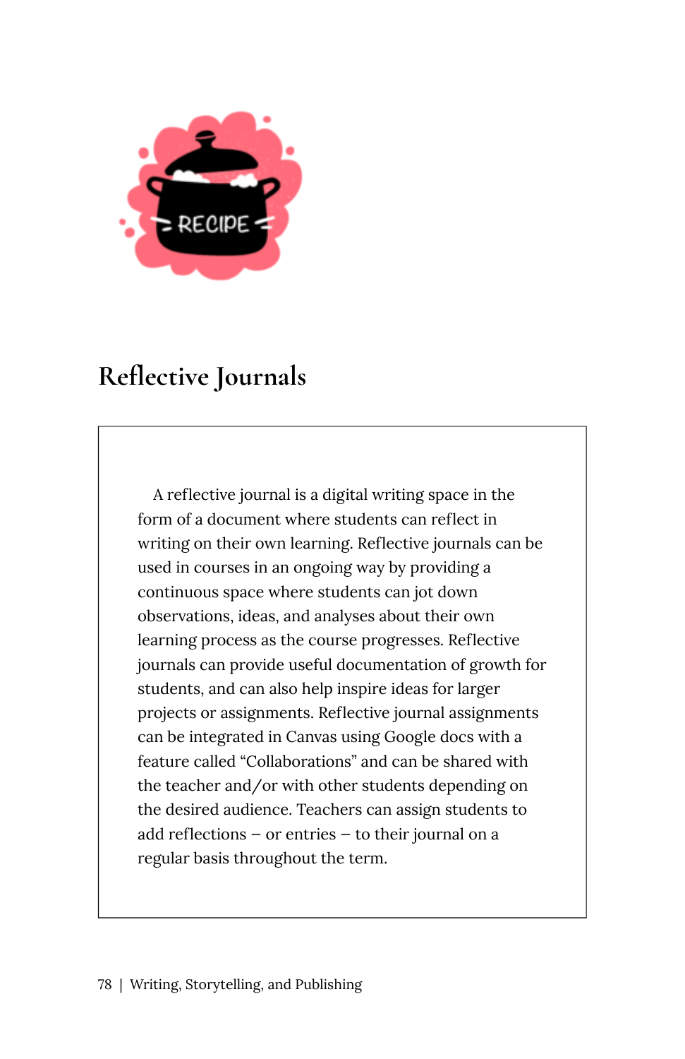## Reflective Journals

A reflective journal is a digital writing space in the form of a document where students can reflect in writing on their own learning. Reflective journals can be used in courses in an ongoing way by providing a continuous space where students can jot down observations, ideas, and analyses about their own learning process as the course progresses. Reflective journals can provide useful documentation of growth for students, and can also help inspire ideas for larger projects or assignments. Reflective journal assignments can be integrated in Canvas using Google docs with a feature called "Collaborations" and can be shared with the teacher and/or with other students depending on the desired audience. Teachers can assign students to add reflections – or entries – to their journal on a regular basis throughout the term.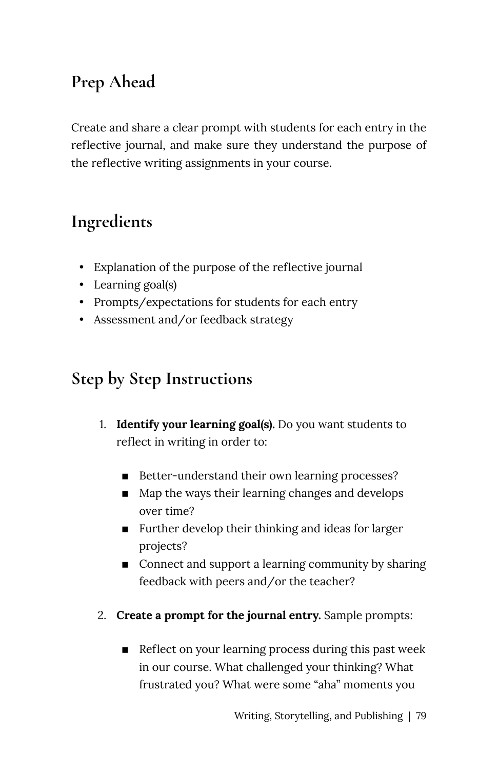## Prep Ahead

Create and share a clear prompt with students for each entry in the reflective journal, and make sure they understand the purpose of the reflective writing assignments in your course.

## Ingredients

- Explanation of the purpose of the reflective journal
- Learning goal(s)
- Prompts/expectations for students for each entry
- Assessment and/or feedback strategy

## Step by Step Instructions

1. **Identify your learning goal(s).** Do you want students to reflect in writing in order to:
   - Better-understand their own learning processes?
   - Map the ways their learning changes and develops over time?
   - Further develop their thinking and ideas for larger projects?
   - Connect and support a learning community by sharing feedback with peers and/or the teacher?
2. **Create a prompt for the journal entry.** Sample prompts:
   - Reflect on your learning process during this past week in our course. What challenged your thinking? What frustrated you? What were some "aha" moments you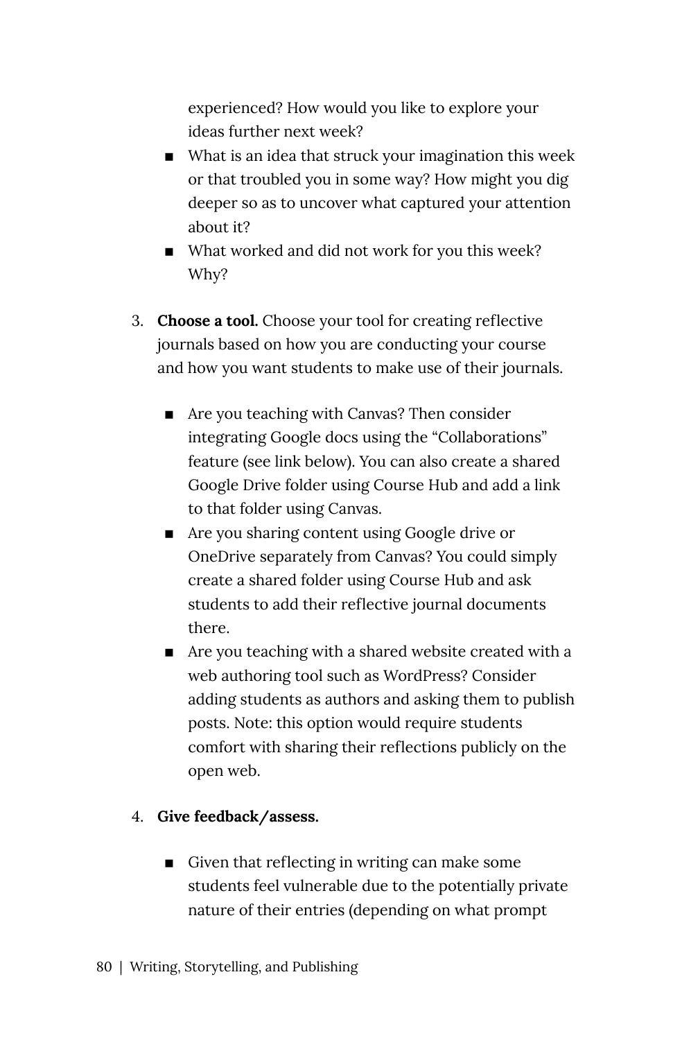experienced? How would you like to explore your ideas further next week?

  - What is an idea that struck your imagination this week or that troubled you in some way? How might you dig deeper so as to uncover what captured your attention about it?
  - What worked and did not work for you this week? Why?

3. **Choose a tool.** Choose your tool for creating reflective journals based on how you are conducting your course and how you want students to make use of their journals.

   - Are you teaching with Canvas? Then consider integrating Google docs using the "Collaborations" feature (see link below). You can also create a shared Google Drive folder using Course Hub and add a link to that folder using Canvas.
   - Are you sharing content using Google drive or OneDrive separately from Canvas? You could simply create a shared folder using Course Hub and ask students to add their reflective journal documents there.
   - Are you teaching with a shared website created with a web authoring tool such as WordPress? Consider adding students as authors and asking them to publish posts. Note: this option would require students comfort with sharing their reflections publicly on the open web.

4. **Give feedback/assess.**

   - Given that reflecting in writing can make some students feel vulnerable due to the potentially private nature of their entries (depending on what prompt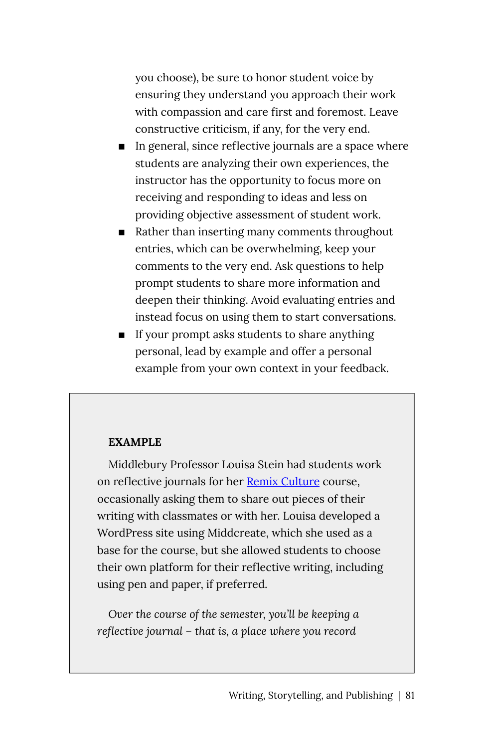you choose), be sure to honor student voice by ensuring they understand you approach their work with compassion and care first and foremost. Leave constructive criticism, if any, for the very end.

- In general, since reflective journals are a space where students are analyzing their own experiences, the instructor has the opportunity to focus more on receiving and responding to ideas and less on providing objective assessment of student work.
- Rather than inserting many comments throughout entries, which can be overwhelming, keep your comments to the very end. Ask questions to help prompt students to share more information and deepen their thinking. Avoid evaluating entries and instead focus on using them to start conversations.
- If your prompt asks students to share anything personal, lead by example and offer a personal example from your own context in your feedback.

**EXAMPLE**

Middlebury Professor Louisa Stein had students work on reflective journals for her Remix Culture course, occasionally asking them to share out pieces of their writing with classmates or with her. Louisa developed a WordPress site using Middcreate, which she used as a base for the course, but she allowed students to choose their own platform for their reflective writing, including using pen and paper, if preferred.

*Over the course of the semester, you'll be keeping a reflective journal – that is, a place where you record*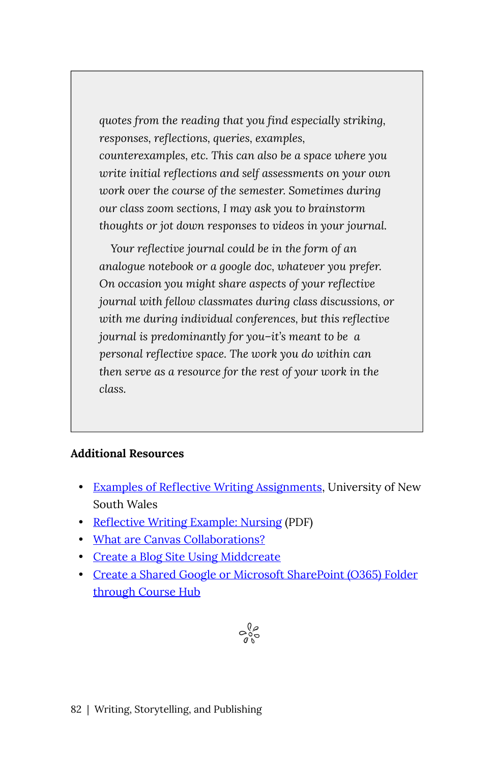*quotes from the reading that you find especially striking, responses, reflections, queries, examples, counterexamples, etc. This can also be a space where you write initial reflections and self assessments on your own work over the course of the semester. Sometimes during our class zoom sections, I may ask you to brainstorm thoughts or jot down responses to videos in your journal.*

*Your reflective journal could be in the form of an analogue notebook or a google doc, whatever you prefer. On occasion you might share aspects of your reflective journal with fellow classmates during class discussions, or with me during individual conferences, but this reflective journal is predominantly for you–it's meant to be a personal reflective space. The work you do within can then serve as a resource for the rest of your work in the class.*

**Additional Resources**

- Examples of Reflective Writing Assignments, University of New South Wales
- Reflective Writing Example: Nursing (PDF)
- What are Canvas Collaborations?
- Create a Blog Site Using Middcreate
- Create a Shared Google or Microsoft SharePoint (O365) Folder through Course Hub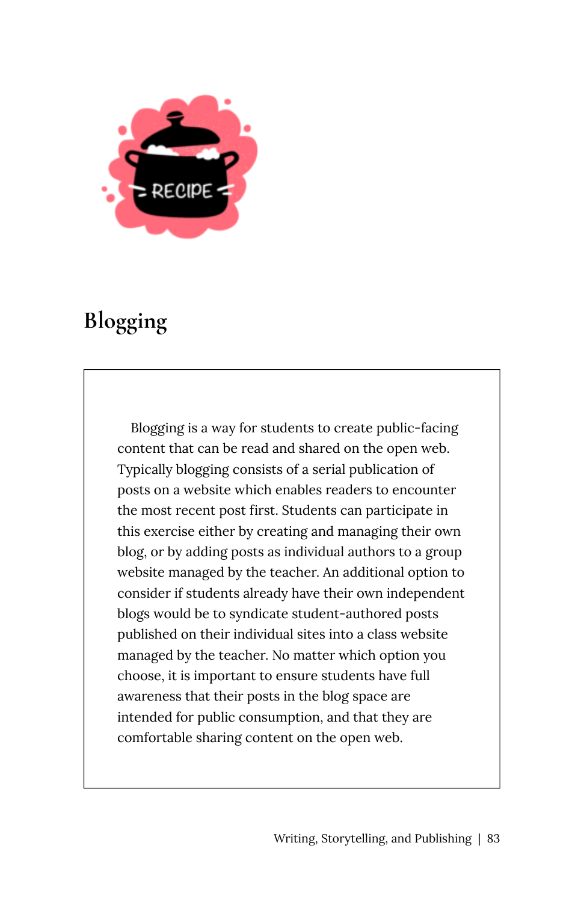# Blogging

Blogging is a way for students to create public-facing content that can be read and shared on the open web. Typically blogging consists of a serial publication of posts on a website which enables readers to encounter the most recent post first. Students can participate in this exercise either by creating and managing their own blog, or by adding posts as individual authors to a group website managed by the teacher. An additional option to consider if students already have their own independent blogs would be to syndicate student-authored posts published on their individual sites into a class website managed by the teacher. No matter which option you choose, it is important to ensure students have full awareness that their posts in the blog space are intended for public consumption, and that they are comfortable sharing content on the open web.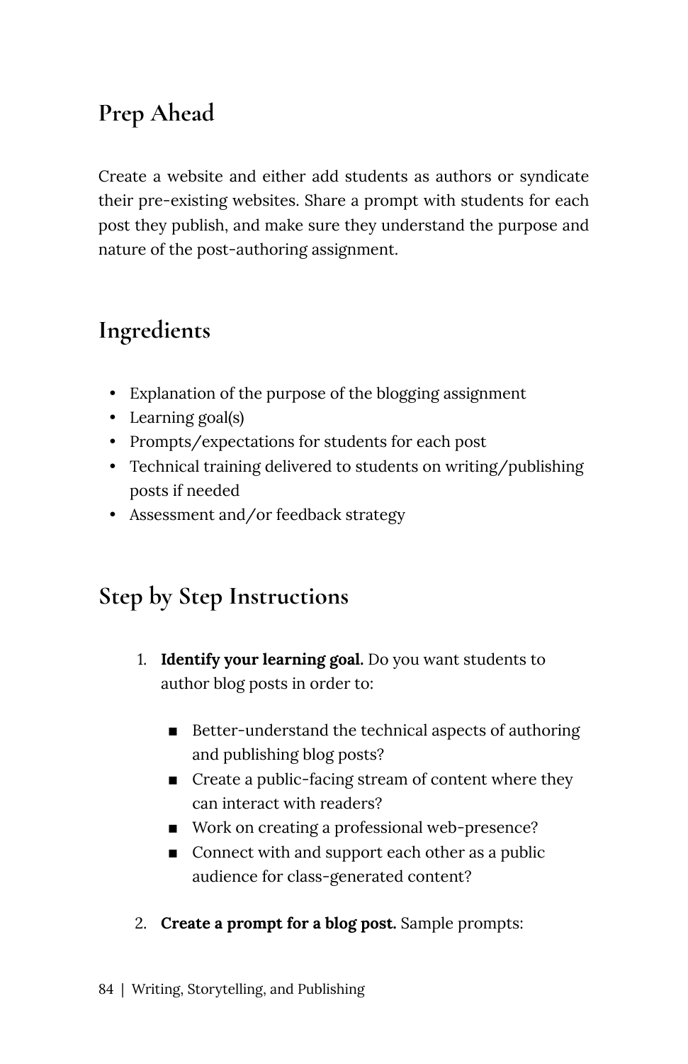## Prep Ahead

Create a website and either add students as authors or syndicate their pre-existing websites. Share a prompt with students for each post they publish, and make sure they understand the purpose and nature of the post-authoring assignment.

## Ingredients

- Explanation of the purpose of the blogging assignment
- Learning goal(s)
- Prompts/expectations for students for each post
- Technical training delivered to students on writing/publishing posts if needed
- Assessment and/or feedback strategy

## Step by Step Instructions

1. **Identify your learning goal.** Do you want students to author blog posts in order to:
   - Better-understand the technical aspects of authoring and publishing blog posts?
   - Create a public-facing stream of content where they can interact with readers?
   - Work on creating a professional web-presence?
   - Connect with and support each other as a public audience for class-generated content?
2. **Create a prompt for a blog post.** Sample prompts: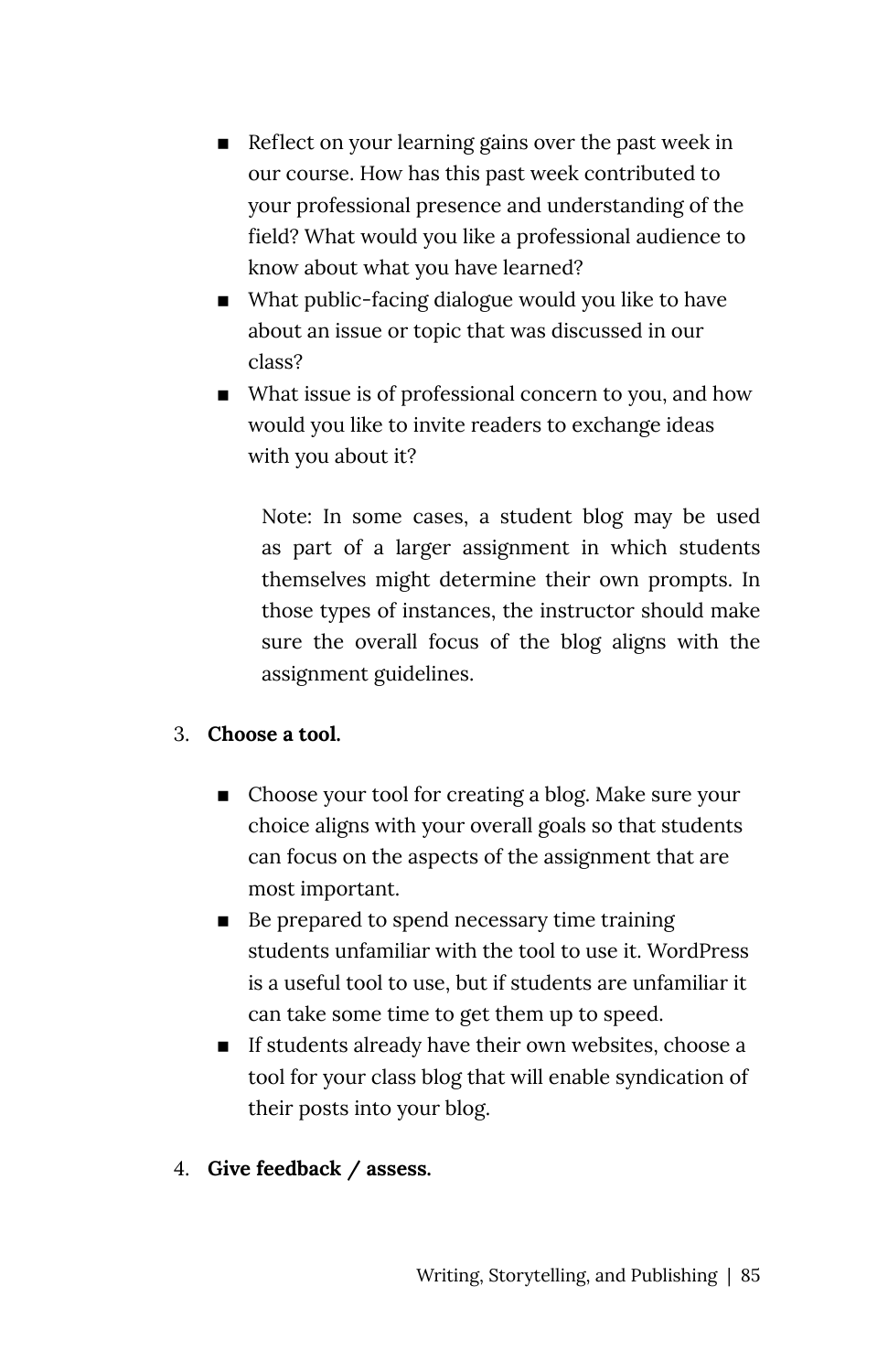- Reflect on your learning gains over the past week in our course. How has this past week contributed to your professional presence and understanding of the field? What would you like a professional audience to know about what you have learned?
- What public-facing dialogue would you like to have about an issue or topic that was discussed in our class?
- What issue is of professional concern to you, and how would you like to invite readers to exchange ideas with you about it?

  Note: In some cases, a student blog may be used as part of a larger assignment in which students themselves might determine their own prompts. In those types of instances, the instructor should make sure the overall focus of the blog aligns with the assignment guidelines.

3. **Choose a tool.**

   - Choose your tool for creating a blog. Make sure your choice aligns with your overall goals so that students can focus on the aspects of the assignment that are most important.
   - Be prepared to spend necessary time training students unfamiliar with the tool to use it. WordPress is a useful tool to use, but if students are unfamiliar it can take some time to get them up to speed.
   - If students already have their own websites, choose a tool for your class blog that will enable syndication of their posts into your blog.

4. **Give feedback / assess.**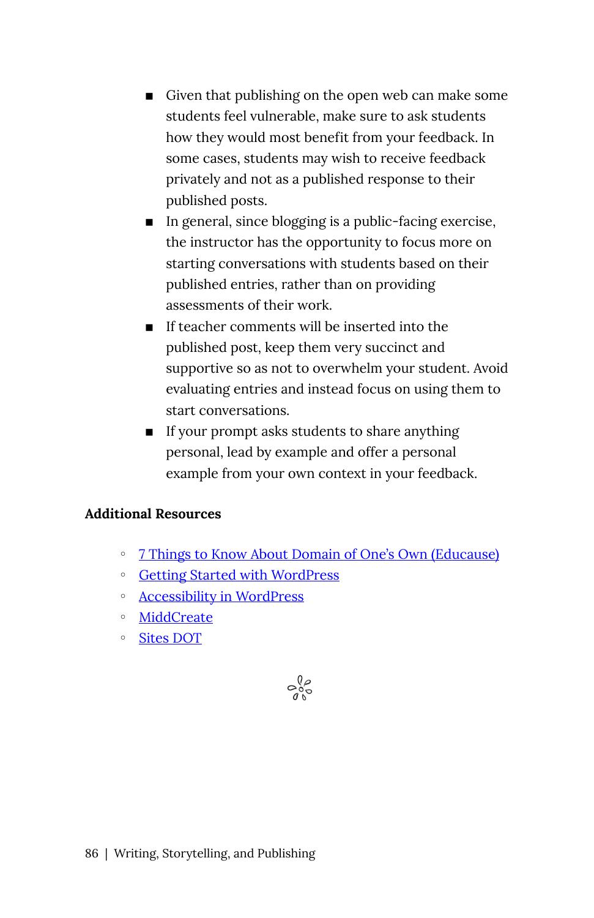- Given that publishing on the open web can make some students feel vulnerable, make sure to ask students how they would most benefit from your feedback. In some cases, students may wish to receive feedback privately and not as a published response to their published posts.
- In general, since blogging is a public-facing exercise, the instructor has the opportunity to focus more on starting conversations with students based on their published entries, rather than on providing assessments of their work.
- If teacher comments will be inserted into the published post, keep them very succinct and supportive so as not to overwhelm your student. Avoid evaluating entries and instead focus on using them to start conversations.
- If your prompt asks students to share anything personal, lead by example and offer a personal example from your own context in your feedback.

**Additional Resources**

- 7 Things to Know About Domain of One's Own (Educause)
- Getting Started with WordPress
- Accessibility in WordPress
- MiddCreate
- Sites DOT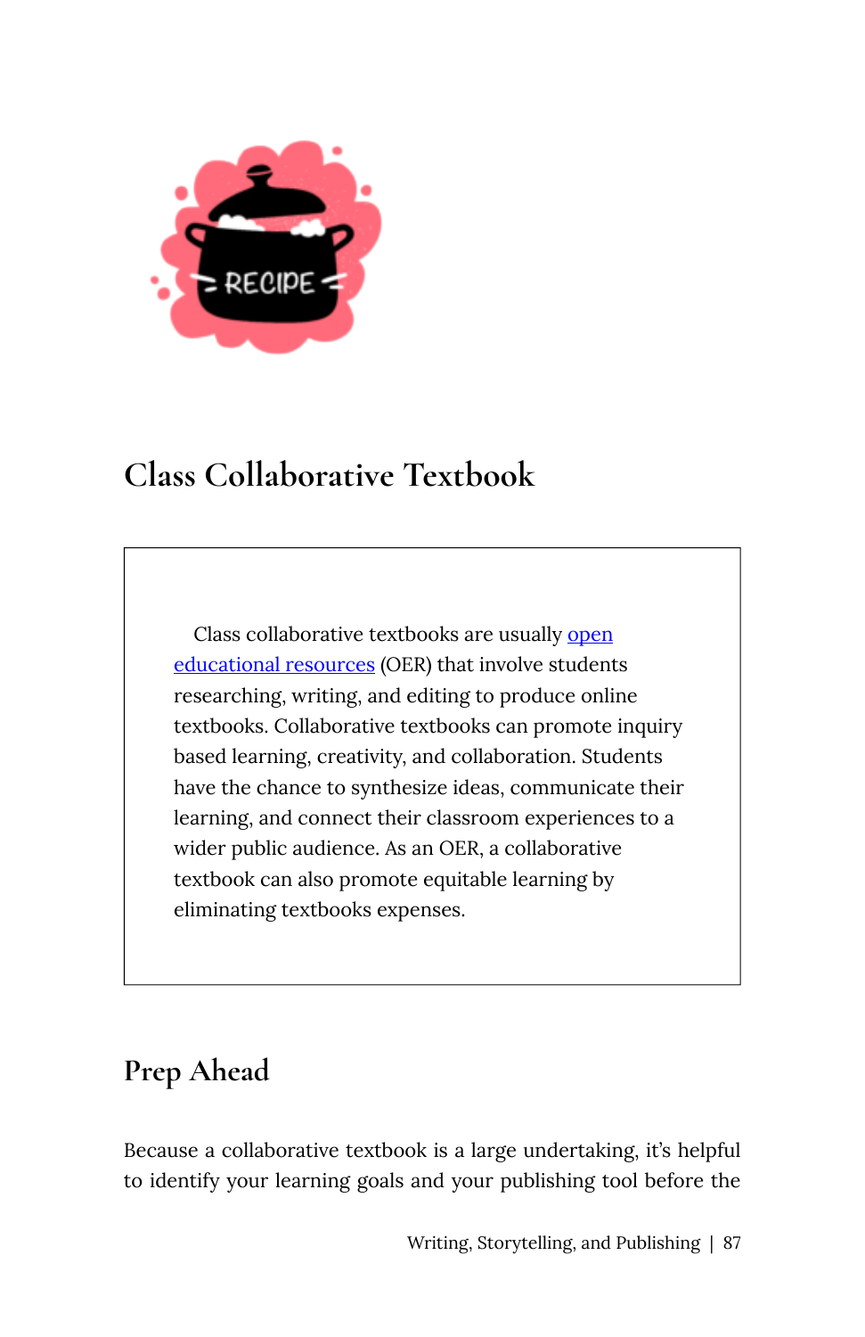# Class Collaborative Textbook

Class collaborative textbooks are usually open educational resources (OER) that involve students researching, writing, and editing to produce online textbooks. Collaborative textbooks can promote inquiry based learning, creativity, and collaboration. Students have the chance to synthesize ideas, communicate their learning, and connect their classroom experiences to a wider public audience. As an OER, a collaborative textbook can also promote equitable learning by eliminating textbooks expenses.

## Prep Ahead

Because a collaborative textbook is a large undertaking, it's helpful to identify your learning goals and your publishing tool before the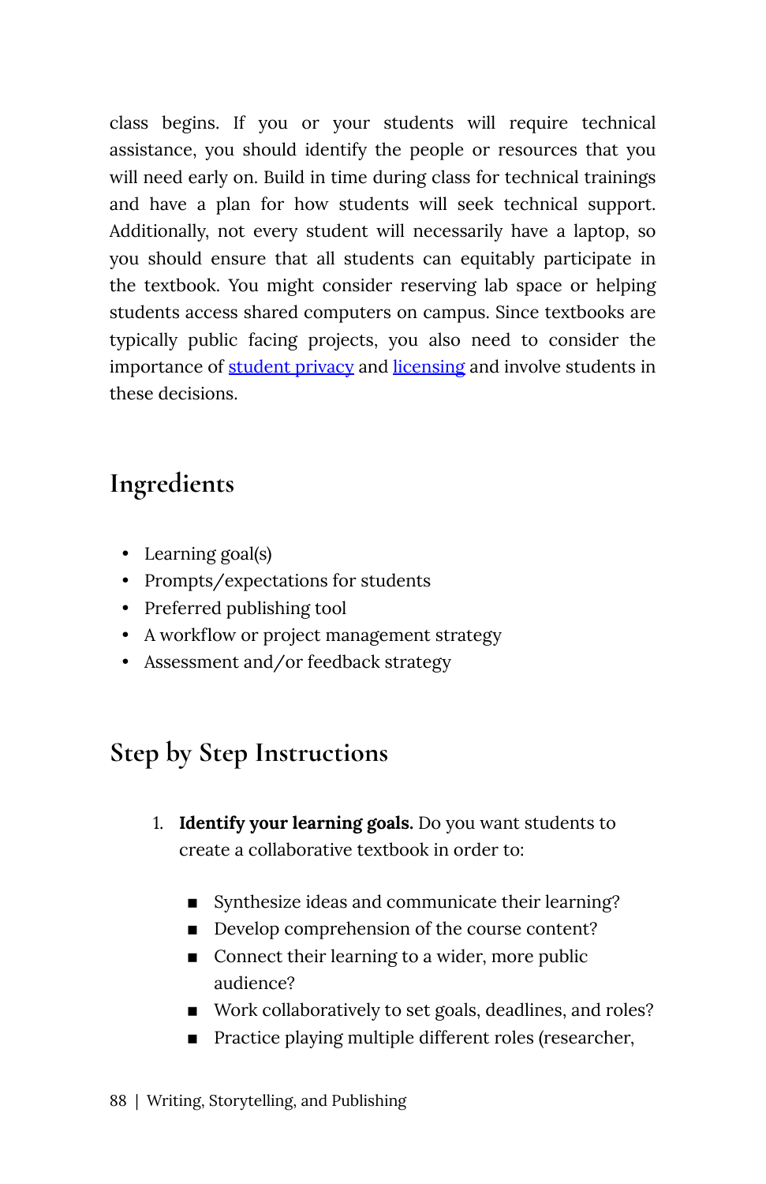class begins. If you or your students will require technical assistance, you should identify the people or resources that you will need early on. Build in time during class for technical trainings and have a plan for how students will seek technical support. Additionally, not every student will necessarily have a laptop, so you should ensure that all students can equitably participate in the textbook. You might consider reserving lab space or helping students access shared computers on campus. Since textbooks are typically public facing projects, you also need to consider the importance of student privacy and licensing and involve students in these decisions.

## Ingredients

- Learning goal(s)
- Prompts/expectations for students
- Preferred publishing tool
- A workflow or project management strategy
- Assessment and/or feedback strategy

## Step by Step Instructions

1. **Identify your learning goals.** Do you want students to create a collaborative textbook in order to:
    - Synthesize ideas and communicate their learning?
    - Develop comprehension of the course content?
    - Connect their learning to a wider, more public audience?
    - Work collaboratively to set goals, deadlines, and roles?
    - Practice playing multiple different roles (researcher,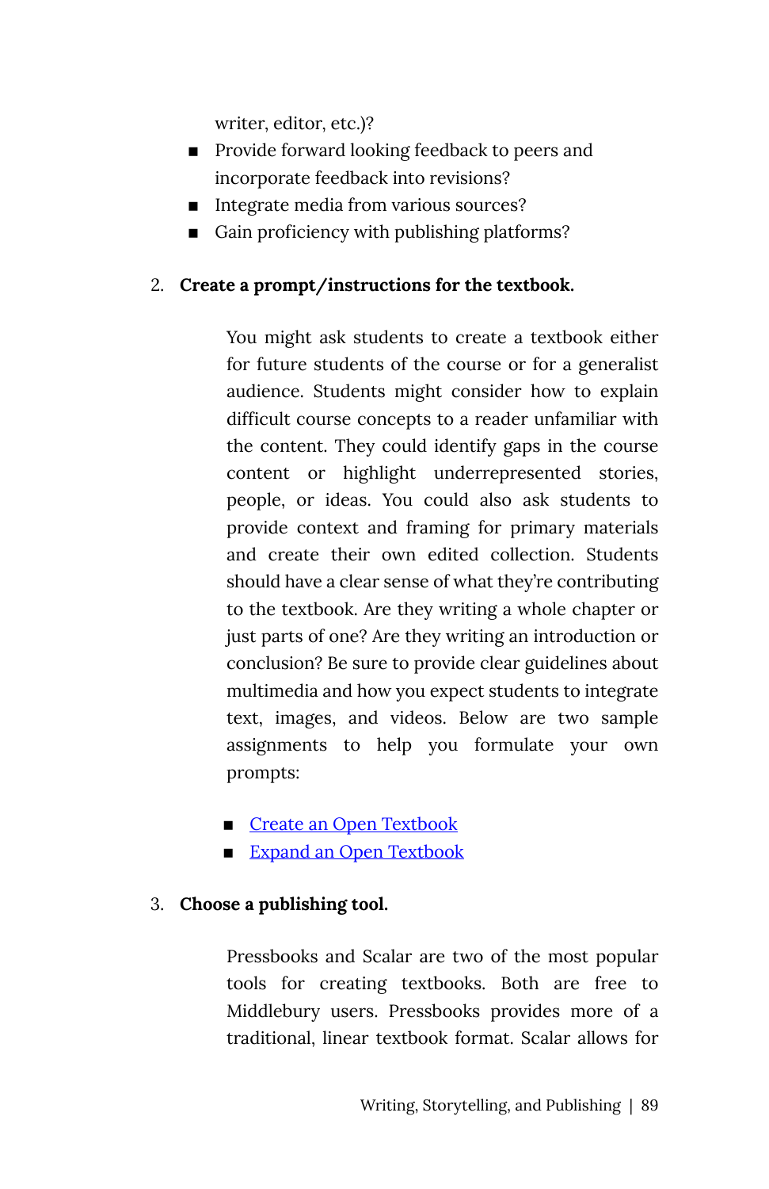writer, editor, etc.)?
- Provide forward looking feedback to peers and incorporate feedback into revisions?
- Integrate media from various sources?
- Gain proficiency with publishing platforms?

2. **Create a prompt/instructions for the textbook.**

   You might ask students to create a textbook either for future students of the course or for a generalist audience. Students might consider how to explain difficult course concepts to a reader unfamiliar with the content. They could identify gaps in the course content or highlight underrepresented stories, people, or ideas. You could also ask students to provide context and framing for primary materials and create their own edited collection. Students should have a clear sense of what they're contributing to the textbook. Are they writing a whole chapter or just parts of one? Are they writing an introduction or conclusion? Be sure to provide clear guidelines about multimedia and how you expect students to integrate text, images, and videos. Below are two sample assignments to help you formulate your own prompts:

   - Create an Open Textbook
   - Expand an Open Textbook

3. **Choose a publishing tool.**

   Pressbooks and Scalar are two of the most popular tools for creating textbooks. Both are free to Middlebury users. Pressbooks provides more of a traditional, linear textbook format. Scalar allows for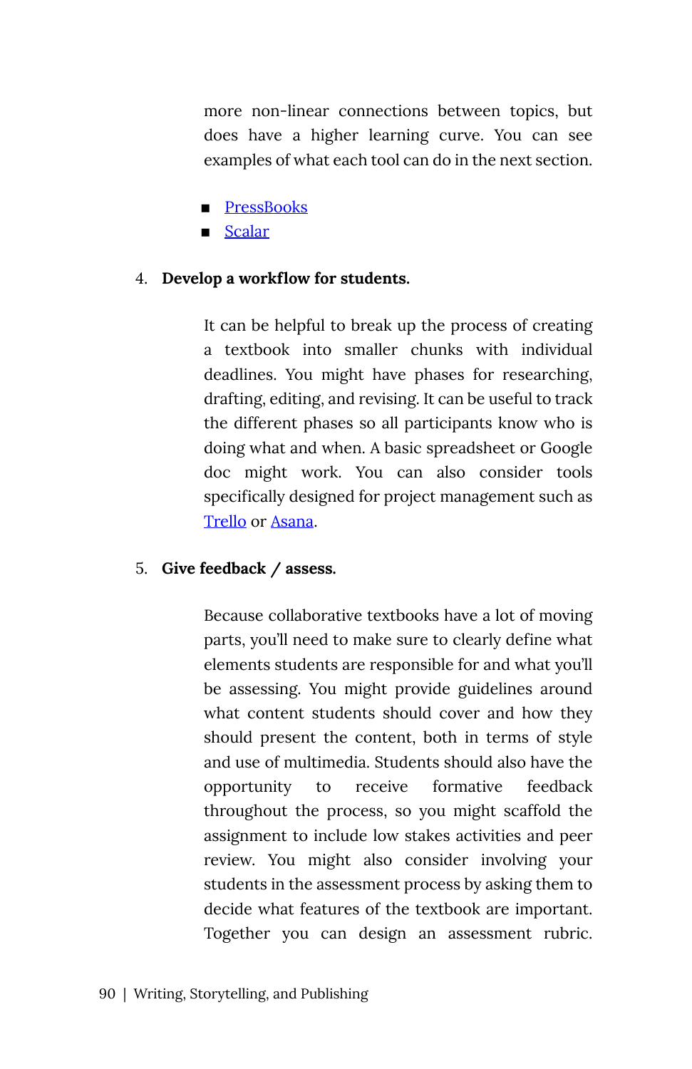more non-linear connections between topics, but does have a higher learning curve. You can see examples of what each tool can do in the next section.

- PressBooks
- Scalar

4. **Develop a workflow for students.**

   It can be helpful to break up the process of creating a textbook into smaller chunks with individual deadlines. You might have phases for researching, drafting, editing, and revising. It can be useful to track the different phases so all participants know who is doing what and when. A basic spreadsheet or Google doc might work. You can also consider tools specifically designed for project management such as Trello or Asana.

5. **Give feedback / assess.**

   Because collaborative textbooks have a lot of moving parts, you'll need to make sure to clearly define what elements students are responsible for and what you'll be assessing. You might provide guidelines around what content students should cover and how they should present the content, both in terms of style and use of multimedia. Students should also have the opportunity to receive formative feedback throughout the process, so you might scaffold the assignment to include low stakes activities and peer review. You might also consider involving your students in the assessment process by asking them to decide what features of the textbook are important. Together you can design an assessment rubric.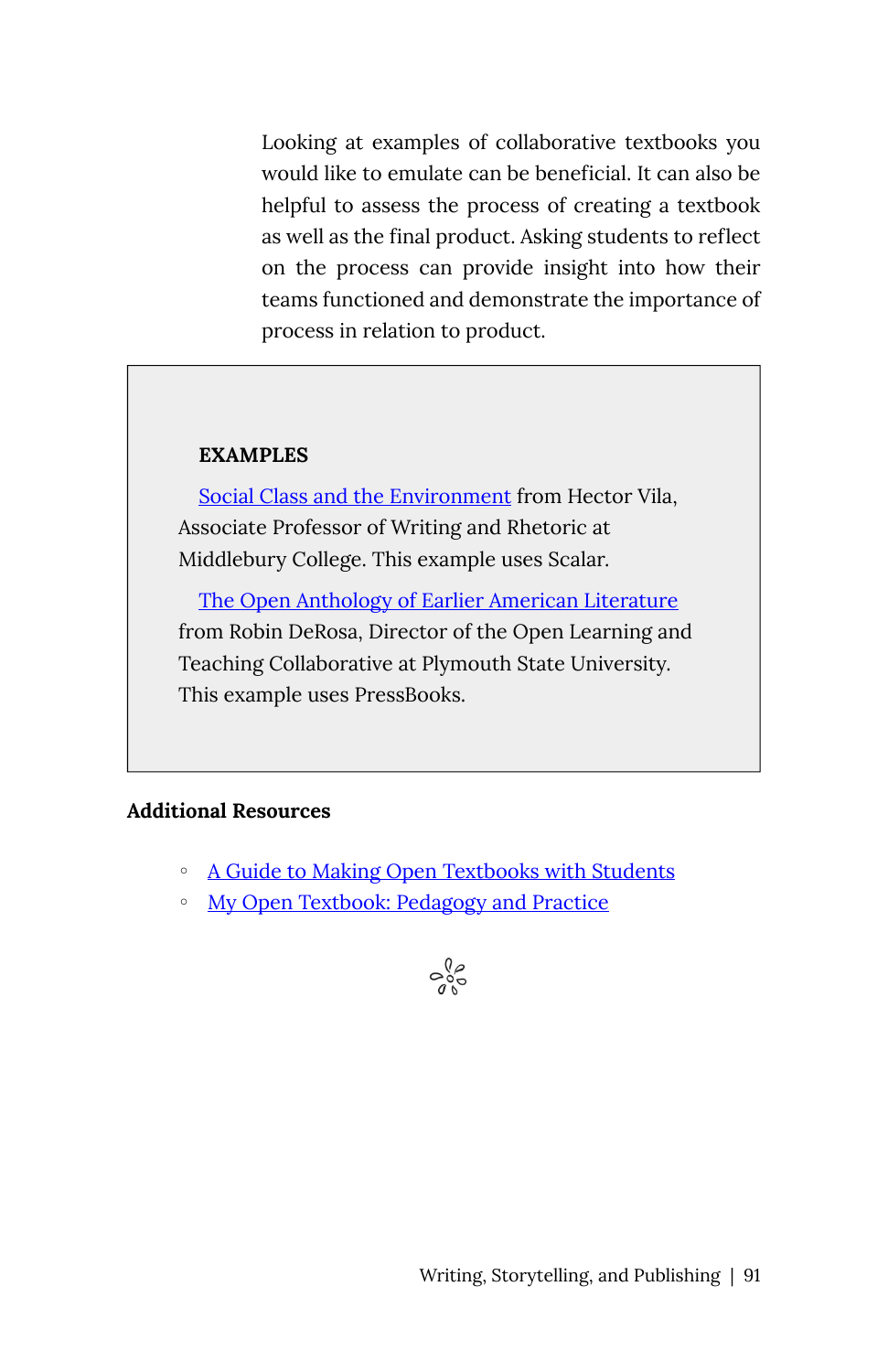Looking at examples of collaborative textbooks you would like to emulate can be beneficial. It can also be helpful to assess the process of creating a textbook as well as the final product. Asking students to reflect on the process can provide insight into how their teams functioned and demonstrate the importance of process in relation to product.

> **EXAMPLES**
>
> Social Class and the Environment from Hector Vila, Associate Professor of Writing and Rhetoric at Middlebury College. This example uses Scalar.
>
> The Open Anthology of Earlier American Literature from Robin DeRosa, Director of the Open Learning and Teaching Collaborative at Plymouth State University. This example uses PressBooks.

**Additional Resources**

- A Guide to Making Open Textbooks with Students
- My Open Textbook: Pedagogy and Practice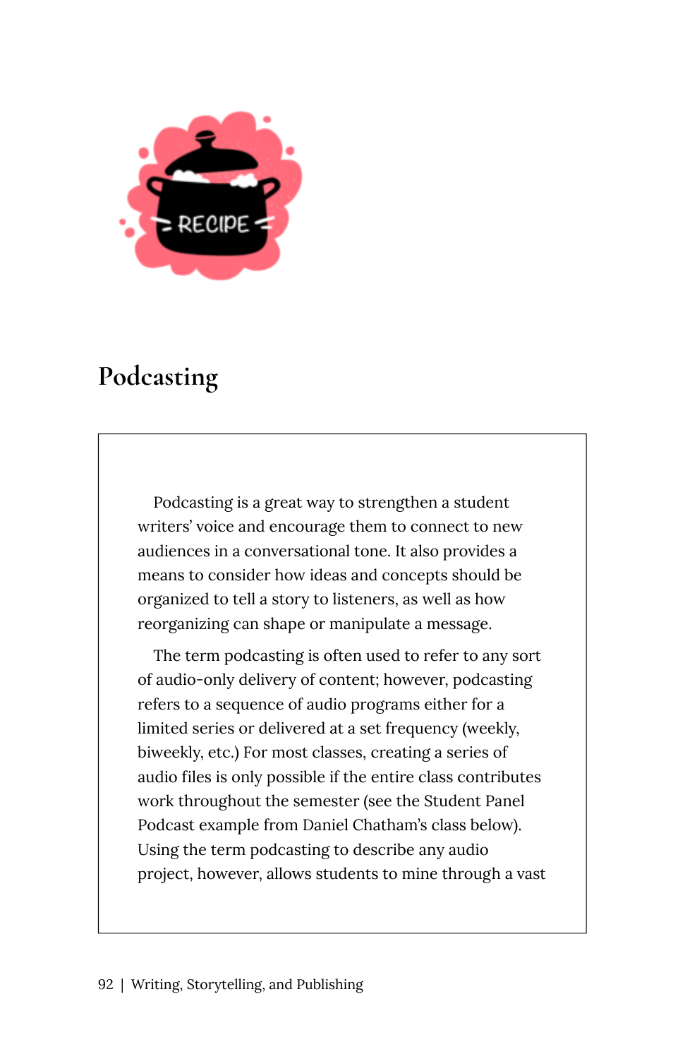# Podcasting

Podcasting is a great way to strengthen a student writers' voice and encourage them to connect to new audiences in a conversational tone. It also provides a means to consider how ideas and concepts should be organized to tell a story to listeners, as well as how reorganizing can shape or manipulate a message.

The term podcasting is often used to refer to any sort of audio-only delivery of content; however, podcasting refers to a sequence of audio programs either for a limited series or delivered at a set frequency (weekly, biweekly, etc.) For most classes, creating a series of audio files is only possible if the entire class contributes work throughout the semester (see the Student Panel Podcast example from Daniel Chatham's class below). Using the term podcasting to describe any audio project, however, allows students to mine through a vast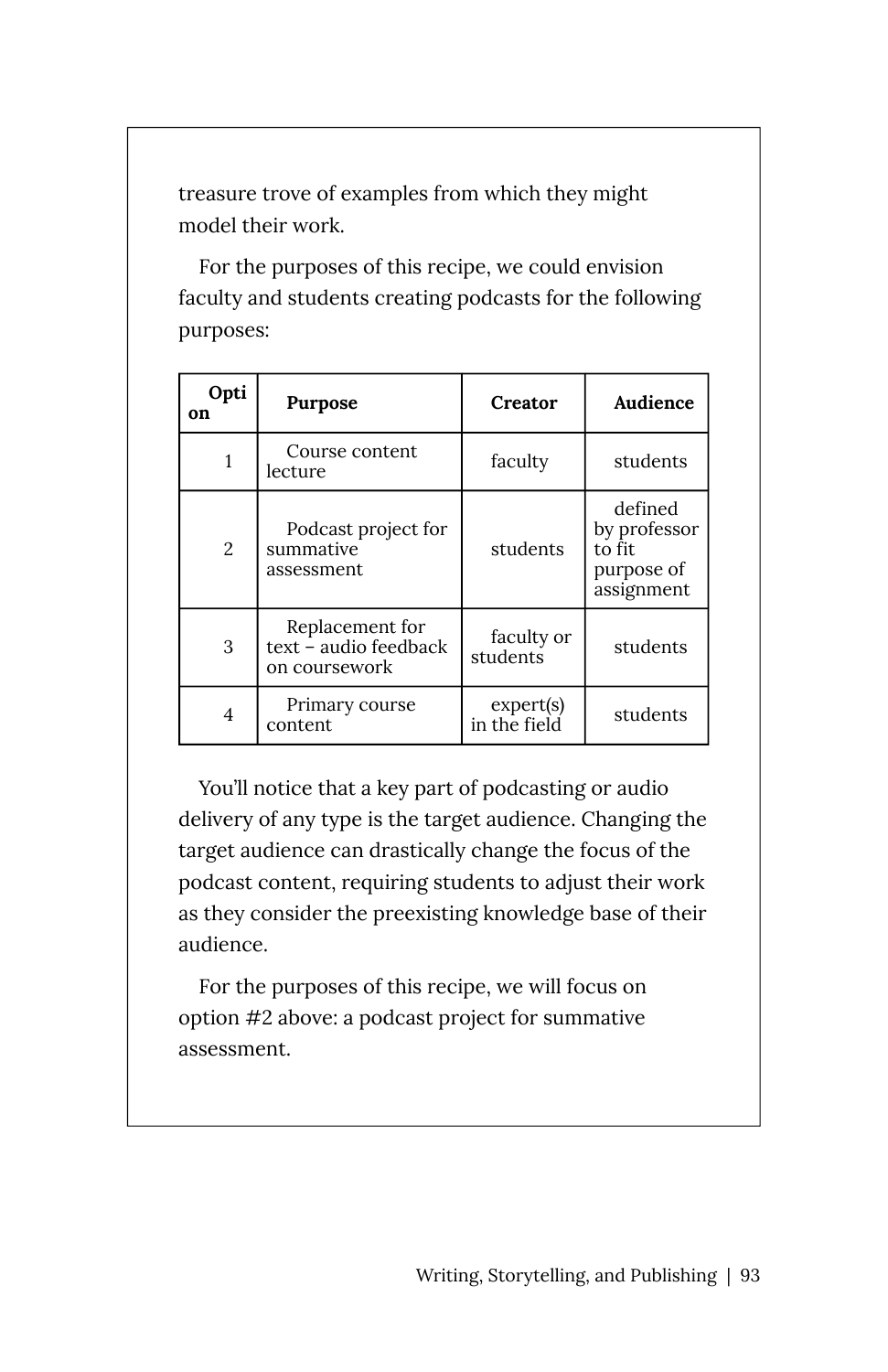treasure trove of examples from which they might model their work.

For the purposes of this recipe, we could envision faculty and students creating podcasts for the following purposes:

| Option | Purpose | Creator | Audience |
|---|---|---|---|
| 1 | Course content lecture | faculty | students |
| 2 | Podcast project for summative assessment | students | defined by professor to fit purpose of assignment |
| 3 | Replacement for text – audio feedback on coursework | faculty or students | students |
| 4 | Primary course content | expert(s) in the field | students |

You'll notice that a key part of podcasting or audio delivery of any type is the target audience. Changing the target audience can drastically change the focus of the podcast content, requiring students to adjust their work as they consider the preexisting knowledge base of their audience.

For the purposes of this recipe, we will focus on option #2 above: a podcast project for summative assessment.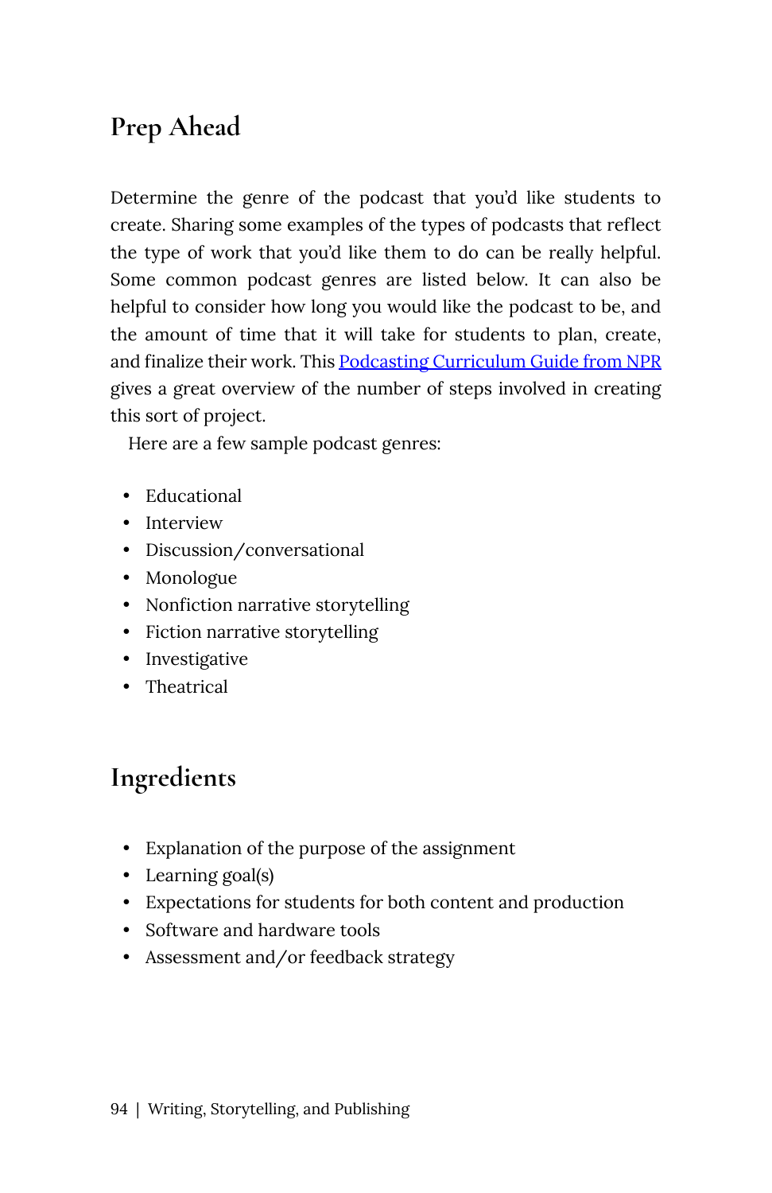## Prep Ahead

Determine the genre of the podcast that you'd like students to create. Sharing some examples of the types of podcasts that reflect the type of work that you'd like them to do can be really helpful. Some common podcast genres are listed below. It can also be helpful to consider how long you would like the podcast to be, and the amount of time that it will take for students to plan, create, and finalize their work. This Podcasting Curriculum Guide from NPR gives a great overview of the number of steps involved in creating this sort of project.

Here are a few sample podcast genres:

- Educational
- Interview
- Discussion/conversational
- Monologue
- Nonfiction narrative storytelling
- Fiction narrative storytelling
- Investigative
- Theatrical

## Ingredients

- Explanation of the purpose of the assignment
- Learning goal(s)
- Expectations for students for both content and production
- Software and hardware tools
- Assessment and/or feedback strategy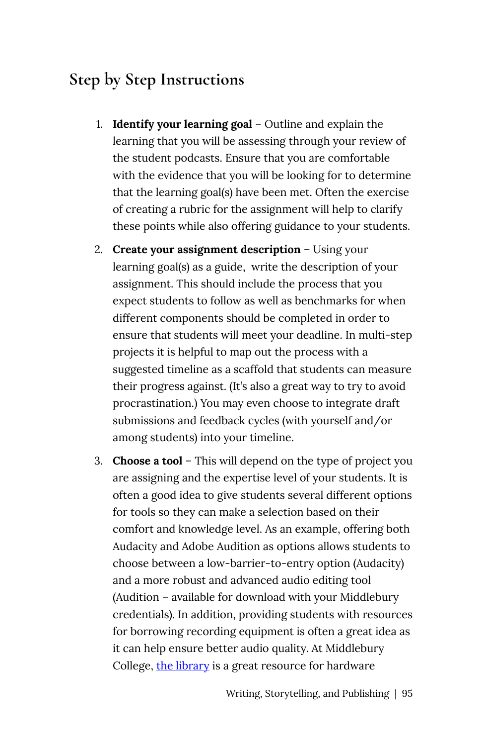## Step by Step Instructions

1. **Identify your learning goal** – Outline and explain the learning that you will be assessing through your review of the student podcasts. Ensure that you are comfortable with the evidence that you will be looking for to determine that the learning goal(s) have been met. Often the exercise of creating a rubric for the assignment will help to clarify these points while also offering guidance to your students.
2. **Create your assignment description** – Using your learning goal(s) as a guide, write the description of your assignment. This should include the process that you expect students to follow as well as benchmarks for when different components should be completed in order to ensure that students will meet your deadline. In multi-step projects it is helpful to map out the process with a suggested timeline as a scaffold that students can measure their progress against. (It's also a great way to try to avoid procrastination.) You may even choose to integrate draft submissions and feedback cycles (with yourself and/or among students) into your timeline.
3. **Choose a tool** – This will depend on the type of project you are assigning and the expertise level of your students. It is often a good idea to give students several different options for tools so they can make a selection based on their comfort and knowledge level. As an example, offering both Audacity and Adobe Audition as options allows students to choose between a low-barrier-to-entry option (Audacity) and a more robust and advanced audio editing tool (Audition – available for download with your Middlebury credentials). In addition, providing students with resources for borrowing recording equipment is often a great idea as it can help ensure better audio quality. At Middlebury College, [the library]() is a great resource for hardware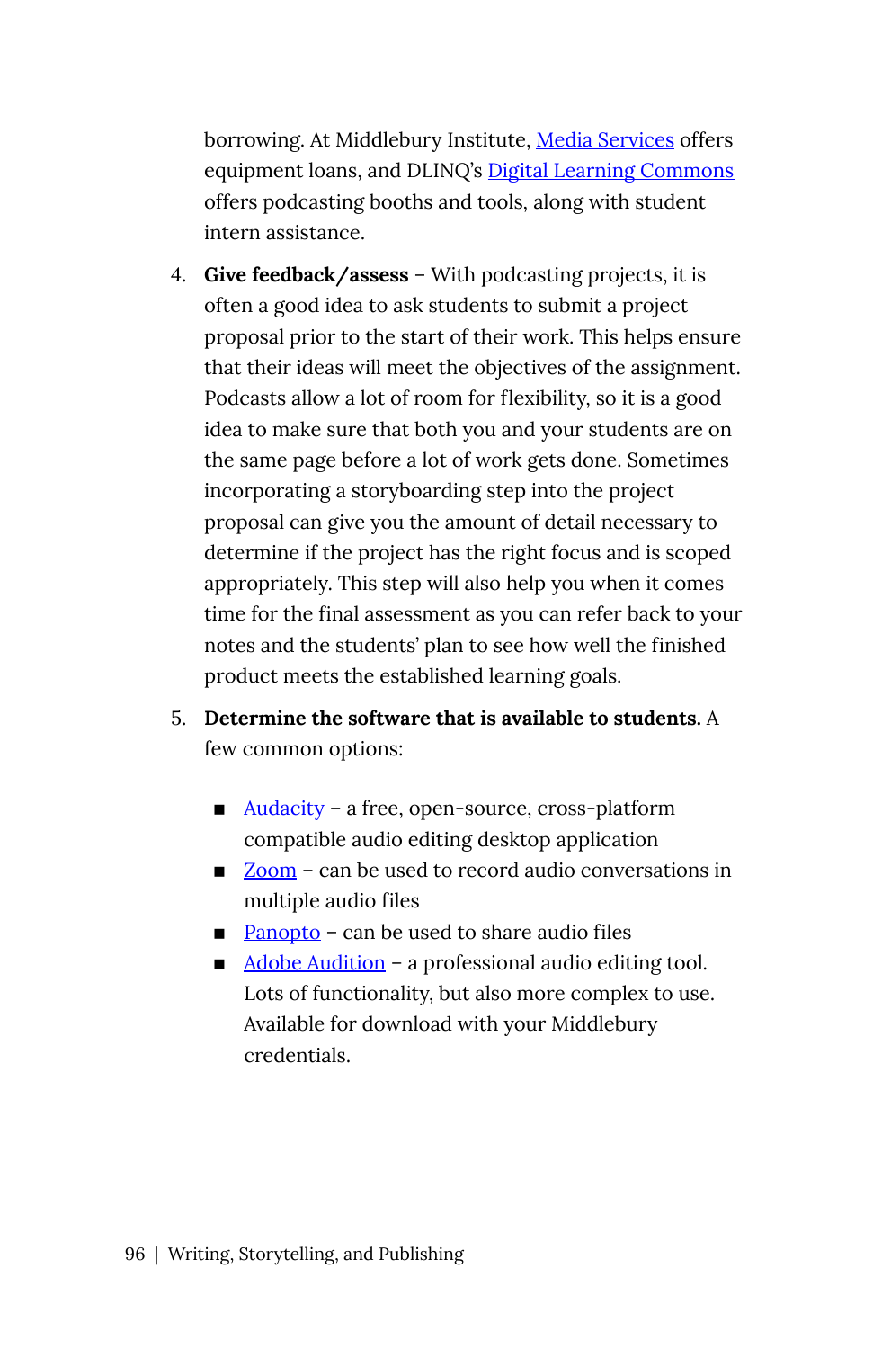borrowing. At Middlebury Institute, Media Services offers equipment loans, and DLINQ's Digital Learning Commons offers podcasting booths and tools, along with student intern assistance.

4. **Give feedback/assess** – With podcasting projects, it is often a good idea to ask students to submit a project proposal prior to the start of their work. This helps ensure that their ideas will meet the objectives of the assignment. Podcasts allow a lot of room for flexibility, so it is a good idea to make sure that both you and your students are on the same page before a lot of work gets done. Sometimes incorporating a storyboarding step into the project proposal can give you the amount of detail necessary to determine if the project has the right focus and is scoped appropriately. This step will also help you when it comes time for the final assessment as you can refer back to your notes and the students' plan to see how well the finished product meets the established learning goals.
5. **Determine the software that is available to students.** A few common options:
   - Audacity – a free, open-source, cross-platform compatible audio editing desktop application
   - Zoom – can be used to record audio conversations in multiple audio files
   - Panopto – can be used to share audio files
   - Adobe Audition – a professional audio editing tool. Lots of functionality, but also more complex to use. Available for download with your Middlebury credentials.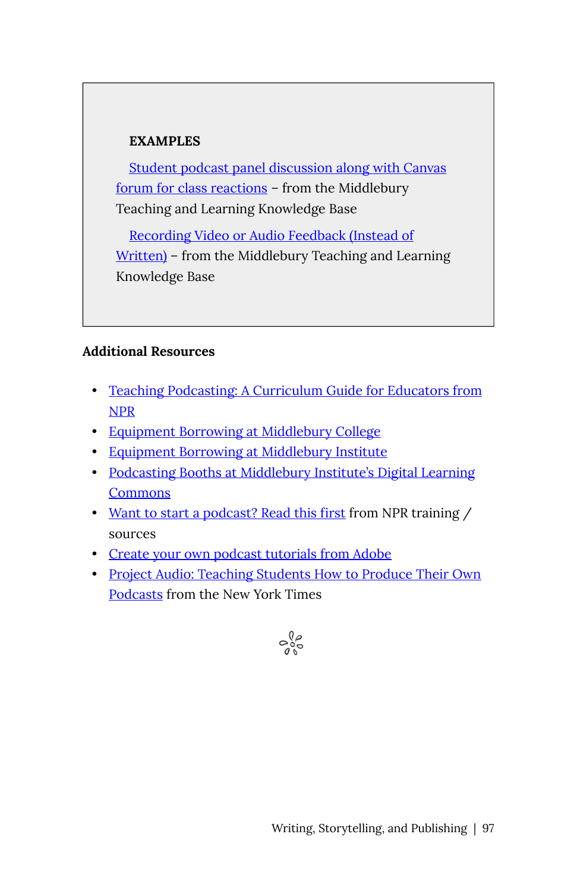**EXAMPLES**

Student podcast panel discussion along with Canvas forum for class reactions – from the Middlebury Teaching and Learning Knowledge Base

Recording Video or Audio Feedback (Instead of Written) – from the Middlebury Teaching and Learning Knowledge Base

### Additional Resources

- Teaching Podcasting: A Curriculum Guide for Educators from NPR
- Equipment Borrowing at Middlebury College
- Equipment Borrowing at Middlebury Institute
- Podcasting Booths at Middlebury Institute's Digital Learning Commons
- Want to start a podcast? Read this first from NPR training / sources
- Create your own podcast tutorials from Adobe
- Project Audio: Teaching Students How to Produce Their Own Podcasts from the New York Times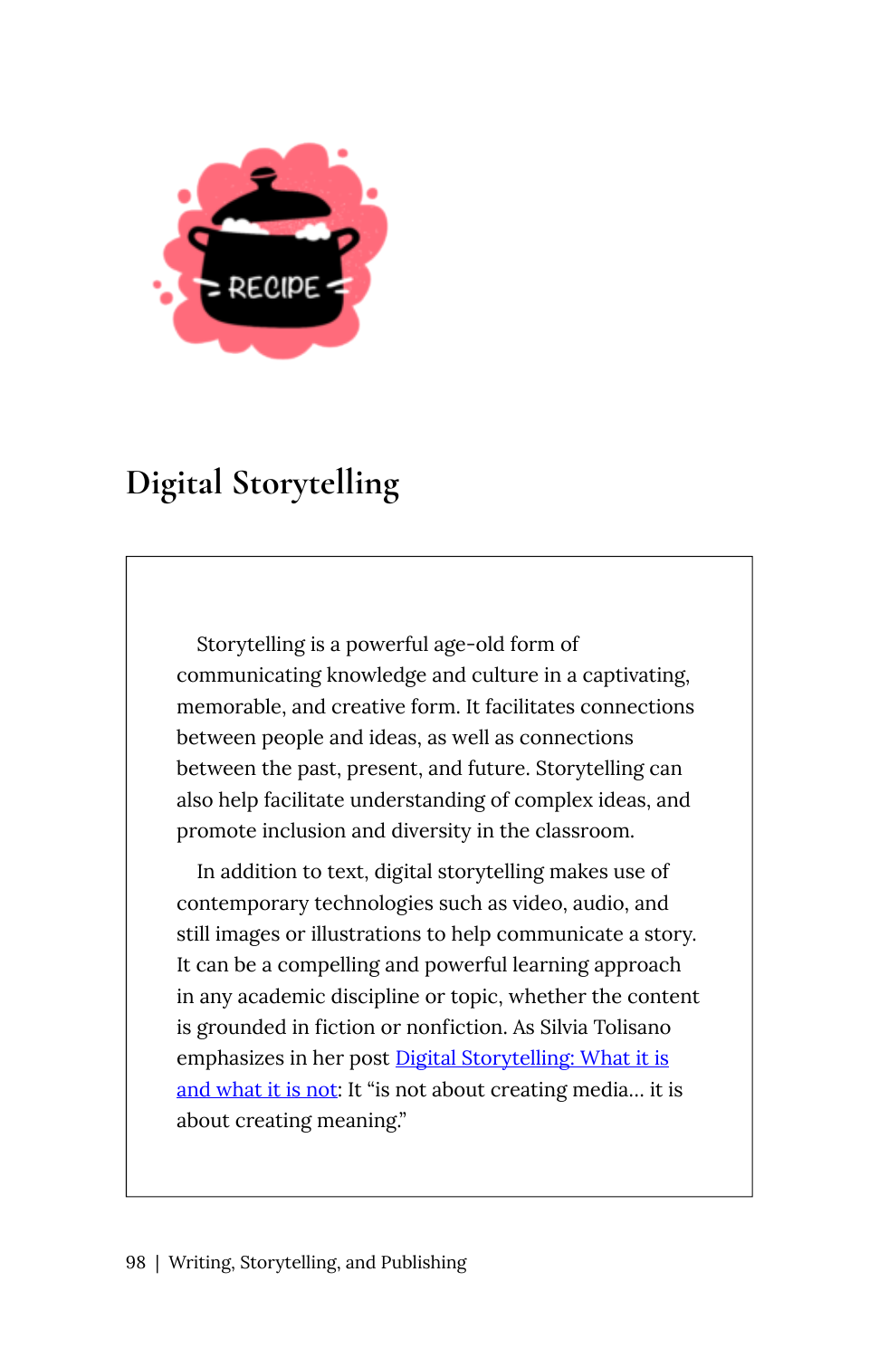# Digital Storytelling

Storytelling is a powerful age-old form of communicating knowledge and culture in a captivating, memorable, and creative form. It facilitates connections between people and ideas, as well as connections between the past, present, and future. Storytelling can also help facilitate understanding of complex ideas, and promote inclusion and diversity in the classroom.

In addition to text, digital storytelling makes use of contemporary technologies such as video, audio, and still images or illustrations to help communicate a story. It can be a compelling and powerful learning approach in any academic discipline or topic, whether the content is grounded in fiction or nonfiction. As Silvia Tolisano emphasizes in her post Digital Storytelling: What it is and what it is not: It "is not about creating media… it is about creating meaning."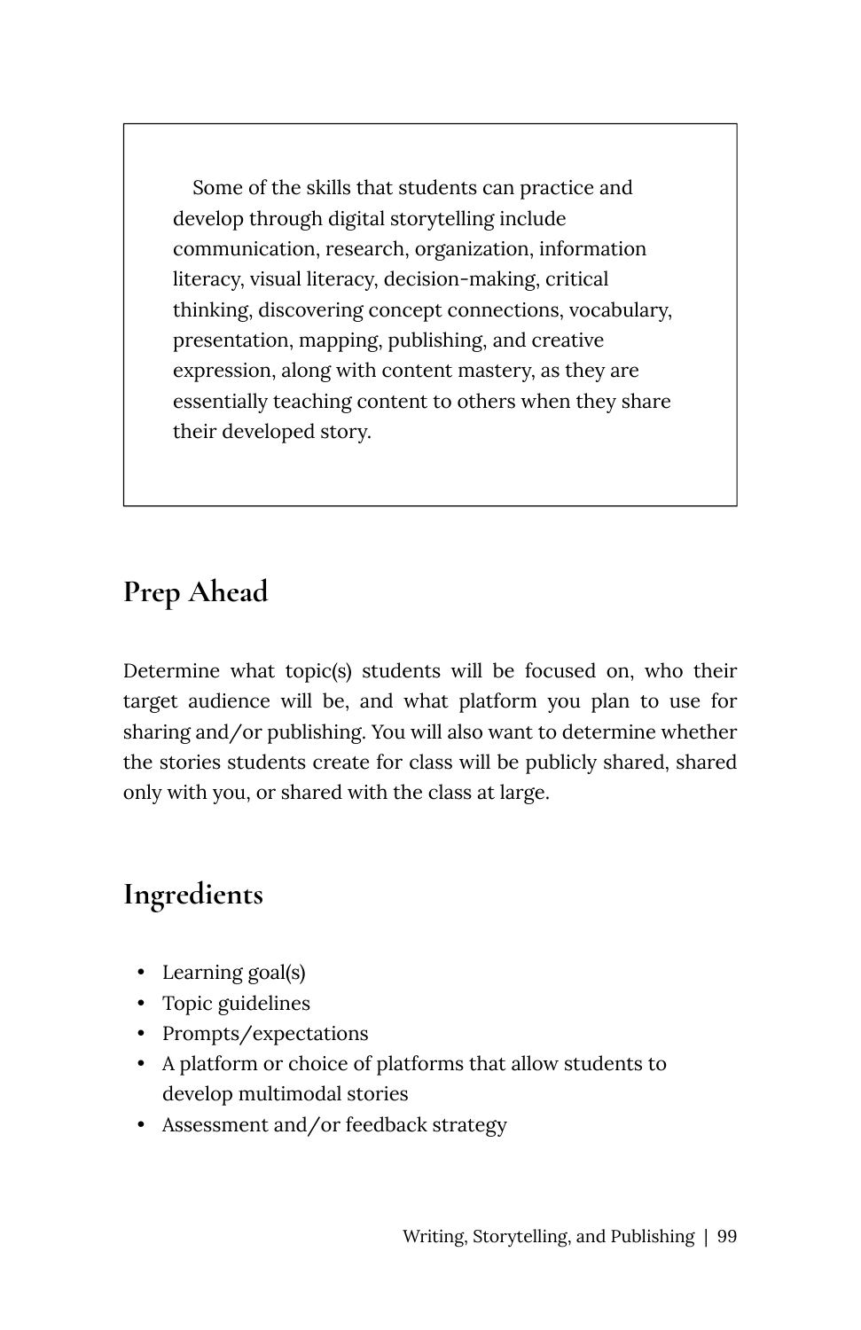> Some of the skills that students can practice and develop through digital storytelling include communication, research, organization, information literacy, visual literacy, decision-making, critical thinking, discovering concept connections, vocabulary, presentation, mapping, publishing, and creative expression, along with content mastery, as they are essentially teaching content to others when they share their developed story.

## Prep Ahead

Determine what topic(s) students will be focused on, who their target audience will be, and what platform you plan to use for sharing and/or publishing. You will also want to determine whether the stories students create for class will be publicly shared, shared only with you, or shared with the class at large.

## Ingredients

- Learning goal(s)
- Topic guidelines
- Prompts/expectations
- A platform or choice of platforms that allow students to develop multimodal stories
- Assessment and/or feedback strategy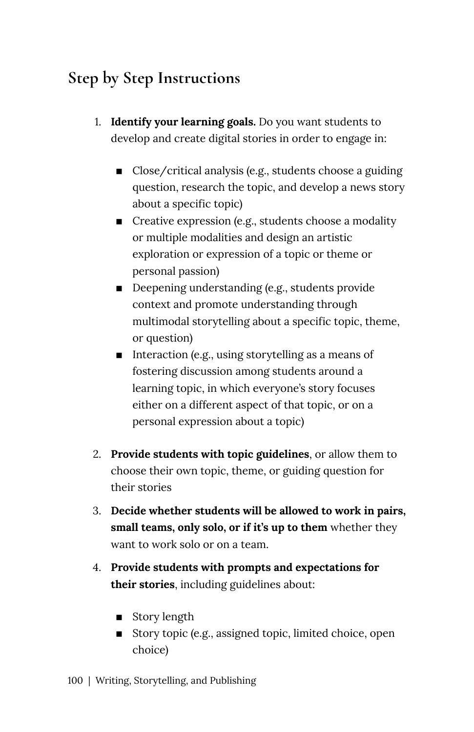## Step by Step Instructions

1. **Identify your learning goals.** Do you want students to develop and create digital stories in order to engage in:
    - Close/critical analysis (e.g., students choose a guiding question, research the topic, and develop a news story about a specific topic)
    - Creative expression (e.g., students choose a modality or multiple modalities and design an artistic exploration or expression of a topic or theme or personal passion)
    - Deepening understanding (e.g., students provide context and promote understanding through multimodal storytelling about a specific topic, theme, or question)
    - Interaction (e.g., using storytelling as a means of fostering discussion among students around a learning topic, in which everyone's story focuses either on a different aspect of that topic, or on a personal expression about a topic)
2. **Provide students with topic guidelines**, or allow them to choose their own topic, theme, or guiding question for their stories
3. **Decide whether students will be allowed to work in pairs, small teams, only solo, or if it's up to them** whether they want to work solo or on a team.
4. **Provide students with prompts and expectations for their stories**, including guidelines about:
    - Story length
    - Story topic (e.g., assigned topic, limited choice, open choice)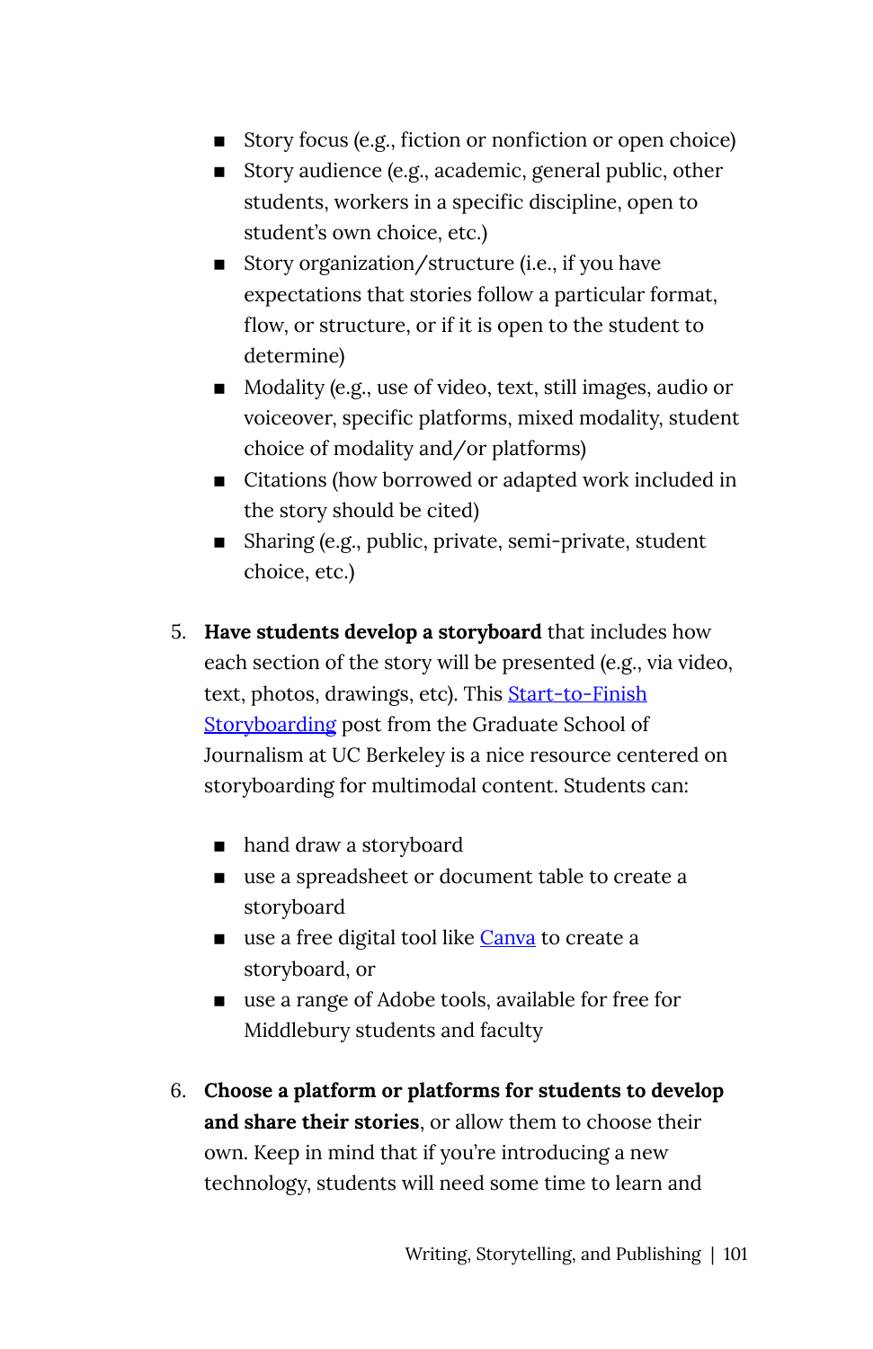- Story focus (e.g., fiction or nonfiction or open choice)
- Story audience (e.g., academic, general public, other students, workers in a specific discipline, open to student's own choice, etc.)
- Story organization/structure (i.e., if you have expectations that stories follow a particular format, flow, or structure, or if it is open to the student to determine)
- Modality (e.g., use of video, text, still images, audio or voiceover, specific platforms, mixed modality, student choice of modality and/or platforms)
- Citations (how borrowed or adapted work included in the story should be cited)
- Sharing (e.g., public, private, semi-private, student choice, etc.)

5. **Have students develop a storyboard** that includes how each section of the story will be presented (e.g., via video, text, photos, drawings, etc). This Start-to-Finish Storyboarding post from the Graduate School of Journalism at UC Berkeley is a nice resource centered on storyboarding for multimodal content. Students can:

   - hand draw a storyboard
   - use a spreadsheet or document table to create a storyboard
   - use a free digital tool like Canva to create a storyboard, or
   - use a range of Adobe tools, available for free for Middlebury students and faculty

6. **Choose a platform or platforms for students to develop and share their stories**, or allow them to choose their own. Keep in mind that if you're introducing a new technology, students will need some time to learn and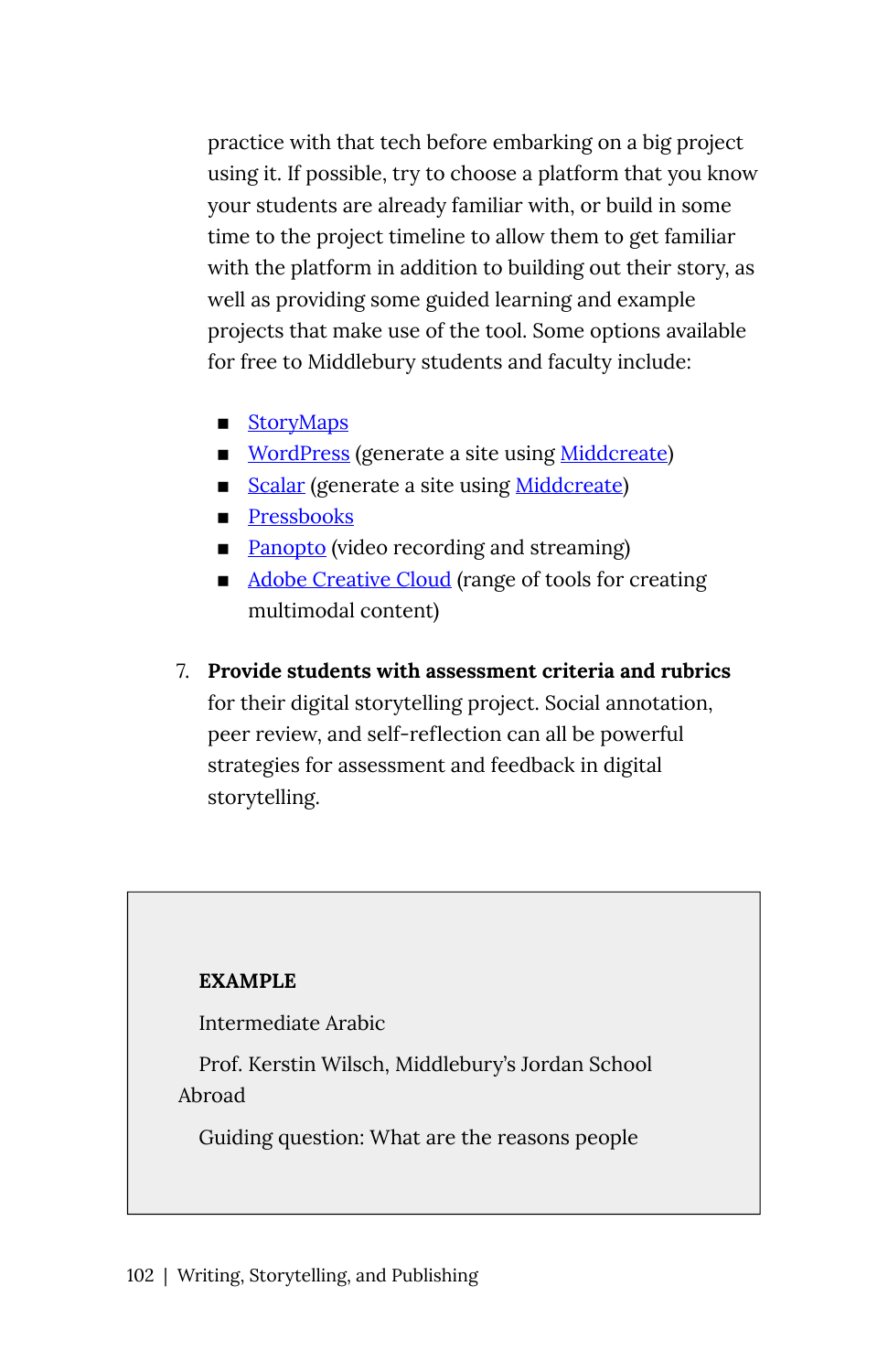practice with that tech before embarking on a big project using it. If possible, try to choose a platform that you know your students are already familiar with, or build in some time to the project timeline to allow them to get familiar with the platform in addition to building out their story, as well as providing some guided learning and example projects that make use of the tool. Some options available for free to Middlebury students and faculty include:

- StoryMaps
- WordPress (generate a site using Middcreate)
- Scalar (generate a site using Middcreate)
- Pressbooks
- Panopto (video recording and streaming)
- Adobe Creative Cloud (range of tools for creating multimodal content)

7. **Provide students with assessment criteria and rubrics** for their digital storytelling project. Social annotation, peer review, and self-reflection can all be powerful strategies for assessment and feedback in digital storytelling.

> **EXAMPLE**
>
> Intermediate Arabic
>
> Prof. Kerstin Wilsch, Middlebury's Jordan School Abroad
>
> Guiding question: What are the reasons people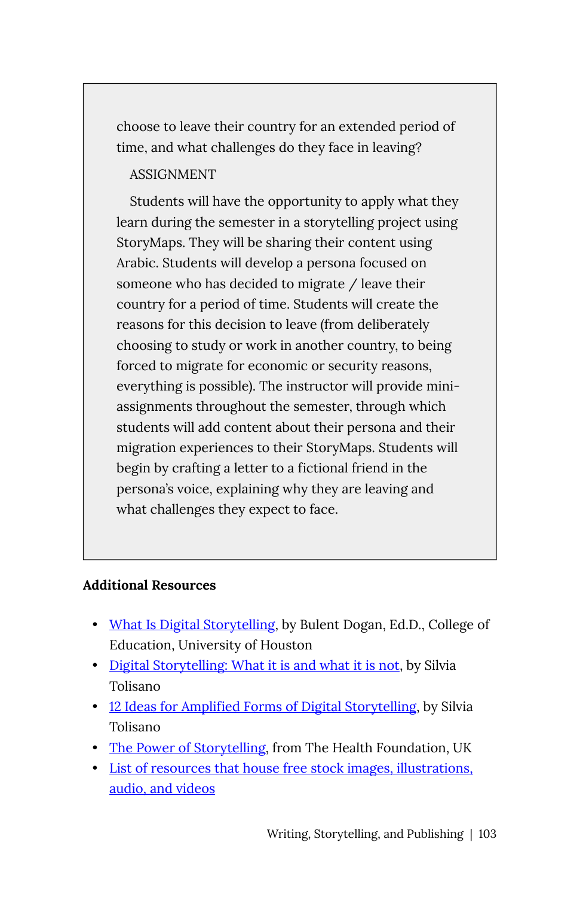choose to leave their country for an extended period of time, and what challenges do they face in leaving?

ASSIGNMENT

Students will have the opportunity to apply what they learn during the semester in a storytelling project using StoryMaps. They will be sharing their content using Arabic. Students will develop a persona focused on someone who has decided to migrate / leave their country for a period of time. Students will create the reasons for this decision to leave (from deliberately choosing to study or work in another country, to being forced to migrate for economic or security reasons, everything is possible). The instructor will provide mini-assignments throughout the semester, through which students will add content about their persona and their migration experiences to their StoryMaps. Students will begin by crafting a letter to a fictional friend in the persona's voice, explaining why they are leaving and what challenges they expect to face.

**Additional Resources**

- What Is Digital Storytelling, by Bulent Dogan, Ed.D., College of Education, University of Houston
- Digital Storytelling: What it is and what it is not, by Silvia Tolisano
- 12 Ideas for Amplified Forms of Digital Storytelling, by Silvia Tolisano
- The Power of Storytelling, from The Health Foundation, UK
- List of resources that house free stock images, illustrations, audio, and videos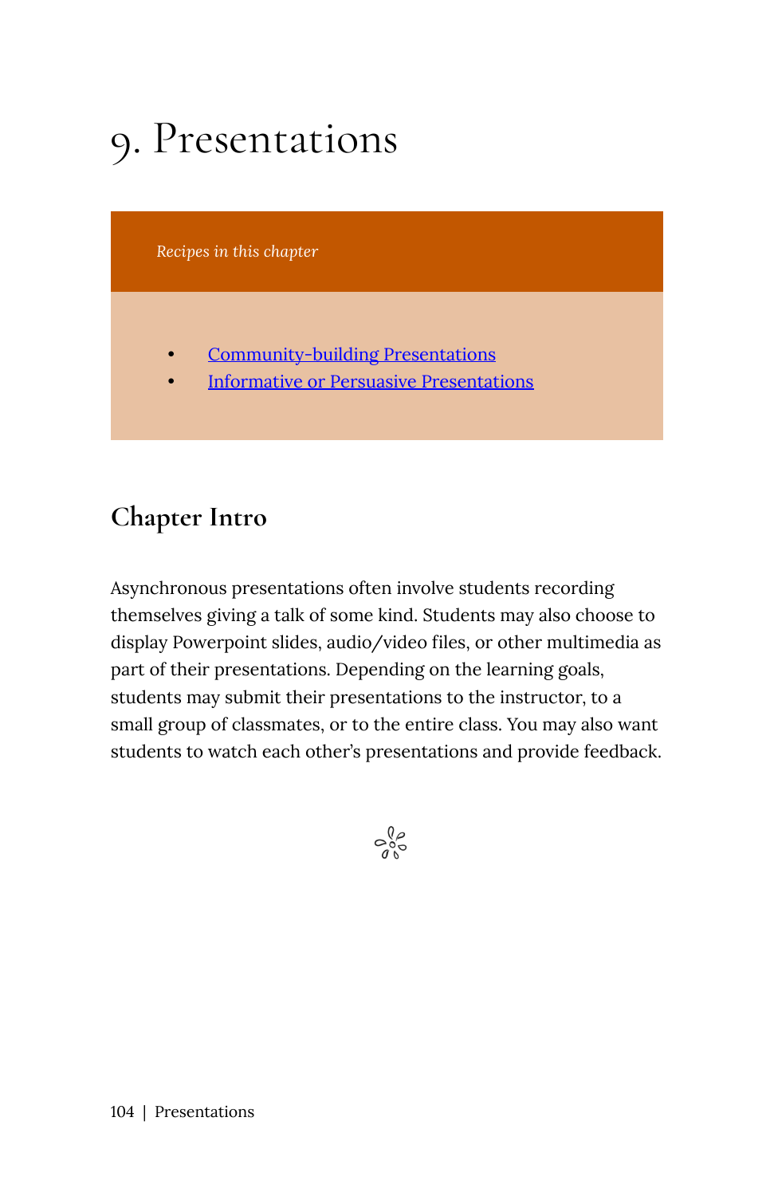# 9. Presentations

*Recipes in this chapter*

- Community-building Presentations
- Informative or Persuasive Presentations

## Chapter Intro

Asynchronous presentations often involve students recording themselves giving a talk of some kind. Students may also choose to display Powerpoint slides, audio/video files, or other multimedia as part of their presentations. Depending on the learning goals, students may submit their presentations to the instructor, to a small group of classmates, or to the entire class. You may also want students to watch each other's presentations and provide feedback.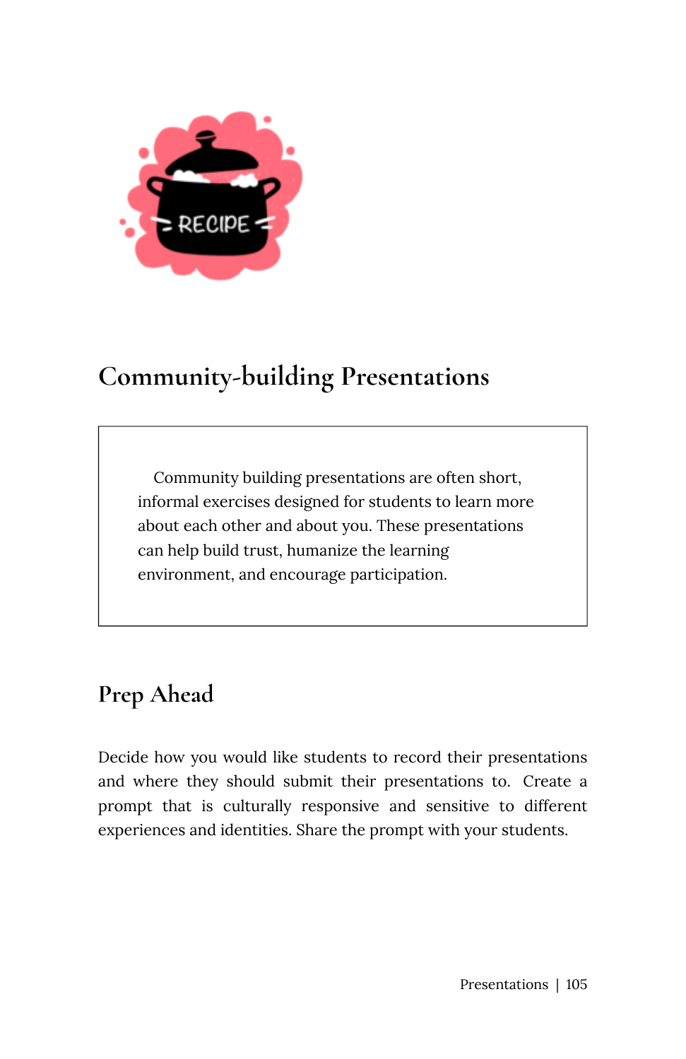# Community-building Presentations

> Community building presentations are often short, informal exercises designed for students to learn more about each other and about you. These presentations can help build trust, humanize the learning environment, and encourage participation.

## Prep Ahead

Decide how you would like students to record their presentations and where they should submit their presentations to. Create a prompt that is culturally responsive and sensitive to different experiences and identities. Share the prompt with your students.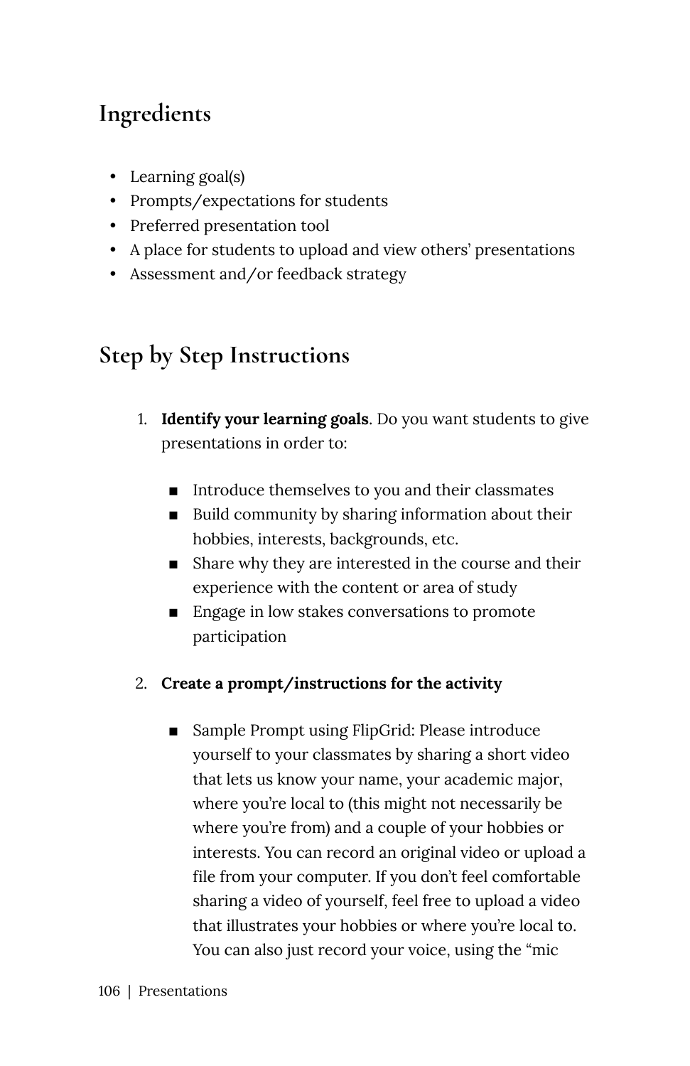## Ingredients

- Learning goal(s)
- Prompts/expectations for students
- Preferred presentation tool
- A place for students to upload and view others' presentations
- Assessment and/or feedback strategy

## Step by Step Instructions

1. **Identify your learning goals**. Do you want students to give presentations in order to:
    - Introduce themselves to you and their classmates
    - Build community by sharing information about their hobbies, interests, backgrounds, etc.
    - Share why they are interested in the course and their experience with the content or area of study
    - Engage in low stakes conversations to promote participation
2. **Create a prompt/instructions for the activity**
    - Sample Prompt using FlipGrid: Please introduce yourself to your classmates by sharing a short video that lets us know your name, your academic major, where you're local to (this might not necessarily be where you're from) and a couple of your hobbies or interests. You can record an original video or upload a file from your computer. If you don't feel comfortable sharing a video of yourself, feel free to upload a video that illustrates your hobbies or where you're local to. You can also just record your voice, using the "mic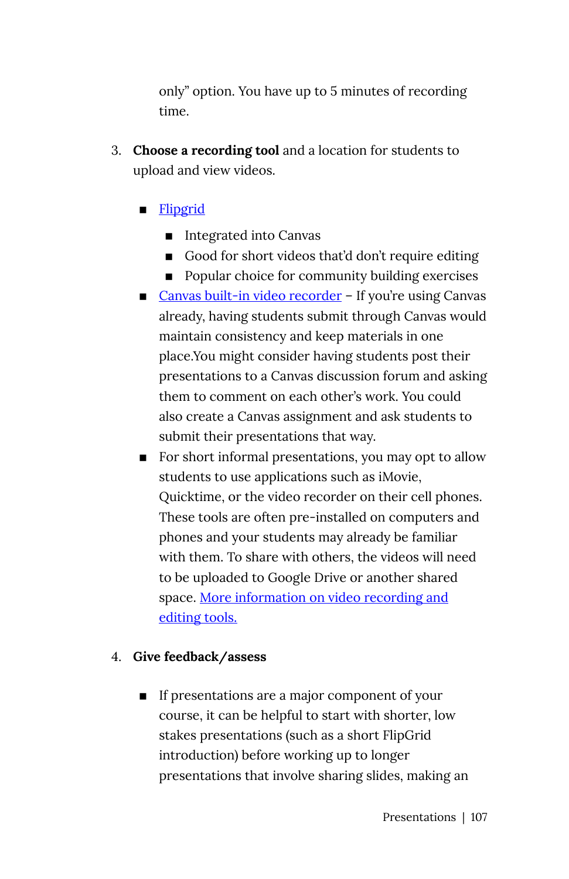only" option. You have up to 5 minutes of recording time.

3. **Choose a recording tool** and a location for students to upload and view videos.

   - Flipgrid
     - Integrated into Canvas
     - Good for short videos that'd don't require editing
     - Popular choice for community building exercises
   - Canvas built-in video recorder – If you're using Canvas already, having students submit through Canvas would maintain consistency and keep materials in one place.You might consider having students post their presentations to a Canvas discussion forum and asking them to comment on each other's work. You could also create a Canvas assignment and ask students to submit their presentations that way.
   - For short informal presentations, you may opt to allow students to use applications such as iMovie, Quicktime, or the video recorder on their cell phones. These tools are often pre-installed on computers and phones and your students may already be familiar with them. To share with others, the videos will need to be uploaded to Google Drive or another shared space. More information on video recording and editing tools.

4. **Give feedback/assess**

   - If presentations are a major component of your course, it can be helpful to start with shorter, low stakes presentations (such as a short FlipGrid introduction) before working up to longer presentations that involve sharing slides, making an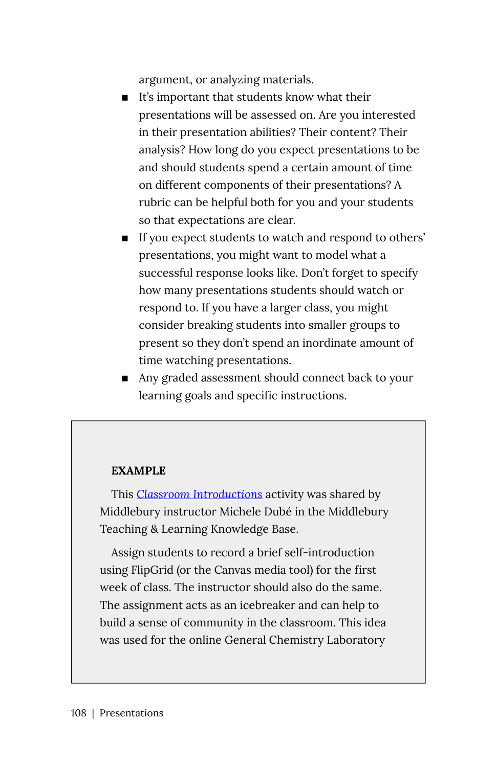argument, or analyzing materials.

- It's important that students know what their presentations will be assessed on. Are you interested in their presentation abilities? Their content? Their analysis? How long do you expect presentations to be and should students spend a certain amount of time on different components of their presentations? A rubric can be helpful both for you and your students so that expectations are clear.
- If you expect students to watch and respond to others' presentations, you might want to model what a successful response looks like. Don't forget to specify how many presentations students should watch or respond to. If you have a larger class, you might consider breaking students into smaller groups to present so they don't spend an inordinate amount of time watching presentations.
- Any graded assessment should connect back to your learning goals and specific instructions.

**EXAMPLE**

This *Classroom Introductions* activity was shared by Middlebury instructor Michele Dubé in the Middlebury Teaching & Learning Knowledge Base.

Assign students to record a brief self-introduction using FlipGrid (or the Canvas media tool) for the first week of class. The instructor should also do the same. The assignment acts as an icebreaker and can help to build a sense of community in the classroom. This idea was used for the online General Chemistry Laboratory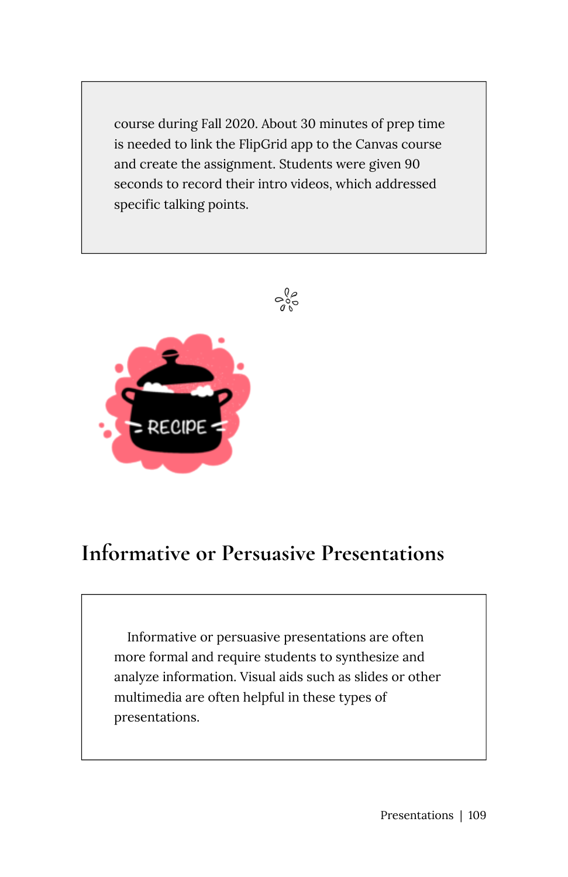course during Fall 2020. About 30 minutes of prep time is needed to link the FlipGrid app to the Canvas course and create the assignment. Students were given 90 seconds to record their intro videos, which addressed specific talking points.

## Informative or Persuasive Presentations

Informative or persuasive presentations are often more formal and require students to synthesize and analyze information. Visual aids such as slides or other multimedia are often helpful in these types of presentations.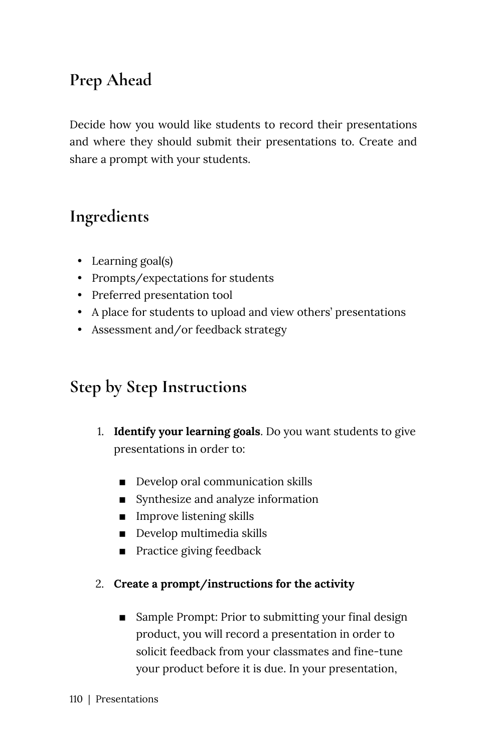## Prep Ahead

Decide how you would like students to record their presentations and where they should submit their presentations to. Create and share a prompt with your students.

## Ingredients

- Learning goal(s)
- Prompts/expectations for students
- Preferred presentation tool
- A place for students to upload and view others' presentations
- Assessment and/or feedback strategy

## Step by Step Instructions

1. **Identify your learning goals**. Do you want students to give presentations in order to:
   - Develop oral communication skills
   - Synthesize and analyze information
   - Improve listening skills
   - Develop multimedia skills
   - Practice giving feedback
2. **Create a prompt/instructions for the activity**
   - Sample Prompt: Prior to submitting your final design product, you will record a presentation in order to solicit feedback from your classmates and fine-tune your product before it is due. In your presentation,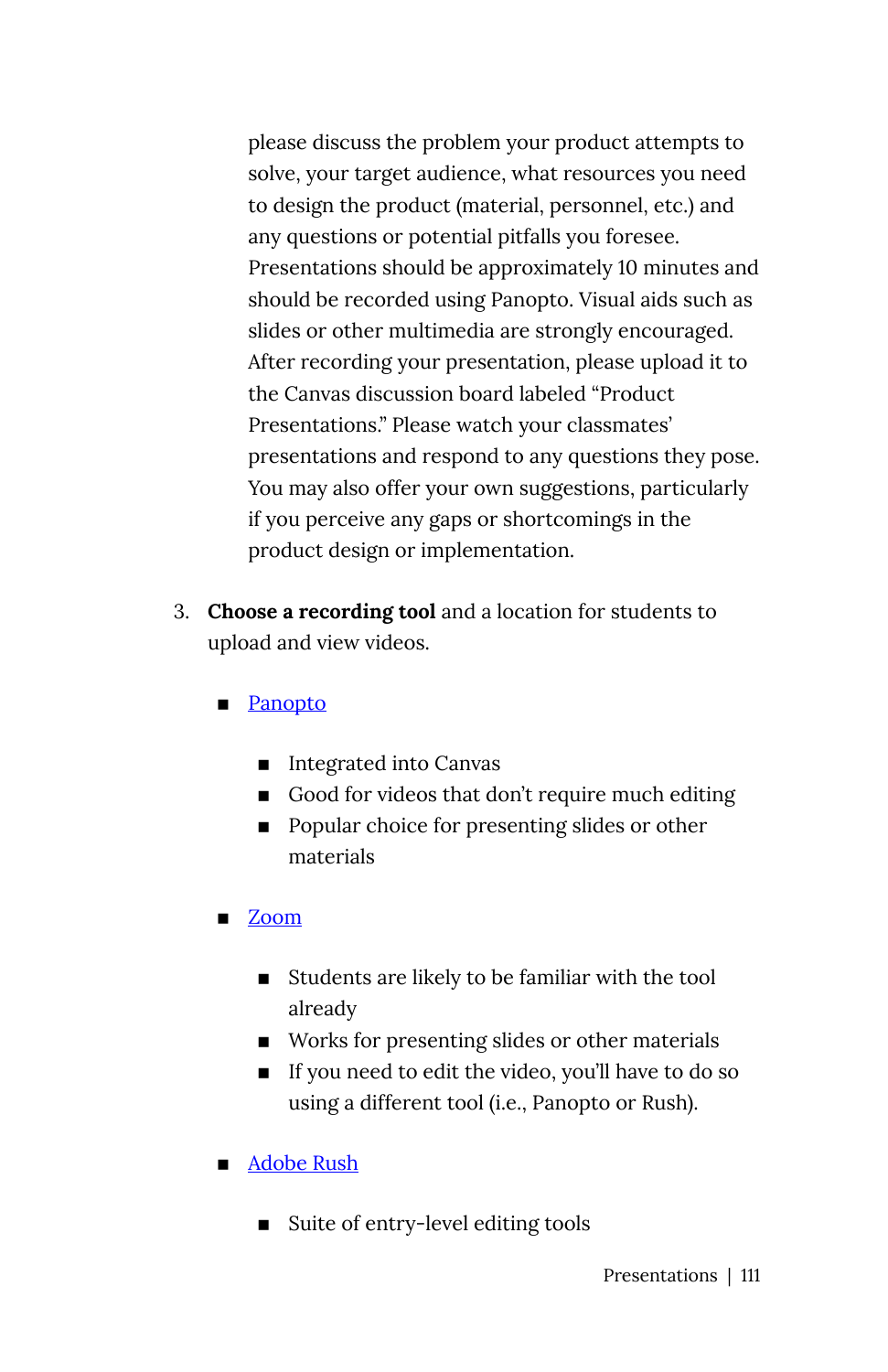please discuss the problem your product attempts to solve, your target audience, what resources you need to design the product (material, personnel, etc.) and any questions or potential pitfalls you foresee. Presentations should be approximately 10 minutes and should be recorded using Panopto. Visual aids such as slides or other multimedia are strongly encouraged. After recording your presentation, please upload it to the Canvas discussion board labeled "Product Presentations." Please watch your classmates' presentations and respond to any questions they pose. You may also offer your own suggestions, particularly if you perceive any gaps or shortcomings in the product design or implementation.

3. **Choose a recording tool** and a location for students to upload and view videos.

    - Panopto
        - Integrated into Canvas
        - Good for videos that don't require much editing
        - Popular choice for presenting slides or other materials
    - Zoom
        - Students are likely to be familiar with the tool already
        - Works for presenting slides or other materials
        - If you need to edit the video, you'll have to do so using a different tool (i.e., Panopto or Rush).
    - Adobe Rush
        - Suite of entry-level editing tools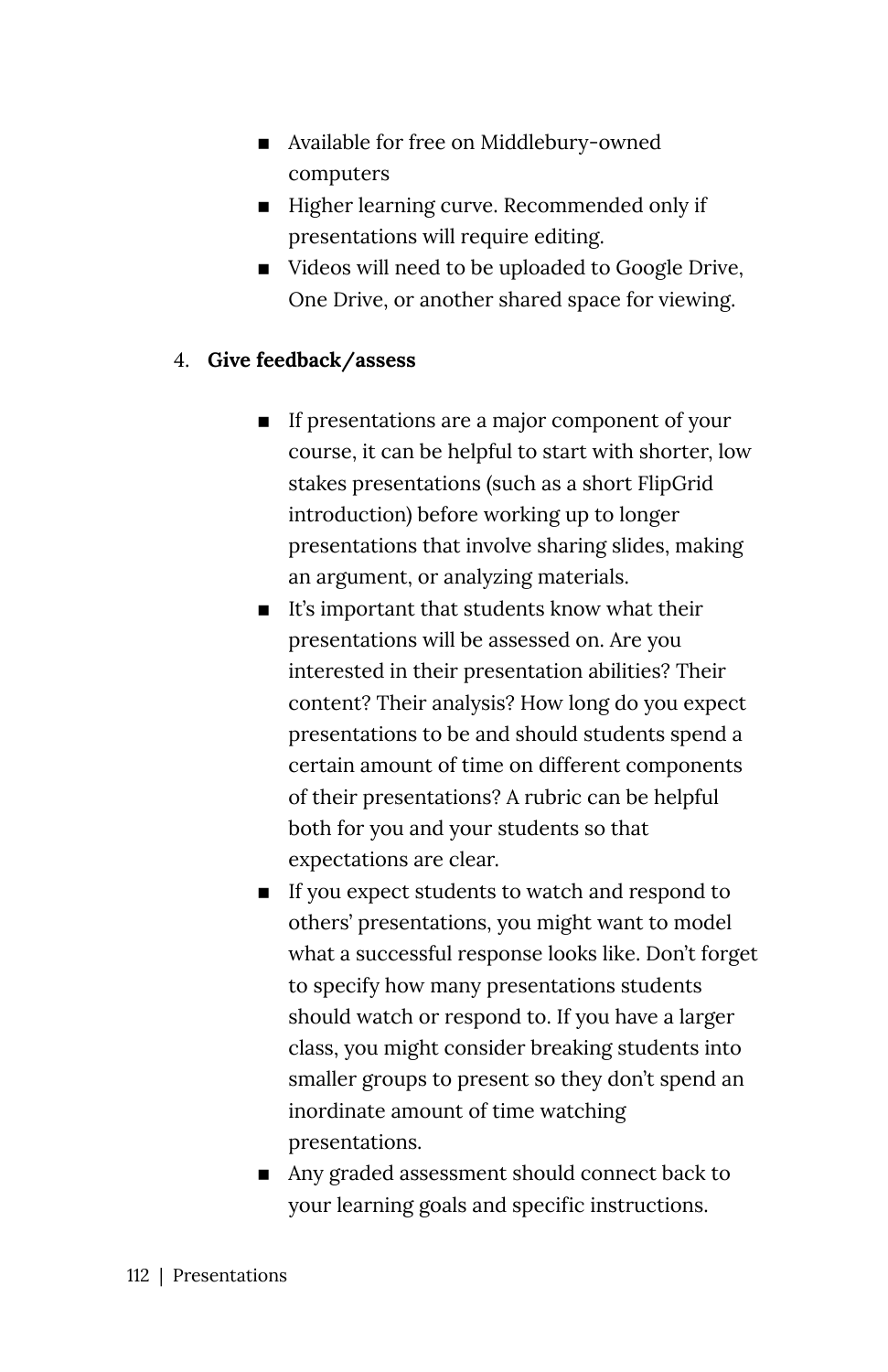- Available for free on Middlebury-owned computers
- Higher learning curve. Recommended only if presentations will require editing.
- Videos will need to be uploaded to Google Drive, One Drive, or another shared space for viewing.

4. **Give feedback/assess**

    - If presentations are a major component of your course, it can be helpful to start with shorter, low stakes presentations (such as a short FlipGrid introduction) before working up to longer presentations that involve sharing slides, making an argument, or analyzing materials.
    - It's important that students know what their presentations will be assessed on. Are you interested in their presentation abilities? Their content? Their analysis? How long do you expect presentations to be and should students spend a certain amount of time on different components of their presentations? A rubric can be helpful both for you and your students so that expectations are clear.
    - If you expect students to watch and respond to others' presentations, you might want to model what a successful response looks like. Don't forget to specify how many presentations students should watch or respond to. If you have a larger class, you might consider breaking students into smaller groups to present so they don't spend an inordinate amount of time watching presentations.
    - Any graded assessment should connect back to your learning goals and specific instructions.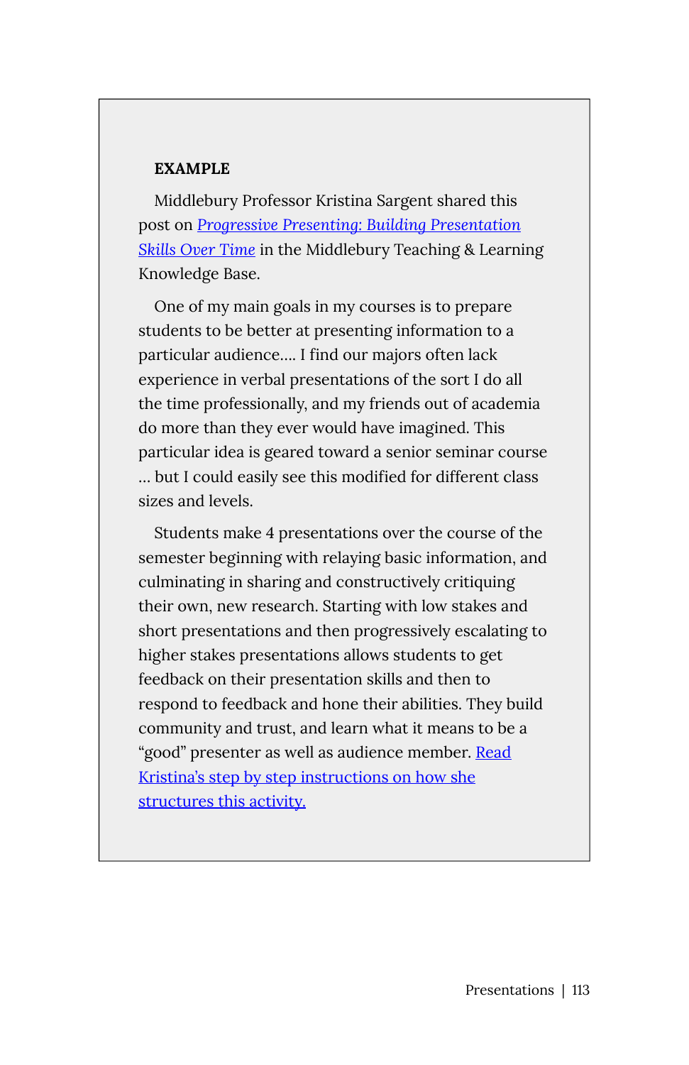**EXAMPLE**

Middlebury Professor Kristina Sargent shared this post on *Progressive Presenting: Building Presentation Skills Over Time* in the Middlebury Teaching & Learning Knowledge Base.

One of my main goals in my courses is to prepare students to be better at presenting information to a particular audience…. I find our majors often lack experience in verbal presentations of the sort I do all the time professionally, and my friends out of academia do more than they ever would have imagined. This particular idea is geared toward a senior seminar course … but I could easily see this modified for different class sizes and levels.

Students make 4 presentations over the course of the semester beginning with relaying basic information, and culminating in sharing and constructively critiquing their own, new research. Starting with low stakes and short presentations and then progressively escalating to higher stakes presentations allows students to get feedback on their presentation skills and then to respond to feedback and hone their abilities. They build community and trust, and learn what it means to be a "good" presenter as well as audience member. Read Kristina's step by step instructions on how she structures this activity.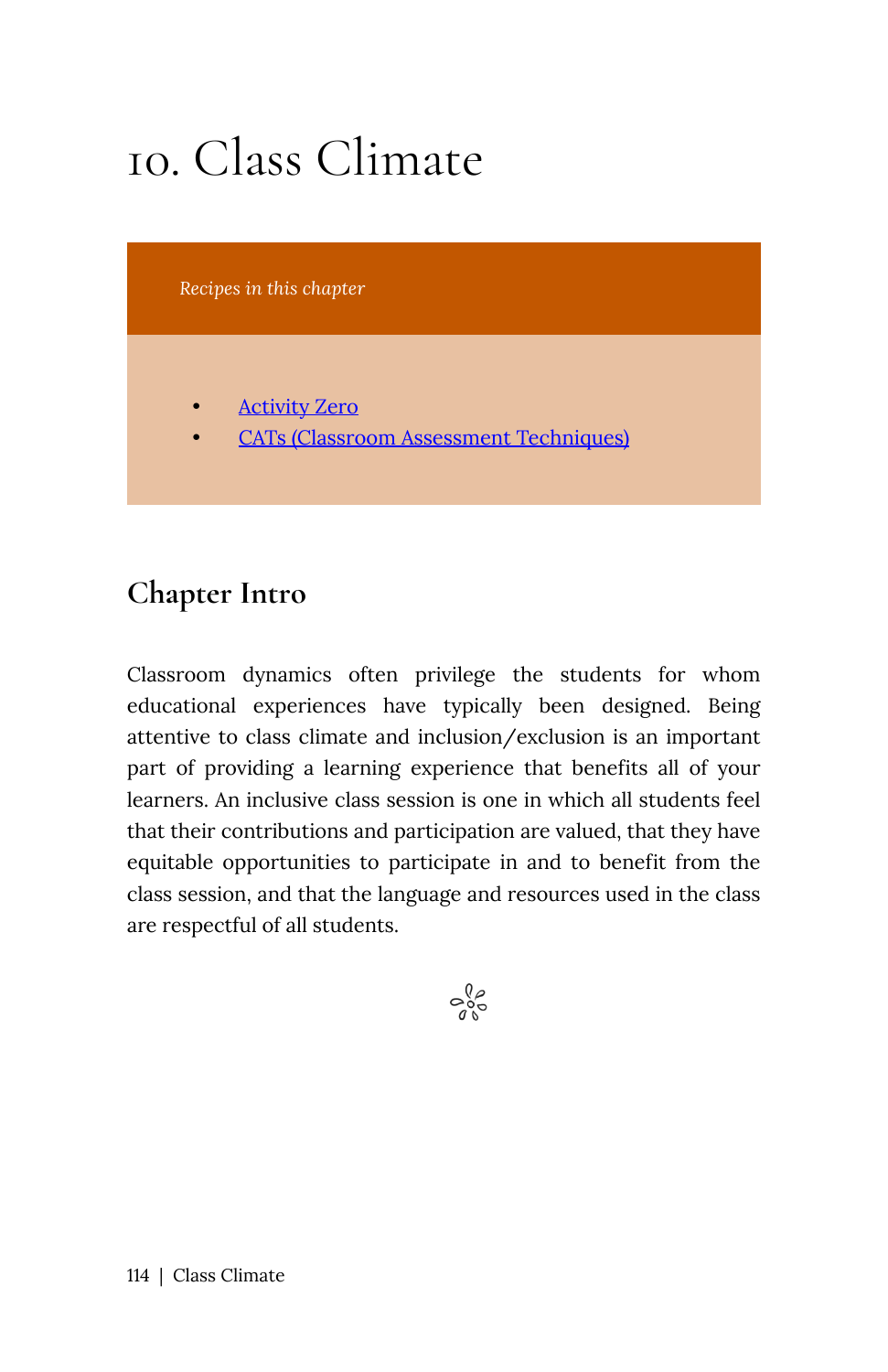# 10. Class Climate

*Recipes in this chapter*

- Activity Zero
- CATs (Classroom Assessment Techniques)

## Chapter Intro

Classroom dynamics often privilege the students for whom educational experiences have typically been designed. Being attentive to class climate and inclusion/exclusion is an important part of providing a learning experience that benefits all of your learners. An inclusive class session is one in which all students feel that their contributions and participation are valued, that they have equitable opportunities to participate in and to benefit from the class session, and that the language and resources used in the class are respectful of all students.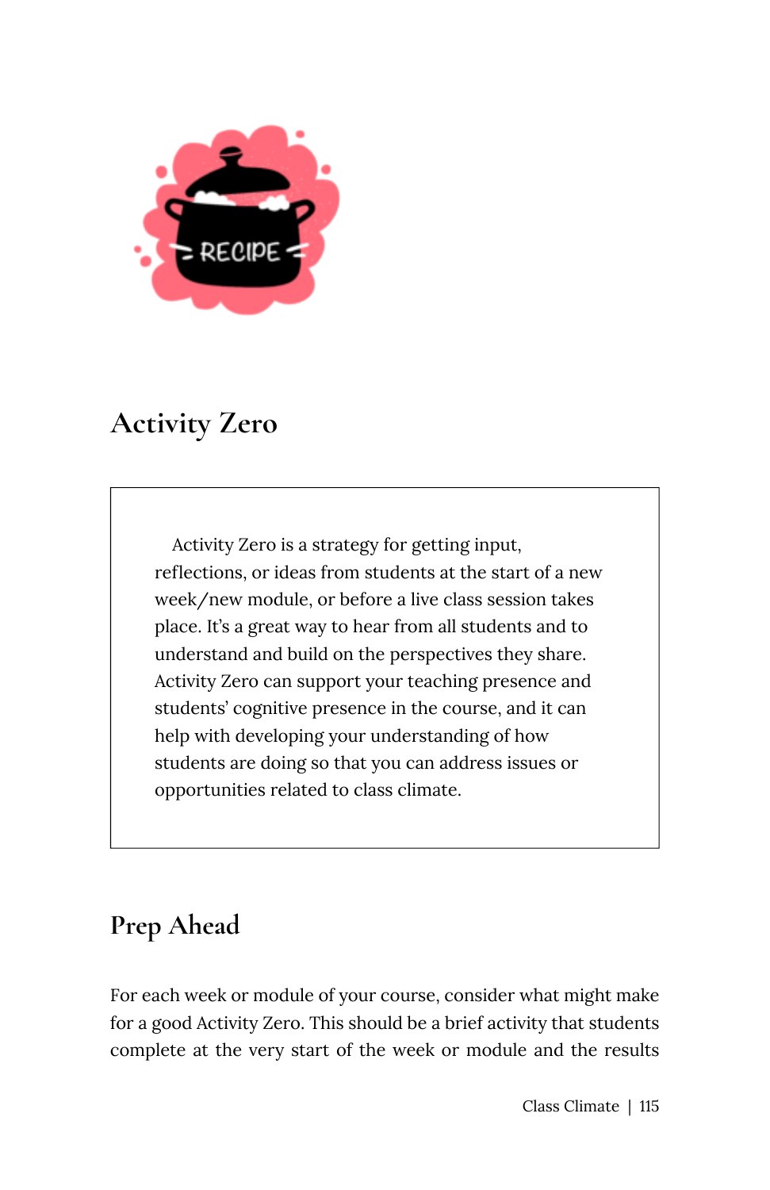## Activity Zero

> Activity Zero is a strategy for getting input, reflections, or ideas from students at the start of a new week/new module, or before a live class session takes place. It's a great way to hear from all students and to understand and build on the perspectives they share. Activity Zero can support your teaching presence and students' cognitive presence in the course, and it can help with developing your understanding of how students are doing so that you can address issues or opportunities related to class climate.

## Prep Ahead

For each week or module of your course, consider what might make for a good Activity Zero. This should be a brief activity that students complete at the very start of the week or module and the results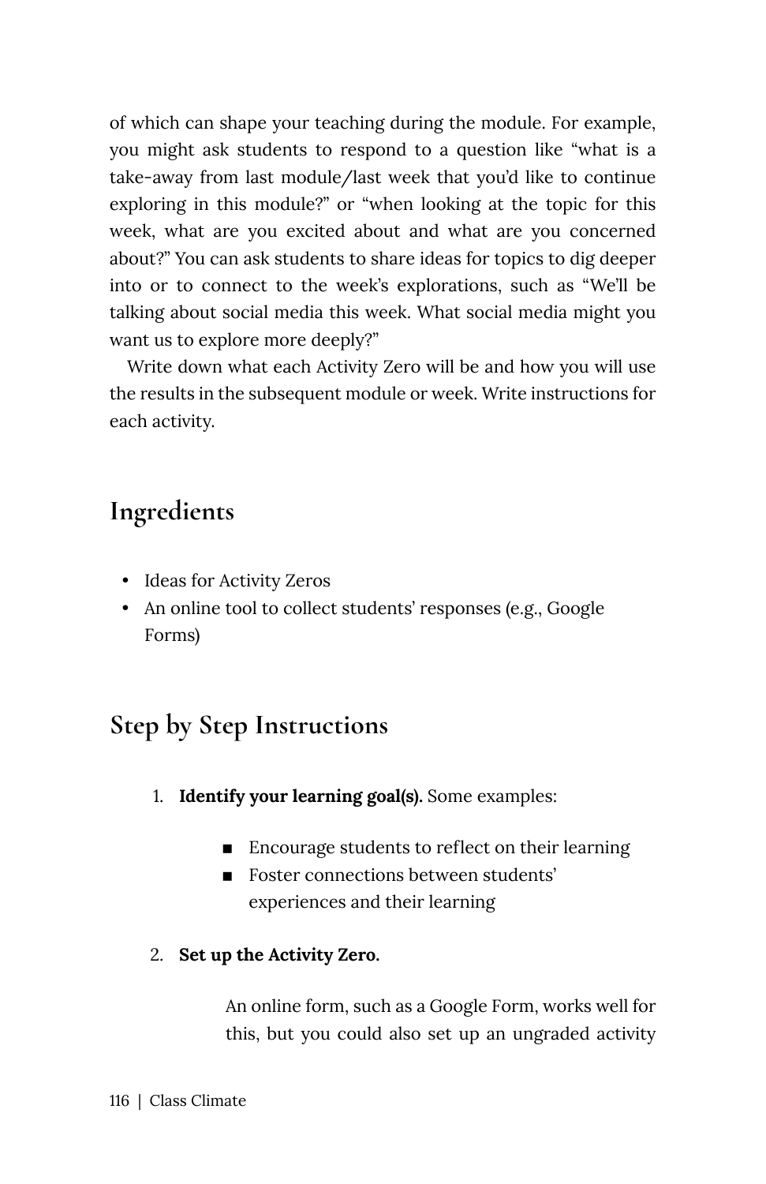of which can shape your teaching during the module. For example, you might ask students to respond to a question like "what is a take-away from last module/last week that you'd like to continue exploring in this module?" or "when looking at the topic for this week, what are you excited about and what are you concerned about?" You can ask students to share ideas for topics to dig deeper into or to connect to the week's explorations, such as "We'll be talking about social media this week. What social media might you want us to explore more deeply?"

Write down what each Activity Zero will be and how you will use the results in the subsequent module or week. Write instructions for each activity.

## Ingredients

- Ideas for Activity Zeros
- An online tool to collect students' responses (e.g., Google Forms)

## Step by Step Instructions

1. **Identify your learning goal(s).** Some examples:
   - Encourage students to reflect on their learning
   - Foster connections between students' experiences and their learning
2. **Set up the Activity Zero.**

   An online form, such as a Google Form, works well for this, but you could also set up an ungraded activity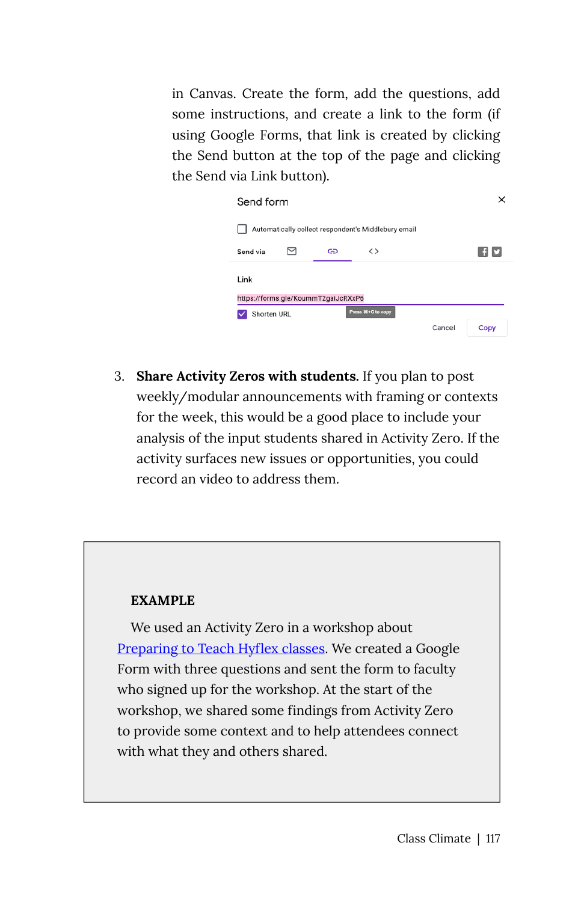in Canvas. Create the form, add the questions, add some instructions, and create a link to the form (if using Google Forms, that link is created by clicking the Send button at the top of the page and clicking the Send via Link button).

3. **Share Activity Zeros with students.** If you plan to post weekly/modular announcements with framing or contexts for the week, this would be a good place to include your analysis of the input students shared in Activity Zero. If the activity surfaces new issues or opportunities, you could record an video to address them.

**EXAMPLE**

We used an Activity Zero in a workshop about Preparing to Teach Hyflex classes. We created a Google Form with three questions and sent the form to faculty who signed up for the workshop. At the start of the workshop, we shared some findings from Activity Zero to provide some context and to help attendees connect with what they and others shared.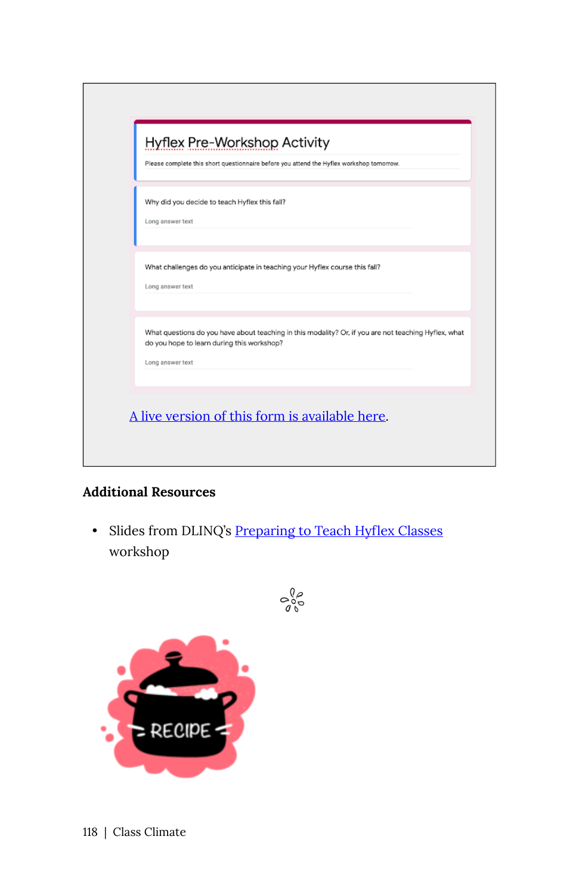Hyflex Pre-Workshop Activity

Please complete this short questionnaire before you attend the Hyflex workshop tomorrow.

Why did you decide to teach Hyflex this fall?

Long answer text

What challenges do you anticipate in teaching your Hyflex course this fall?

Long answer text

What questions do you have about teaching in this modality? Or, if you are not teaching Hyflex, what do you hope to learn during this workshop?

Long answer text

A live version of this form is available here.

**Additional Resources**

- Slides from DLINQ's Preparing to Teach Hyflex Classes workshop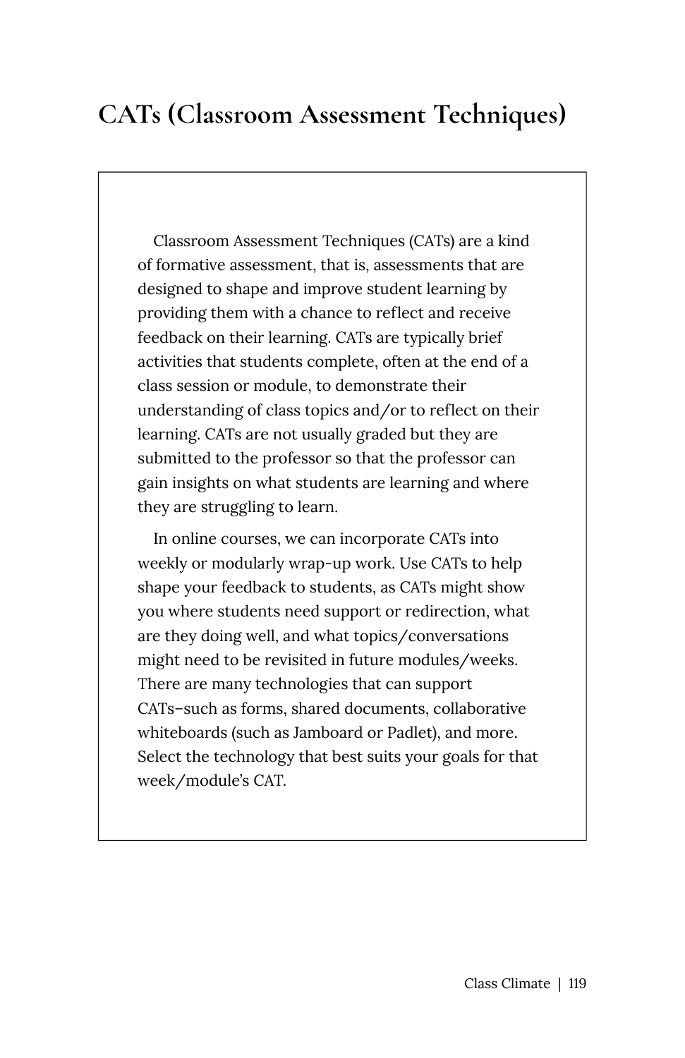# CATs (Classroom Assessment Techniques)

Classroom Assessment Techniques (CATs) are a kind of formative assessment, that is, assessments that are designed to shape and improve student learning by providing them with a chance to reflect and receive feedback on their learning. CATs are typically brief activities that students complete, often at the end of a class session or module, to demonstrate their understanding of class topics and/or to reflect on their learning. CATs are not usually graded but they are submitted to the professor so that the professor can gain insights on what students are learning and where they are struggling to learn.

In online courses, we can incorporate CATs into weekly or modularly wrap-up work. Use CATs to help shape your feedback to students, as CATs might show you where students need support or redirection, what are they doing well, and what topics/conversations might need to be revisited in future modules/weeks. There are many technologies that can support CATs–such as forms, shared documents, collaborative whiteboards (such as Jamboard or Padlet), and more. Select the technology that best suits your goals for that week/module's CAT.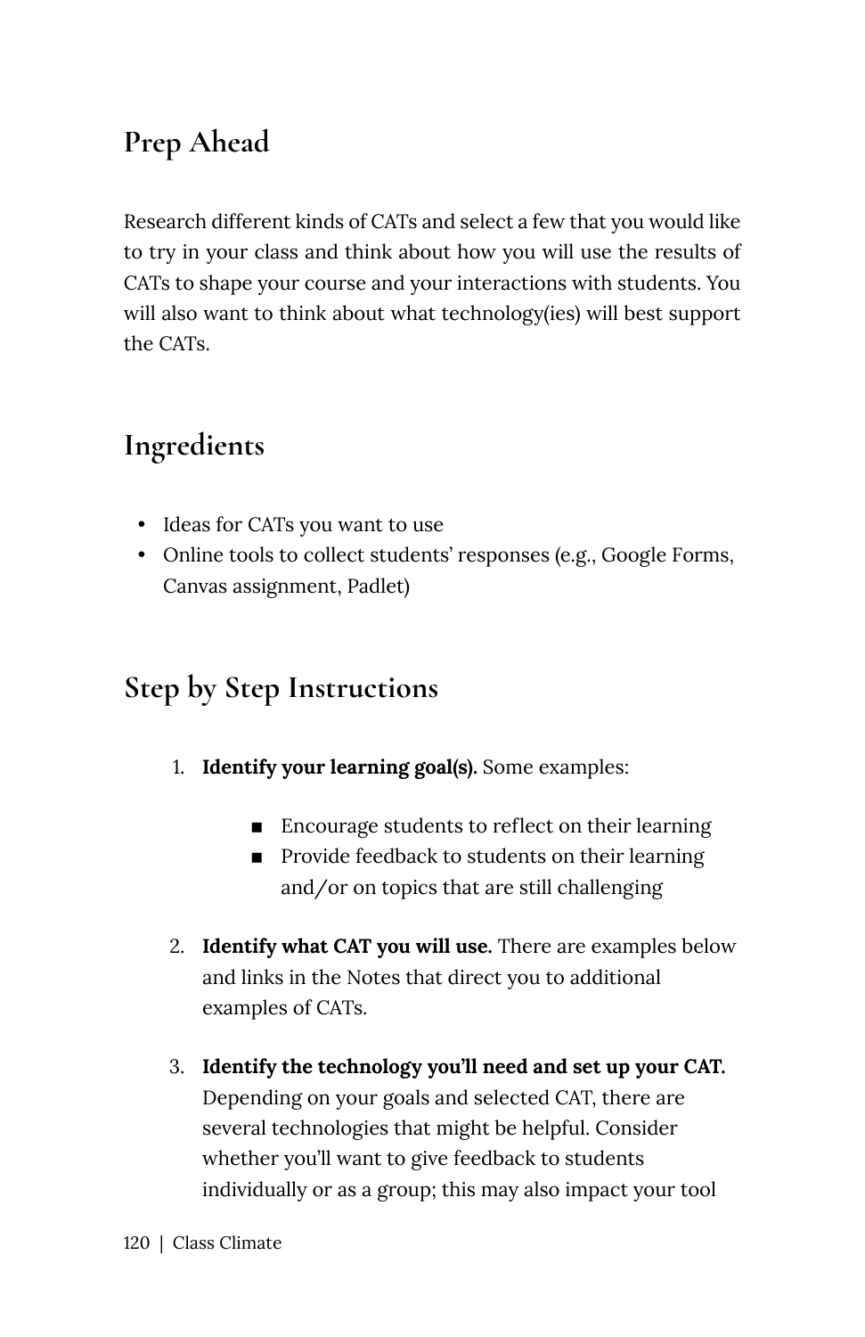## Prep Ahead

Research different kinds of CATs and select a few that you would like to try in your class and think about how you will use the results of CATs to shape your course and your interactions with students. You will also want to think about what technology(ies) will best support the CATs.

## Ingredients

- Ideas for CATs you want to use
- Online tools to collect students' responses (e.g., Google Forms, Canvas assignment, Padlet)

## Step by Step Instructions

1. **Identify your learning goal(s).** Some examples:
   - Encourage students to reflect on their learning
   - Provide feedback to students on their learning and/or on topics that are still challenging
2. **Identify what CAT you will use.** There are examples below and links in the Notes that direct you to additional examples of CATs.
3. **Identify the technology you'll need and set up your CAT.** Depending on your goals and selected CAT, there are several technologies that might be helpful. Consider whether you'll want to give feedback to students individually or as a group; this may also impact your tool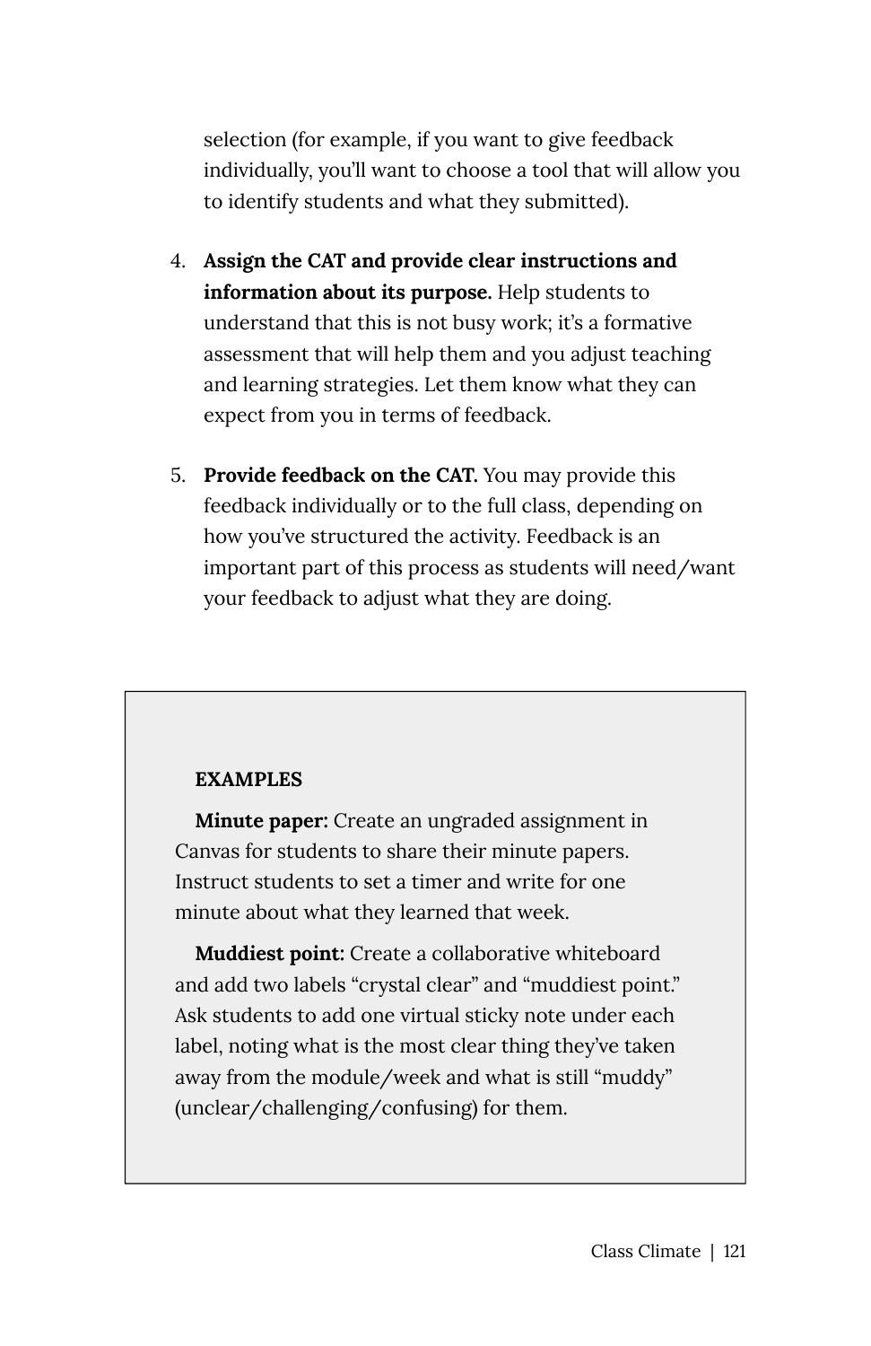selection (for example, if you want to give feedback individually, you'll want to choose a tool that will allow you to identify students and what they submitted).

4. **Assign the CAT and provide clear instructions and information about its purpose.** Help students to understand that this is not busy work; it's a formative assessment that will help them and you adjust teaching and learning strategies. Let them know what they can expect from you in terms of feedback.

5. **Provide feedback on the CAT.** You may provide this feedback individually or to the full class, depending on how you've structured the activity. Feedback is an important part of this process as students will need/want your feedback to adjust what they are doing.

> **EXAMPLES**
>
> **Minute paper:** Create an ungraded assignment in Canvas for students to share their minute papers. Instruct students to set a timer and write for one minute about what they learned that week.
>
> **Muddiest point:** Create a collaborative whiteboard and add two labels "crystal clear" and "muddiest point." Ask students to add one virtual sticky note under each label, noting what is the most clear thing they've taken away from the module/week and what is still "muddy" (unclear/challenging/confusing) for them.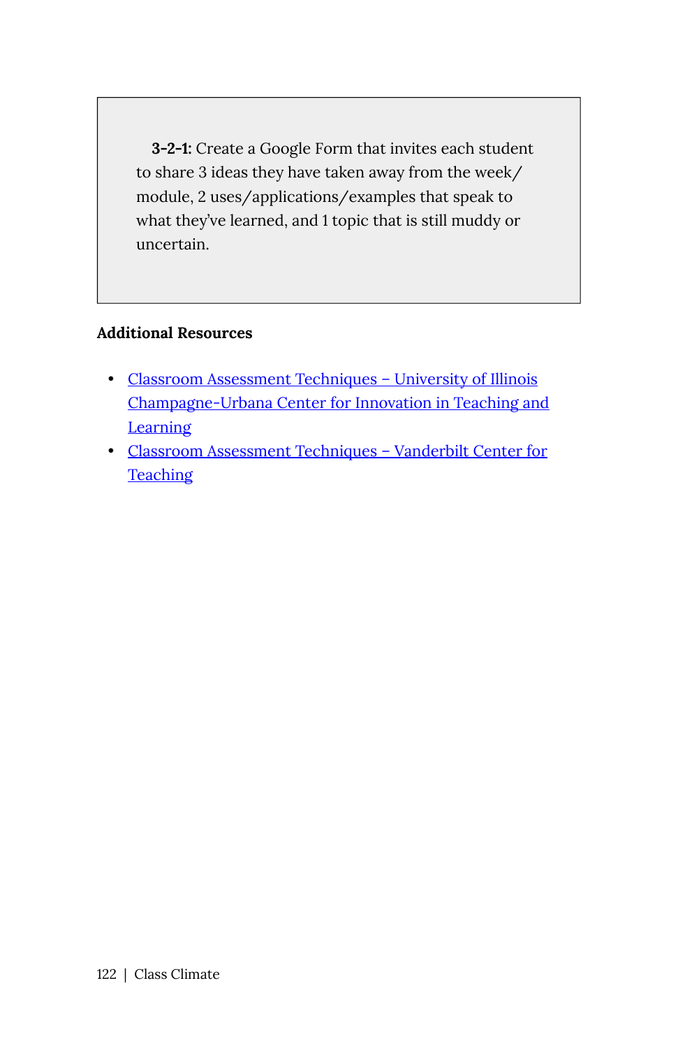**3-2-1:** Create a Google Form that invites each student to share 3 ideas they have taken away from the week/module, 2 uses/applications/examples that speak to what they've learned, and 1 topic that is still muddy or uncertain.

**Additional Resources**

- Classroom Assessment Techniques – University of Illinois Champagne-Urbana Center for Innovation in Teaching and Learning
- Classroom Assessment Techniques – Vanderbilt Center for Teaching